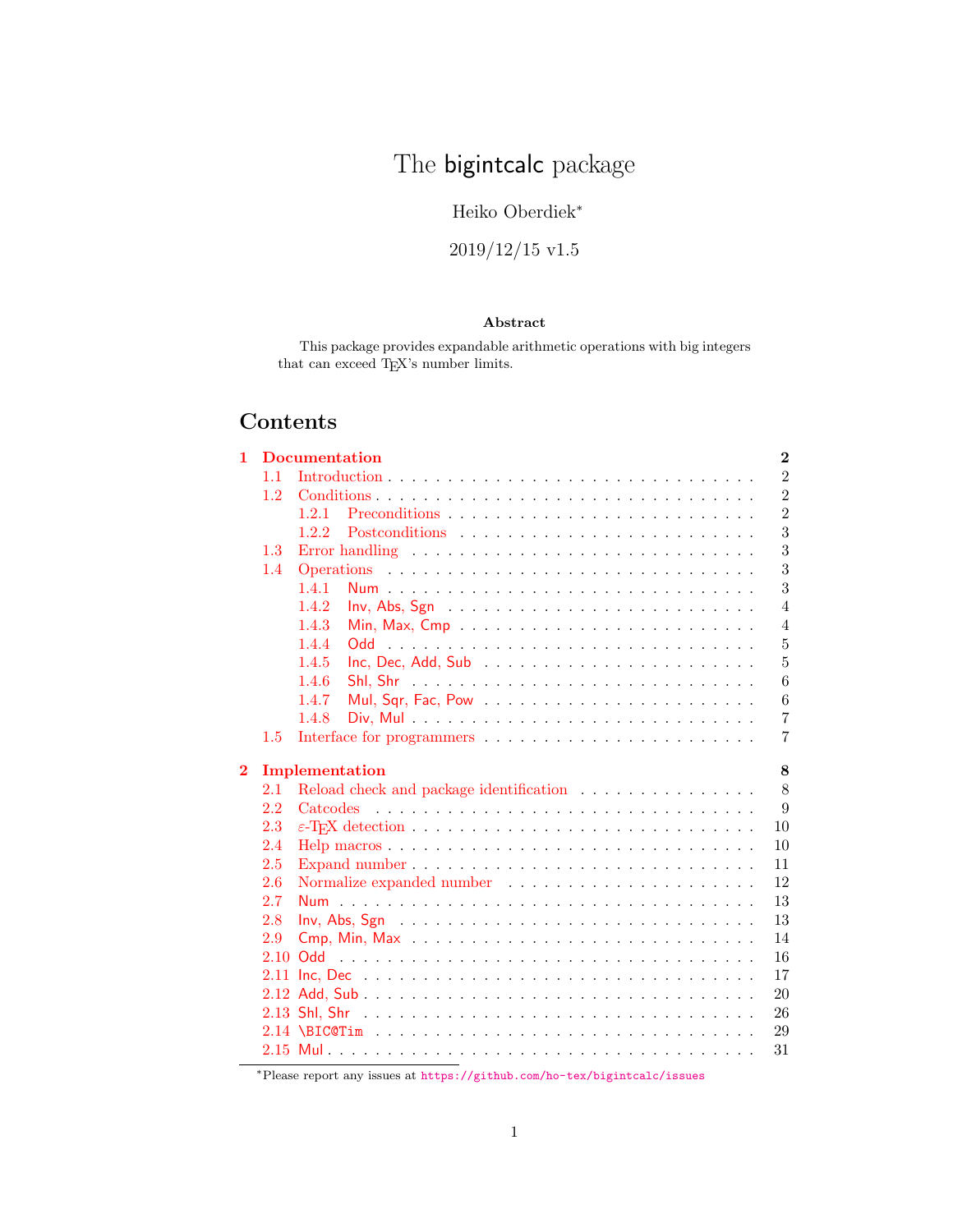# The bigintcalc package

Heiko Oberdiek*

2019/12/15 v1.5

### Abstract

This package provides expandable arithmetic operations with big integers that can exceed TEX's number limits.

## Contents

- **1 Documentation** 2
  - 1.1 Introduction 2
  - 1.2 Conditions 2
    - 1.2.1 Preconditions 2
    - 1.2.2 Postconditions 3
  - 1.3 Error handling 3
  - 1.4 Operations 3
    - 1.4.1 Num 3
    - 1.4.2 Inv, Abs, Sgn 4
    - 1.4.3 Min, Max, Cmp 4
    - 1.4.4 Odd 5
    - 1.4.5 Inc, Dec, Add, Sub 5
    - 1.4.6 Shl, Shr 6
    - 1.4.7 Mul, Sqr, Fac, Pow 6
    - 1.4.8 Div, Mul 7
  - 1.5 Interface for programmers 7
- **2 Implementation** 8
  - 2.1 Reload check and package identification 8
  - 2.2 Catcodes 9
  - 2.3 $\varepsilon$-TEX detection 10
  - 2.4 Help macros 10
  - 2.5 Expand number 11
  - 2.6 Normalize expanded number 12
  - 2.7 Num 13
  - 2.8 Inv, Abs, Sgn 13
  - 2.9 Cmp, Min, Max 14
  - 2.10 Odd 16
  - 2.11 Inc, Dec 17
  - 2.12 Add, Sub 20
  - 2.13 Shl, Shr 26
  - 2.14 \BIC@Tim 29
  - 2.15 Mul 31

*Please report any issues at https://github.com/ho-tex/bigintcalc/issues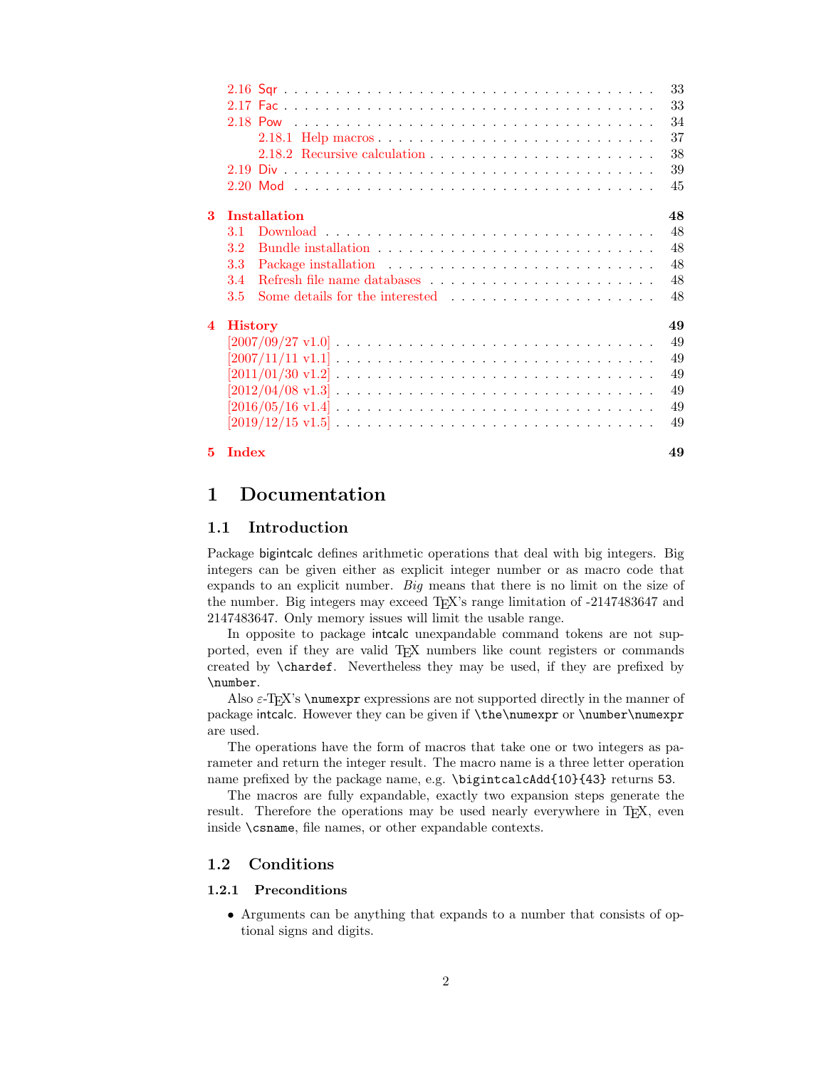2.16 Sqr . . . . . . . . . . . . . . . . . . . . . . . . . . . . . . . . . . 33
2.17 Fac . . . . . . . . . . . . . . . . . . . . . . . . . . . . . . . . . . 33
2.18 Pow . . . . . . . . . . . . . . . . . . . . . . . . . . . . . . . . . . 34
2.18.1 Help macros . . . . . . . . . . . . . . . . . . . . . . . . . . 37
2.18.2 Recursive calculation . . . . . . . . . . . . . . . . . . . . . 38
2.19 Div . . . . . . . . . . . . . . . . . . . . . . . . . . . . . . . . . . 39
2.20 Mod . . . . . . . . . . . . . . . . . . . . . . . . . . . . . . . . . . 45

**3 Installation** **48**
3.1 Download . . . . . . . . . . . . . . . . . . . . . . . . . . . . . . . 48
3.2 Bundle installation . . . . . . . . . . . . . . . . . . . . . . . . . . 48
3.3 Package installation . . . . . . . . . . . . . . . . . . . . . . . . . 48
3.4 Refresh file name databases . . . . . . . . . . . . . . . . . . . . . 48
3.5 Some details for the interested . . . . . . . . . . . . . . . . . . . . 48

**4 History** **49**
[2007/09/27 v1.0] . . . . . . . . . . . . . . . . . . . . . . . . . . . . . . 49
[2007/11/11 v1.1] . . . . . . . . . . . . . . . . . . . . . . . . . . . . . . 49
[2011/01/30 v1.2] . . . . . . . . . . . . . . . . . . . . . . . . . . . . . . 49
[2012/04/08 v1.3] . . . . . . . . . . . . . . . . . . . . . . . . . . . . . . 49
[2016/05/16 v1.4] . . . . . . . . . . . . . . . . . . . . . . . . . . . . . . 49
[2019/12/15 v1.5] . . . . . . . . . . . . . . . . . . . . . . . . . . . . . . 49

**5 Index** **49**

# 1 Documentation

## 1.1 Introduction

Package bigintcalc defines arithmetic operations that deal with big integers. Big integers can be given either as explicit integer number or as macro code that expands to an explicit number. *Big* means that there is no limit on the size of the number. Big integers may exceed TEX's range limitation of -2147483647 and 2147483647. Only memory issues will limit the usable range.

In opposite to package intcalc unexpandable command tokens are not supported, even if they are valid TEX numbers like count registers or commands created by `\chardef`. Nevertheless they may be used, if they are prefixed by `\number`.

Also $\varepsilon$-TEX's `\numexpr` expressions are not supported directly in the manner of package intcalc. However they can be given if `\the\numexpr` or `\number\numexpr` are used.

The operations have the form of macros that take one or two integers as parameter and return the integer result. The macro name is a three letter operation name prefixed by the package name, e.g. `\bigintcalcAdd{10}{43}` returns `53`.

The macros are fully expandable, exactly two expansion steps generate the result. Therefore the operations may be used nearly everywhere in TEX, even inside `\csname`, file names, or other expandable contexts.

## 1.2 Conditions

### 1.2.1 Preconditions

- Arguments can be anything that expands to a number that consists of optional signs and digits.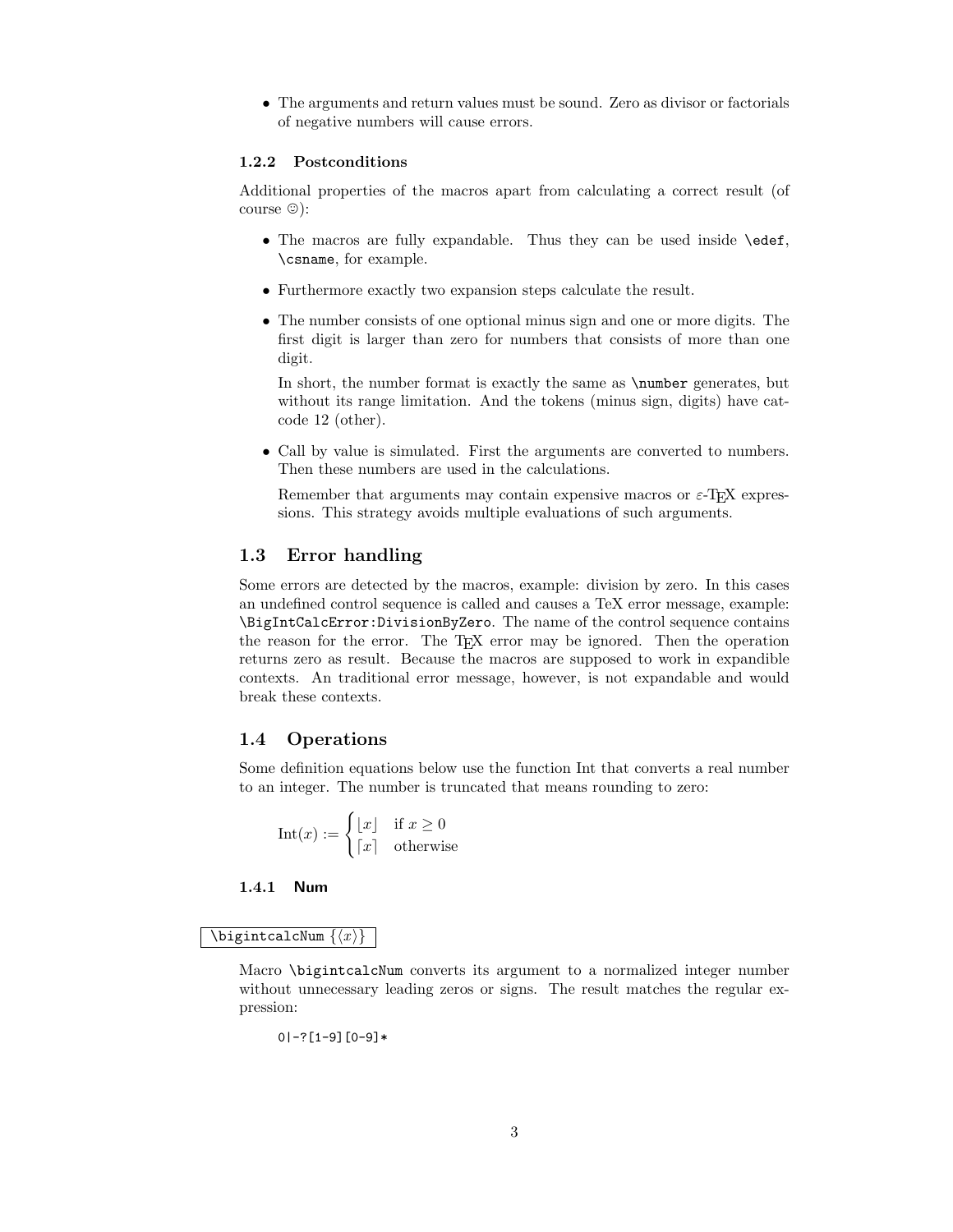- The arguments and return values must be sound. Zero as divisor or factorials of negative numbers will cause errors.

### 1.2.2 Postconditions

Additional properties of the macros apart from calculating a correct result (of course ☺):

- The macros are fully expandable. Thus they can be used inside `\edef`, `\csname`, for example.
- Furthermore exactly two expansion steps calculate the result.
- The number consists of one optional minus sign and one or more digits. The first digit is larger than zero for numbers that consists of more than one digit.

  In short, the number format is exactly the same as `\number` generates, but without its range limitation. And the tokens (minus sign, digits) have catcode 12 (other).

- Call by value is simulated. First the arguments are converted to numbers. Then these numbers are used in the calculations.

  Remember that arguments may contain expensive macros or ε-TEX expressions. This strategy avoids multiple evaluations of such arguments.

## 1.3 Error handling

Some errors are detected by the macros, example: division by zero. In this cases an undefined control sequence is called and causes a TeX error message, example: `\BigIntCalcError:DivisionByZero`. The name of the control sequence contains the reason for the error. The TEX error may be ignored. Then the operation returns zero as result. Because the macros are supposed to work in expandible contexts. An traditional error message, however, is not expandable and would break these contexts.

## 1.4 Operations

Some definition equations below use the function Int that converts a real number to an integer. The number is truncated that means rounding to zero:

$$\mathrm{Int}(x) := \begin{cases} \lfloor x \rfloor & \text{if } x \geq 0 \\ \lceil x \rceil & \text{otherwise} \end{cases}$$

### 1.4.1 Num

`\bigintcalcNum {⟨x⟩}`

Macro `\bigintcalcNum` converts its argument to a normalized integer number without unnecessary leading zeros or signs. The result matches the regular expression:

```
0|-?[1-9][0-9]*
```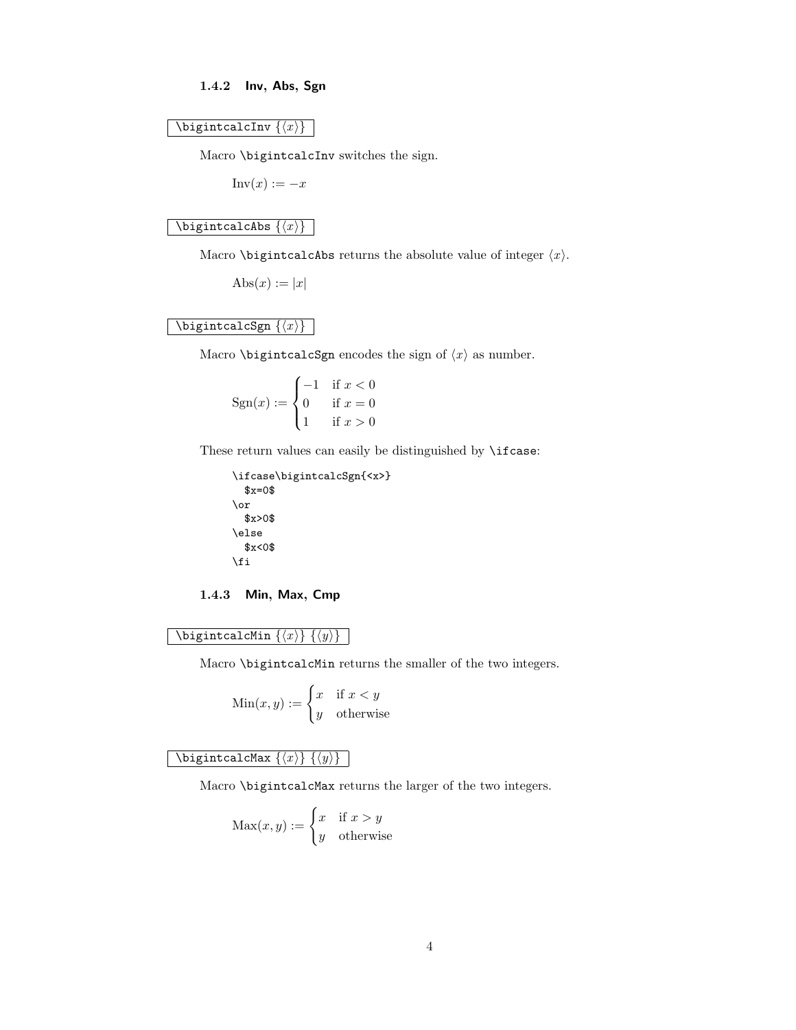### 1.4.2 Inv, Abs, Sgn

`\bigintcalcInv {⟨x⟩}`

Macro `\bigintcalcInv` switches the sign.

$$\mathrm{Inv}(x) := -x$$

`\bigintcalcAbs {⟨x⟩}`

Macro `\bigintcalcAbs` returns the absolute value of integer $\langle x\rangle$.

$$\mathrm{Abs}(x) := |x|$$

`\bigintcalcSgn {⟨x⟩}`

Macro `\bigintcalcSgn` encodes the sign of $\langle x\rangle$ as number.

$$\mathrm{Sgn}(x) := \begin{cases} -1 & \text{if } x < 0 \\ 0 & \text{if } x = 0 \\ 1 & \text{if } x > 0 \end{cases}$$

These return values can easily be distinguished by `\ifcase`:

```
\ifcase\bigintcalcSgn{<x>}
  $x=0$
\or
  $x>0$
\else
  $x<0$
\fi
```

### 1.4.3 Min, Max, Cmp

`\bigintcalcMin {⟨x⟩} {⟨y⟩}`

Macro `\bigintcalcMin` returns the smaller of the two integers.

$$\mathrm{Min}(x, y) := \begin{cases} x & \text{if } x < y \\ y & \text{otherwise} \end{cases}$$

`\bigintcalcMax {⟨x⟩} {⟨y⟩}`

Macro `\bigintcalcMax` returns the larger of the two integers.

$$\mathrm{Max}(x, y) := \begin{cases} x & \text{if } x > y \\ y & \text{otherwise} \end{cases}$$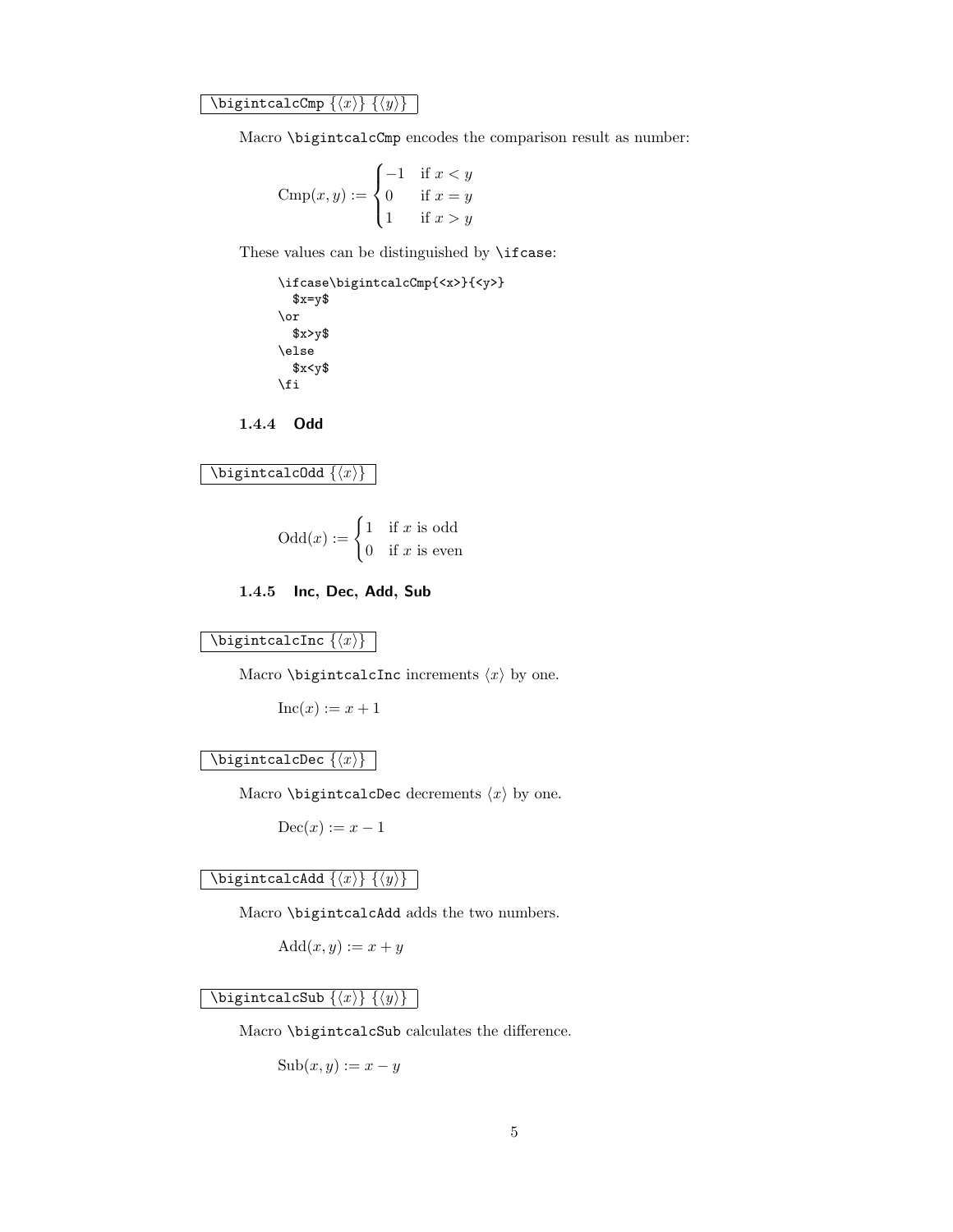`\bigintcalcCmp {⟨x⟩} {⟨y⟩}`

Macro `\bigintcalcCmp` encodes the comparison result as number:

$$\mathrm{Cmp}(x, y) := \begin{cases} -1 & \text{if } x < y \\ 0 & \text{if } x = y \\ 1 & \text{if } x > y \end{cases}$$

These values can be distinguished by `\ifcase`:

```
\ifcase\bigintcalcCmp{<x>}{<y>}
  $x=y$
\or
  $x>y$
\else
  $x<y$
\fi
```

### 1.4.4 Odd

`\bigintcalcOdd {⟨x⟩}`

$$\mathrm{Odd}(x) := \begin{cases} 1 & \text{if } x \text{ is odd} \\ 0 & \text{if } x \text{ is even} \end{cases}$$

### 1.4.5 Inc, Dec, Add, Sub

`\bigintcalcInc {⟨x⟩}`

Macro `\bigintcalcInc` increments ⟨x⟩ by one.

$$\mathrm{Inc}(x) := x + 1$$

`\bigintcalcDec {⟨x⟩}`

Macro `\bigintcalcDec` decrements ⟨x⟩ by one.

$$\mathrm{Dec}(x) := x - 1$$

`\bigintcalcAdd {⟨x⟩} {⟨y⟩}`

Macro `\bigintcalcAdd` adds the two numbers.

$$\mathrm{Add}(x, y) := x + y$$

`\bigintcalcSub {⟨x⟩} {⟨y⟩}`

Macro `\bigintcalcSub` calculates the difference.

$$\mathrm{Sub}(x, y) := x - y$$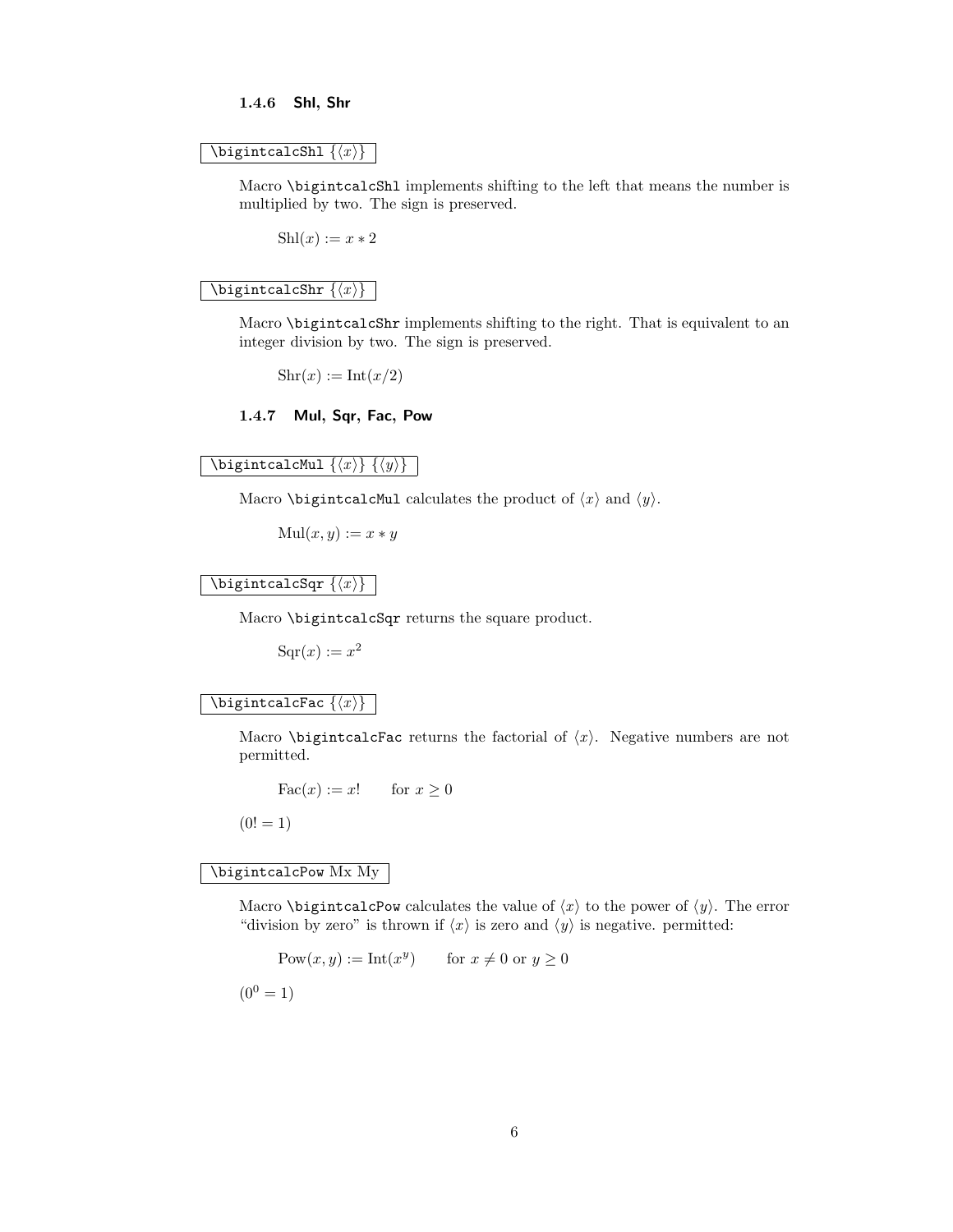### 1.4.6 Shl, Shr

`\bigintcalcShl` {⟨x⟩}

Macro `\bigintcalcShl` implements shifting to the left that means the number is multiplied by two. The sign is preserved.

$$\mathrm{Shl}(x) := x * 2$$

`\bigintcalcShr` {⟨x⟩}

Macro `\bigintcalcShr` implements shifting to the right. That is equivalent to an integer division by two. The sign is preserved.

$$\mathrm{Shr}(x) := \mathrm{Int}(x/2)$$

### 1.4.7 Mul, Sqr, Fac, Pow

`\bigintcalcMul` {⟨x⟩} {⟨y⟩}

Macro `\bigintcalcMul` calculates the product of ⟨x⟩ and ⟨y⟩.

$$\mathrm{Mul}(x, y) := x * y$$

`\bigintcalcSqr` {⟨x⟩}

Macro `\bigintcalcSqr` returns the square product.

$$\mathrm{Sqr}(x) := x^2$$

`\bigintcalcFac` {⟨x⟩}

Macro `\bigintcalcFac` returns the factorial of ⟨x⟩. Negative numbers are not permitted.

$$\mathrm{Fac}(x) := x! \qquad \text{for } x \geq 0$$

$(0! = 1)$

`\bigintcalcPow` Mx My

Macro `\bigintcalcPow` calculates the value of ⟨x⟩ to the power of ⟨y⟩. The error "division by zero" is thrown if ⟨x⟩ is zero and ⟨y⟩ is negative. permitted:

$$\mathrm{Pow}(x, y) := \mathrm{Int}(x^y) \qquad \text{for } x \neq 0 \text{ or } y \geq 0$$

$(0^0 = 1)$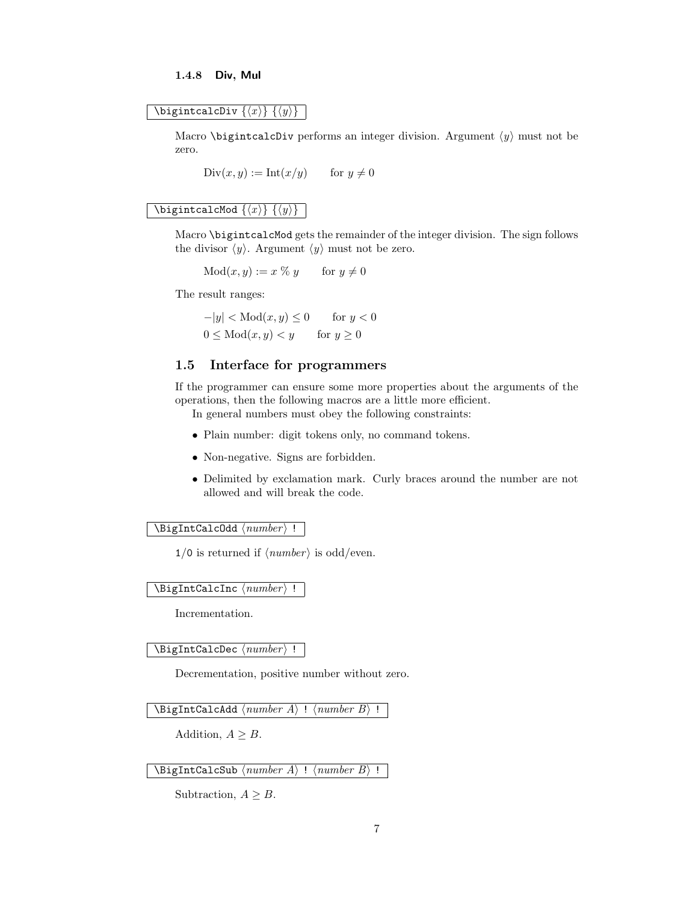#### 1.4.8 Div, Mul

`\bigintcalcDiv {⟨x⟩} {⟨y⟩}`

Macro `\bigintcalcDiv` performs an integer division. Argument $\langle y \rangle$ must not be zero.

$$\mathrm{Div}(x, y) := \mathrm{Int}(x/y) \qquad \text{for } y \neq 0$$

`\bigintcalcMod {⟨x⟩} {⟨y⟩}`

Macro `\bigintcalcMod` gets the remainder of the integer division. The sign follows the divisor $\langle y \rangle$. Argument $\langle y \rangle$ must not be zero.

$$\mathrm{Mod}(x, y) := x \,\%\, y \qquad \text{for } y \neq 0$$

The result ranges:

$$-|y| < \mathrm{Mod}(x, y) \leq 0 \qquad \text{for } y < 0$$
$$0 \leq \mathrm{Mod}(x, y) < y \qquad \text{for } y \geq 0$$

### 1.5 Interface for programmers

If the programmer can ensure some more properties about the arguments of the operations, then the following macros are a little more efficient.

In general numbers must obey the following constraints:

- Plain number: digit tokens only, no command tokens.
- Non-negative. Signs are forbidden.
- Delimited by exclamation mark. Curly braces around the number are not allowed and will break the code.

`\BigIntCalcOdd ⟨number⟩ !`

`1`/`0` is returned if ⟨*number*⟩ is odd/even.

`\BigIntCalcInc ⟨number⟩ !`

Incrementation.

`\BigIntCalcDec ⟨number⟩ !`

Decrementation, positive number without zero.

`\BigIntCalcAdd ⟨number A⟩ ! ⟨number B⟩ !`

Addition, $A \geq B$.

`\BigIntCalcSub ⟨number A⟩ ! ⟨number B⟩ !`

Subtraction, $A \geq B$.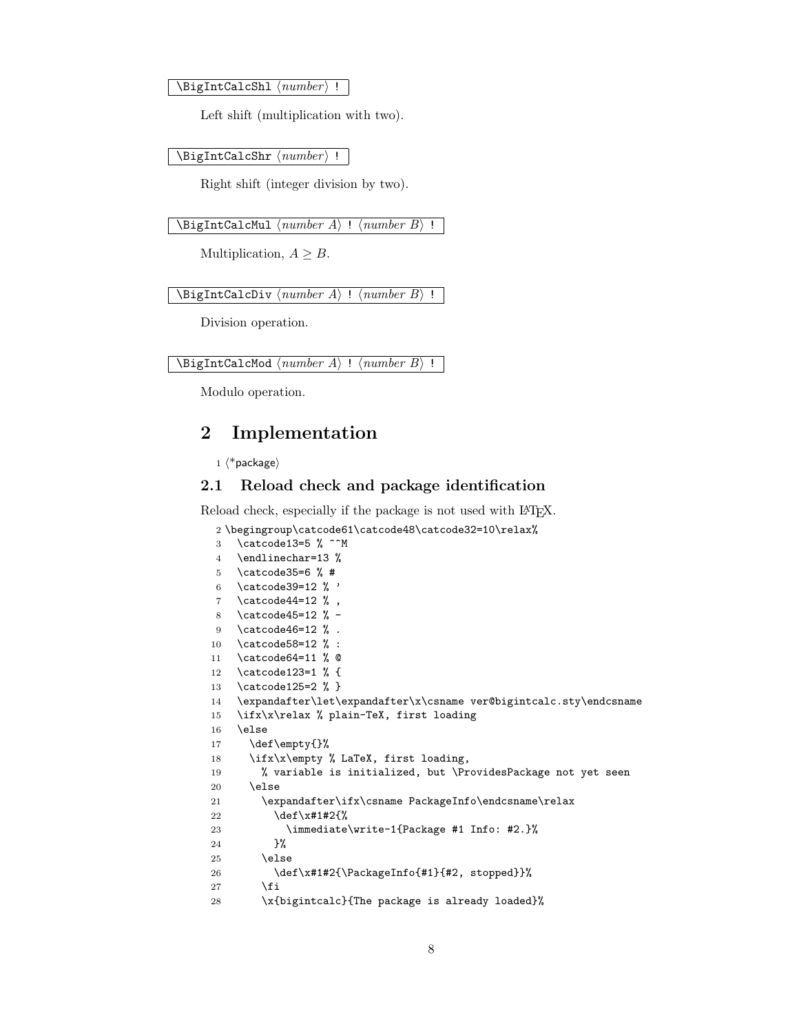`\BigIntCalcShl` ⟨*number*⟩ `!`

Left shift (multiplication with two).

`\BigIntCalcShr` ⟨*number*⟩ `!`

Right shift (integer division by two).

`\BigIntCalcMul` ⟨*number A*⟩ `!` ⟨*number B*⟩ `!`

Multiplication, $A \geq B$.

`\BigIntCalcDiv` ⟨*number A*⟩ `!` ⟨*number B*⟩ `!`

Division operation.

`\BigIntCalcMod` ⟨*number A*⟩ `!` ⟨*number B*⟩ `!`

Modulo operation.

# 2 Implementation

```
1 ⟨*package⟩
```

## 2.1 Reload check and package identification

Reload check, especially if the package is not used with LaTeX.

```
2 \begingroup\catcode61\catcode48\catcode32=10\relax%
3   \catcode13=5 % ^^M
4   \endlinechar=13 %
5   \catcode35=6 % #
6   \catcode39=12 % '
7   \catcode44=12 % ,
8   \catcode45=12 % -
9   \catcode46=12 % .
10  \catcode58=12 % :
11  \catcode64=11 % @
12  \catcode123=1 % {
13  \catcode125=2 % }
14  \expandafter\let\expandafter\x\csname ver@bigintcalc.sty\endcsname
15  \ifx\x\relax % plain-TeX, first loading
16  \else
17    \def\empty{}%
18    \ifx\x\empty % LaTeX, first loading,
19      % variable is initialized, but \ProvidesPackage not yet seen
20    \else
21      \expandafter\ifx\csname PackageInfo\endcsname\relax
22        \def\x#1#2{%
23          \immediate\write-1{Package #1 Info: #2.}%
24        }%
25      \else
26        \def\x#1#2{\PackageInfo{#1}{#2, stopped}}%
27      \fi
28      \x{bigintcalc}{The package is already loaded}%
```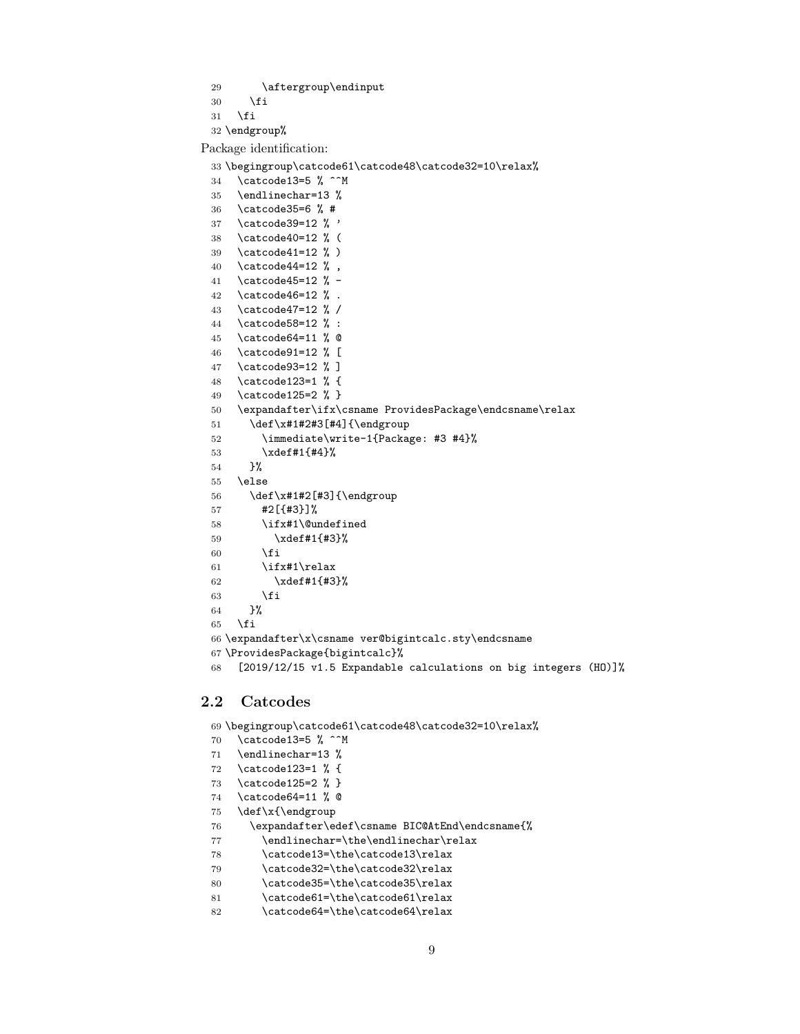```
29      \aftergroup\endinput
30    \fi
31  \fi
32 \endgroup%
```

Package identification:

```
33 \begingroup\catcode61\catcode48\catcode32=10\relax%
34   \catcode13=5 % ^^M
35   \endlinechar=13 %
36   \catcode35=6 % #
37   \catcode39=12 % '
38   \catcode40=12 % (
39   \catcode41=12 % )
40   \catcode44=12 % ,
41   \catcode45=12 % -
42   \catcode46=12 % .
43   \catcode47=12 % /
44   \catcode58=12 % :
45   \catcode64=11 % @
46   \catcode91=12 % [
47   \catcode93=12 % ]
48   \catcode123=1 % {
49   \catcode125=2 % }
50   \expandafter\ifx\csname ProvidesPackage\endcsname\relax
51     \def\x#1#2#3[#4]{\endgroup
52       \immediate\write-1{Package: #3 #4}%
53       \xdef#1{#4}%
54     }%
55   \else
56     \def\x#1#2[#3]{\endgroup
57       #2[{#3}]%
58       \ifx#1\@undefined
59         \xdef#1{#3}%
60       \fi
61       \ifx#1\relax
62         \xdef#1{#3}%
63       \fi
64     }%
65   \fi
66 \expandafter\x\csname ver@bigintcalc.sty\endcsname
67 \ProvidesPackage{bigintcalc}%
68   [2019/12/15 v1.5 Expandable calculations on big integers (HO)]%
```

## 2.2 Catcodes

```
69 \begingroup\catcode61\catcode48\catcode32=10\relax%
70   \catcode13=5 % ^^M
71   \endlinechar=13 %
72   \catcode123=1 % {
73   \catcode125=2 % }
74   \catcode64=11 % @
75   \def\x{\endgroup
76     \expandafter\edef\csname BIC@AtEnd\endcsname{%
77       \endlinechar=\the\endlinechar\relax
78       \catcode13=\the\catcode13\relax
79       \catcode32=\the\catcode32\relax
80       \catcode35=\the\catcode35\relax
81       \catcode61=\the\catcode61\relax
82       \catcode64=\the\catcode64\relax
```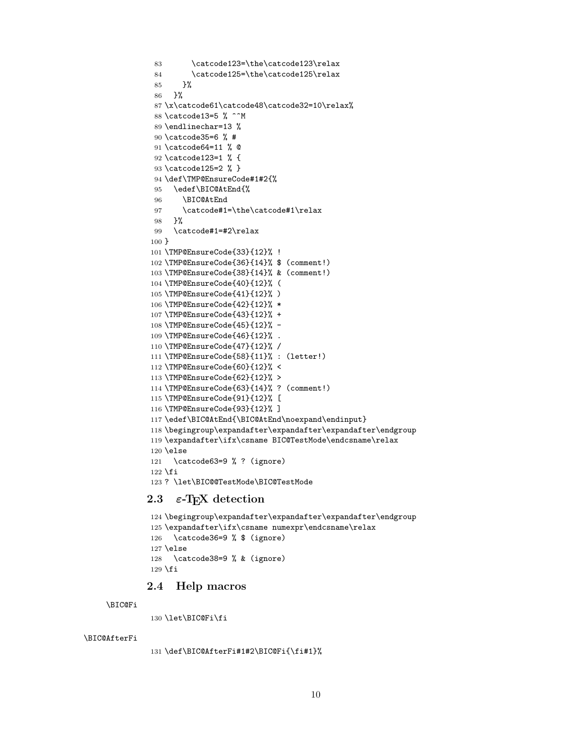```
83       \catcode123=\the\catcode123\relax
84       \catcode125=\the\catcode125\relax
85     }%
86   }%
87 \x\catcode61\catcode48\catcode32=10\relax%
88 \catcode13=5 % ^^M
89 \endlinechar=13 %
90 \catcode35=6 % #
91 \catcode64=11 % @
92 \catcode123=1 % {
93 \catcode125=2 % }
94 \def\TMP@EnsureCode#1#2{%
95   \edef\BIC@AtEnd{%
96     \BIC@AtEnd
97     \catcode#1=\the\catcode#1\relax
98   }%
99   \catcode#1=#2\relax
100 }
101 \TMP@EnsureCode{33}{12}% !
102 \TMP@EnsureCode{36}{14}% $ (comment!)
103 \TMP@EnsureCode{38}{14}% & (comment!)
104 \TMP@EnsureCode{40}{12}% (
105 \TMP@EnsureCode{41}{12}% )
106 \TMP@EnsureCode{42}{12}% *
107 \TMP@EnsureCode{43}{12}% +
108 \TMP@EnsureCode{45}{12}% -
109 \TMP@EnsureCode{46}{12}% .
110 \TMP@EnsureCode{47}{12}% /
111 \TMP@EnsureCode{58}{11}% : (letter!)
112 \TMP@EnsureCode{60}{12}% <
113 \TMP@EnsureCode{62}{12}% >
114 \TMP@EnsureCode{63}{14}% ? (comment!)
115 \TMP@EnsureCode{91}{12}% [
116 \TMP@EnsureCode{93}{12}% ]
117 \edef\BIC@AtEnd{\BIC@AtEnd\noexpand\endinput}
118 \begingroup\expandafter\expandafter\expandafter\endgroup
119 \expandafter\ifx\csname BIC@TestMode\endcsname\relax
120 \else
121   \catcode63=9 % ? (ignore)
122 \fi
123 ? \let\BIC@@TestMode\BIC@TestMode
```

### 2.3 ε-TeX detection

```
124 \begingroup\expandafter\expandafter\expandafter\endgroup
125 \expandafter\ifx\csname numexpr\endcsname\relax
126   \catcode36=9 % $ (ignore)
127 \else
128   \catcode38=9 % & (ignore)
129 \fi
```

### 2.4 Help macros

\BIC@Fi

```
130 \let\BIC@Fi\fi
```

\BIC@AfterFi

```
131 \def\BIC@AfterFi#1#2\BIC@Fi{\fi#1}%
```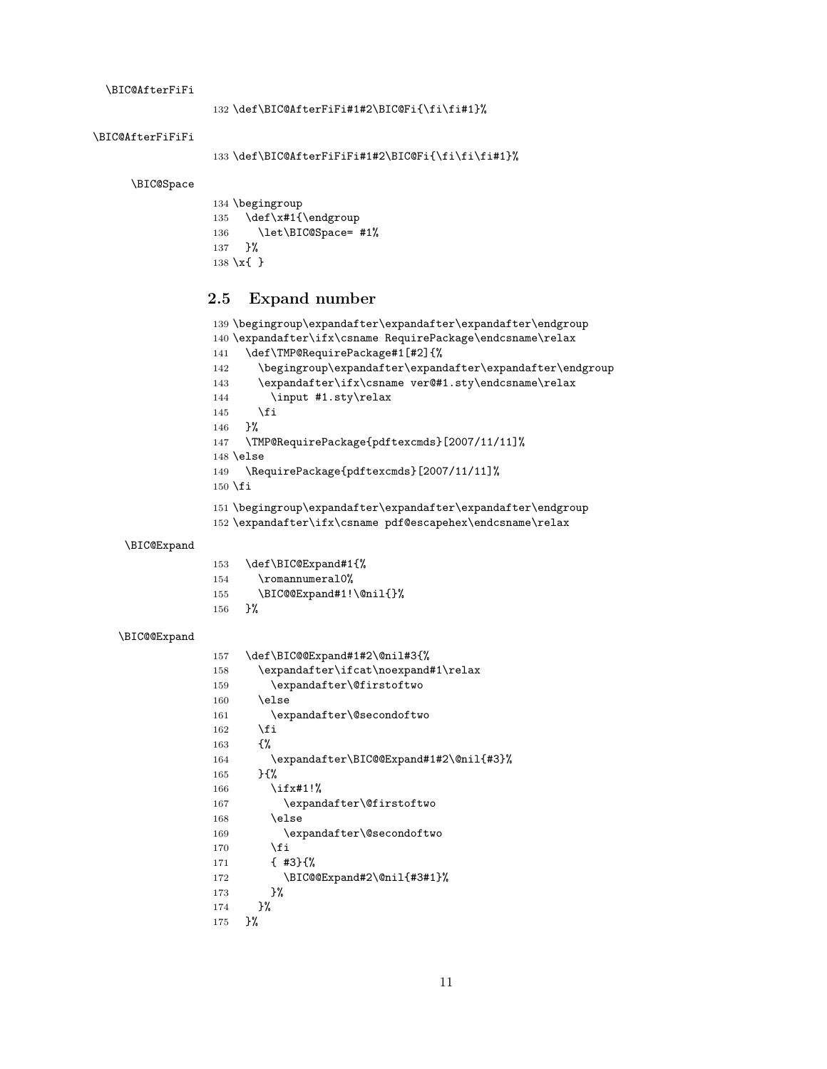\BIC@AfterFiFi

```
132 \def\BIC@AfterFiFi#1#2\BIC@Fi{\fi\fi#1}%
```

\BIC@AfterFiFiFi

```
133 \def\BIC@AfterFiFiFi#1#2\BIC@Fi{\fi\fi\fi#1}%
```

\BIC@Space

```
134 \begingroup
135   \def\x#1{\endgroup
136     \let\BIC@Space= #1%
137   }%
138 \x{ }
```

## 2.5 Expand number

```
139 \begingroup\expandafter\expandafter\expandafter\endgroup
140 \expandafter\ifx\csname RequirePackage\endcsname\relax
141   \def\TMP@RequirePackage#1[#2]{%
142     \begingroup\expandafter\expandafter\expandafter\endgroup
143     \expandafter\ifx\csname ver@#1.sty\endcsname\relax
144       \input #1.sty\relax
145     \fi
146   }%
147   \TMP@RequirePackage{pdftexcmds}[2007/11/11]%
148 \else
149   \RequirePackage{pdftexcmds}[2007/11/11]%
150 \fi
```

```
151 \begingroup\expandafter\expandafter\expandafter\endgroup
152 \expandafter\ifx\csname pdf@escapehex\endcsname\relax
```

\BIC@Expand

```
153   \def\BIC@Expand#1{%
154     \romannumeral0%
155     \BIC@@Expand#1!\@nil{}%
156   }%
```

\BIC@@Expand

```
157   \def\BIC@@Expand#1#2\@nil#3{%
158     \expandafter\ifcat\noexpand#1\relax
159       \expandafter\@firstoftwo
160     \else
161       \expandafter\@secondoftwo
162     \fi
163     {%
164       \expandafter\BIC@@Expand#1#2\@nil{#3}%
165     }{%
166       \ifx#1!%
167         \expandafter\@firstoftwo
168       \else
169         \expandafter\@secondoftwo
170       \fi
171       { #3}{%
172         \BIC@@Expand#2\@nil{#3#1}%
173       }%
174     }%
175   }%
```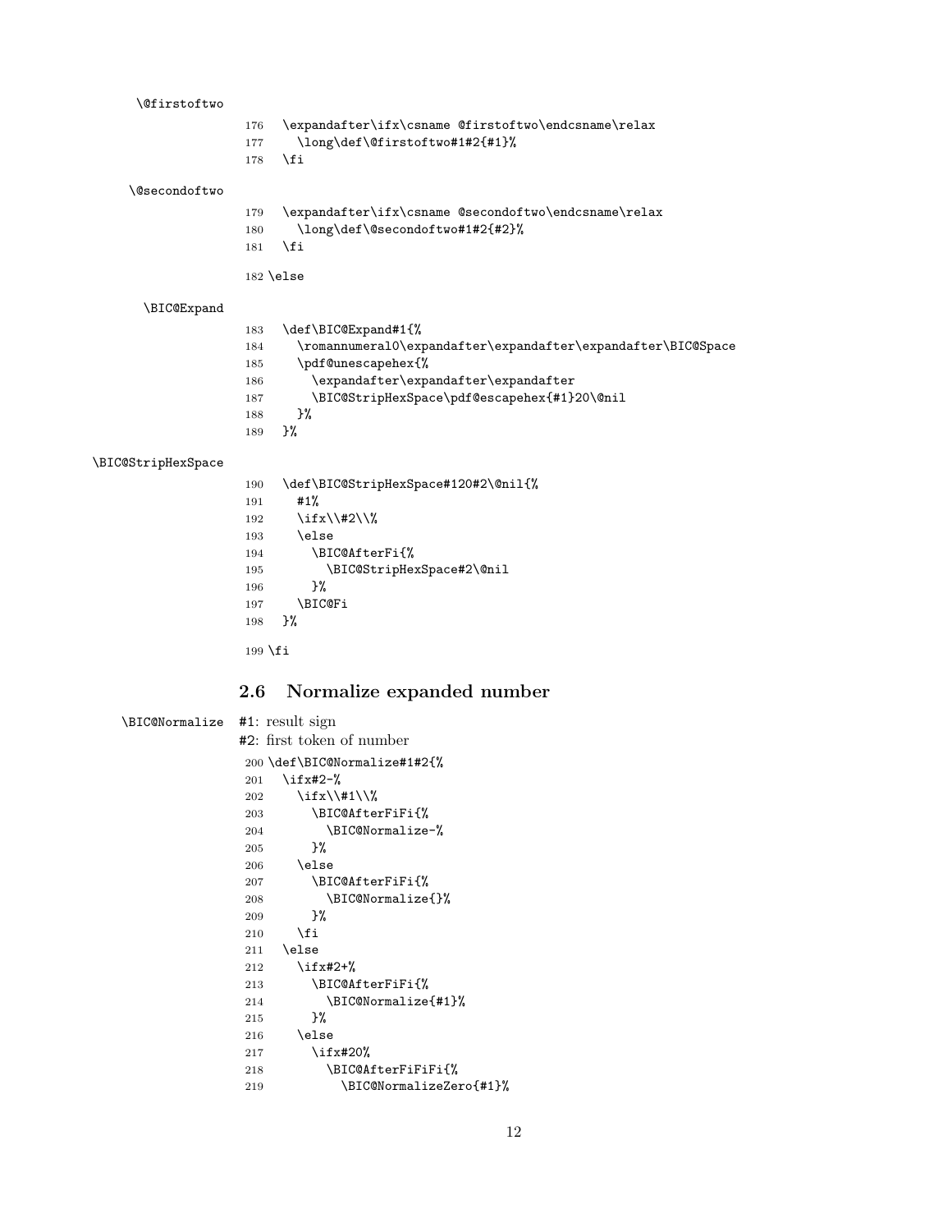\@firstoftwo

```
176   \expandafter\ifx\csname @firstoftwo\endcsname\relax
177     \long\def\@firstoftwo#1#2{#1}%
178   \fi
```

\@secondoftwo

```
179   \expandafter\ifx\csname @secondoftwo\endcsname\relax
180     \long\def\@secondoftwo#1#2{#2}%
181   \fi
182 \else
```

\BIC@Expand

```
183   \def\BIC@Expand#1{%
184     \romannumeral0\expandafter\expandafter\expandafter\BIC@Space
185     \pdf@unescapehex{%
186       \expandafter\expandafter\expandafter
187       \BIC@StripHexSpace\pdf@escapehex{#1}20\@nil
188     }%
189   }%
```

\BIC@StripHexSpace

```
190   \def\BIC@StripHexSpace#120#2\@nil{%
191     #1%
192     \ifx\\#2\\%
193     \else
194       \BIC@AfterFi{%
195         \BIC@StripHexSpace#2\@nil
196       }%
197     \BIC@Fi
198   }%
199 \fi
```

## 2.6 Normalize expanded number

\BIC@Normalize #1: result sign
#2: first token of number

```
200 \def\BIC@Normalize#1#2{%
201   \ifx#2-%
202     \ifx\\#1\\%
203       \BIC@AfterFiFi{%
204         \BIC@Normalize-%
205       }%
206     \else
207       \BIC@AfterFiFi{%
208         \BIC@Normalize{}%
209       }%
210     \fi
211   \else
212     \ifx#2+%
213       \BIC@AfterFiFi{%
214         \BIC@Normalize{#1}%
215       }%
216     \else
217       \ifx#20%
218         \BIC@AfterFiFiFi{%
219           \BIC@NormalizeZero{#1}%
```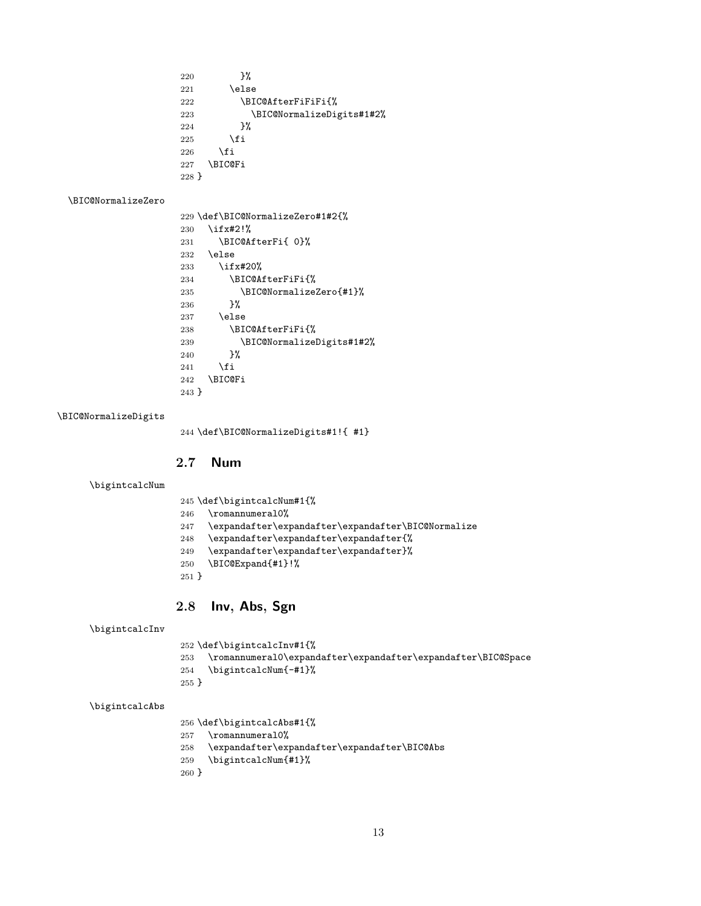```
220       }%
221     \else
222       \BIC@AfterFiFiFi{%
223         \BIC@NormalizeDigits#1#2%
224       }%
225     \fi
226   \fi
227 \BIC@Fi
228 }
```

\BIC@NormalizeZero

```
229 \def\BIC@NormalizeZero#1#2{%
230   \ifx#2!%
231     \BIC@AfterFi{ 0}%
232   \else
233     \ifx#20%
234       \BIC@AfterFiFi{%
235         \BIC@NormalizeZero{#1}%
236       }%
237     \else
238       \BIC@AfterFiFi{%
239         \BIC@NormalizeDigits#1#2%
240       }%
241     \fi
242   \BIC@Fi
243 }
```

\BIC@NormalizeDigits

```
244 \def\BIC@NormalizeDigits#1!{ #1}
```

## 2.7 Num

\bigintcalcNum

```
245 \def\bigintcalcNum#1{%
246   \romannumeral0%
247   \expandafter\expandafter\expandafter\BIC@Normalize
248   \expandafter\expandafter\expandafter{%
249   \expandafter\expandafter\expandafter}%
250   \BIC@Expand{#1}!%
251 }
```

## 2.8 Inv, Abs, Sgn

\bigintcalcInv

```
252 \def\bigintcalcInv#1{%
253   \romannumeral0\expandafter\expandafter\expandafter\BIC@Space
254   \bigintcalcNum{-#1}%
255 }
```

\bigintcalcAbs

```
256 \def\bigintcalcAbs#1{%
257   \romannumeral0%
258   \expandafter\expandafter\expandafter\BIC@Abs
259   \bigintcalcNum{#1}%
260 }
```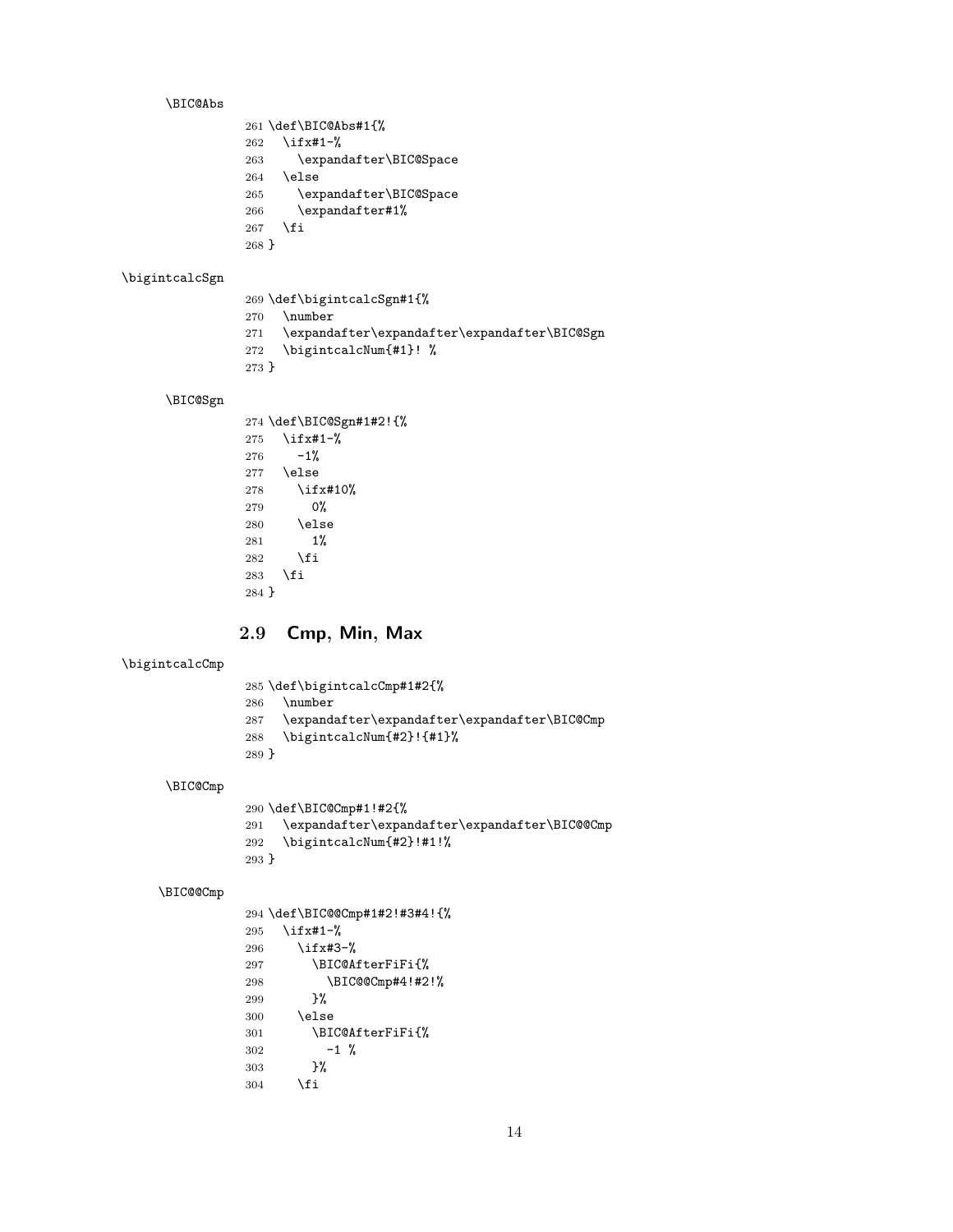\BIC@Abs

```
261 \def\BIC@Abs#1{%
262   \ifx#1-%
263     \expandafter\BIC@Space
264   \else
265     \expandafter\BIC@Space
266     \expandafter#1%
267   \fi
268 }
```

\bigintcalcSgn

```
269 \def\bigintcalcSgn#1{%
270   \number
271   \expandafter\expandafter\expandafter\BIC@Sgn
272   \bigintcalcNum{#1}! %
273 }
```

\BIC@Sgn

```
274 \def\BIC@Sgn#1#2!{%
275   \ifx#1-%
276     -1%
277   \else
278     \ifx#10%
279       0%
280     \else
281       1%
282     \fi
283   \fi
284 }
```

## 2.9 Cmp, Min, Max

\bigintcalcCmp

```
285 \def\bigintcalcCmp#1#2{%
286   \number
287   \expandafter\expandafter\expandafter\BIC@Cmp
288   \bigintcalcNum{#2}!{#1}%
289 }
```

\BIC@Cmp

```
290 \def\BIC@Cmp#1!#2{%
291   \expandafter\expandafter\expandafter\BIC@@Cmp
292   \bigintcalcNum{#2}!#1!%
293 }
```

\BIC@@Cmp

```
294 \def\BIC@@Cmp#1#2!#3#4!{%
295   \ifx#1-%
296     \ifx#3-%
297       \BIC@AfterFiFi{%
298         \BIC@@Cmp#4!#2!%
299       }%
300     \else
301       \BIC@AfterFiFi{%
302         -1 %
303       }%
304     \fi
```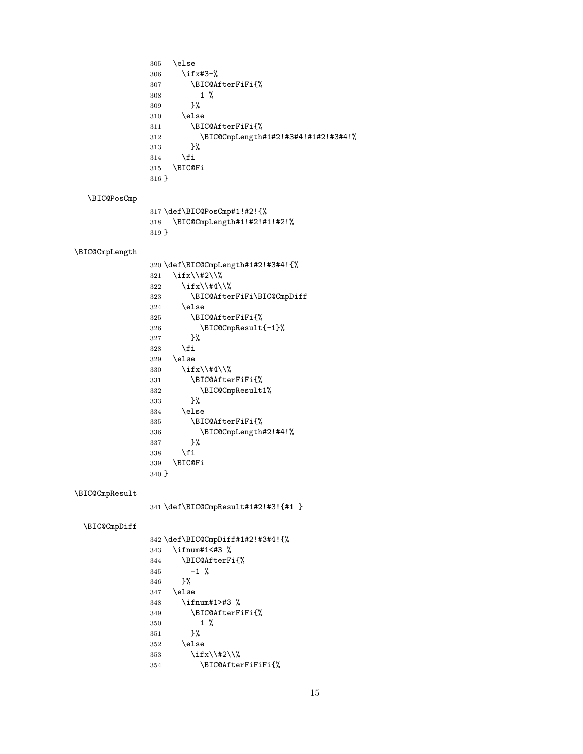```
305   \else
306     \ifx#3-%
307       \BIC@AfterFiFi{%
308         1 %
309       }%
310     \else
311       \BIC@AfterFiFi{%
312         \BIC@CmpLength#1#2!#3#4!#1#2!#3#4!%
313       }%
314     \fi
315   \BIC@Fi
316 }
```

\BIC@PosCmp

```
317 \def\BIC@PosCmp#1!#2!{%
318   \BIC@CmpLength#1!#2!#1!#2!%
319 }
```

\BIC@CmpLength

```
320 \def\BIC@CmpLength#1#2!#3#4!{%
321   \ifx\\#2\\%
322     \ifx\\#4\\%
323       \BIC@AfterFiFi\BIC@CmpDiff
324     \else
325       \BIC@AfterFiFi{%
326         \BIC@CmpResult{-1}%
327       }%
328     \fi
329   \else
330     \ifx\\#4\\%
331       \BIC@AfterFiFi{%
332         \BIC@CmpResult1%
333       }%
334     \else
335       \BIC@AfterFiFi{%
336         \BIC@CmpLength#2!#4!%
337       }%
338     \fi
339   \BIC@Fi
340 }
```

\BIC@CmpResult

```
341 \def\BIC@CmpResult#1#2!#3!{#1 }
```

\BIC@CmpDiff

```
342 \def\BIC@CmpDiff#1#2!#3#4!{%
343   \ifnum#1<#3 %
344     \BIC@AfterFi{%
345       -1 %
346     }%
347   \else
348     \ifnum#1>#3 %
349       \BIC@AfterFiFi{%
350         1 %
351       }%
352     \else
353       \ifx\\#2\\%
354         \BIC@AfterFiFiFi{%
```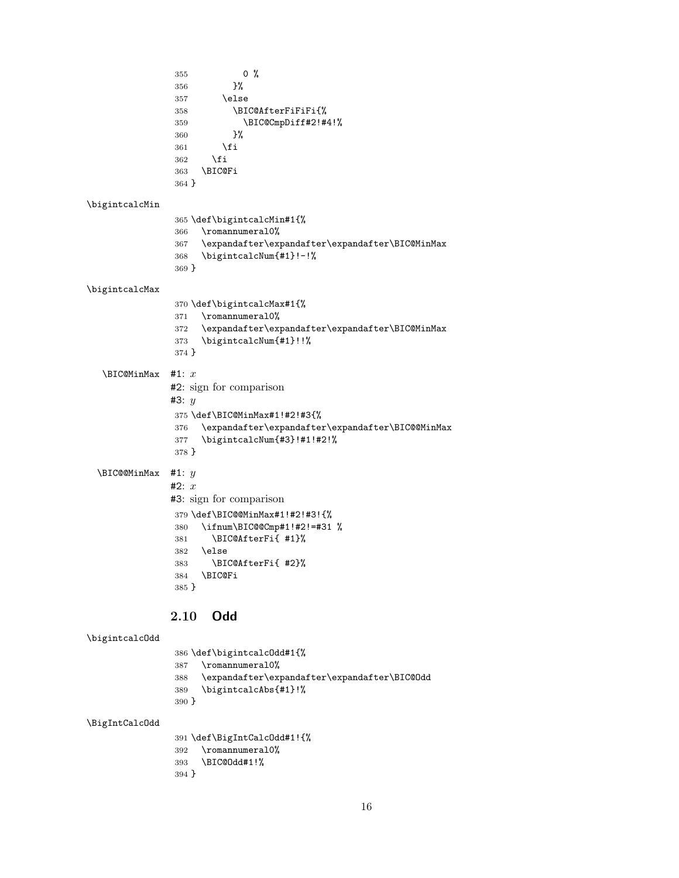```
355         0 %
356       }%
357     \else
358       \BIC@AfterFiFiFi{%
359         \BIC@CmpDiff#2!#4!%
360       }%
361     \fi
362   \fi
363 \BIC@Fi
364 }
```

\bigintcalcMin

```
365 \def\bigintcalcMin#1{%
366   \romannumeral0%
367   \expandafter\expandafter\expandafter\BIC@MinMax
368   \bigintcalcNum{#1}!-!%
369 }
```

\bigintcalcMax

```
370 \def\bigintcalcMax#1{%
371   \romannumeral0%
372   \expandafter\expandafter\expandafter\BIC@MinMax
373   \bigintcalcNum{#1}!!%
374 }
```

\BIC@MinMax #1: $x$

#2: sign for comparison

#3: $y$

```
375 \def\BIC@MinMax#1!#2!#3{%
376   \expandafter\expandafter\expandafter\BIC@@MinMax
377   \bigintcalcNum{#3}!#1!#2!%
378 }
```

\BIC@@MinMax #1: $y$

#2: $x$

#3: sign for comparison

```
379 \def\BIC@@MinMax#1!#2!#3!{%
380   \ifnum\BIC@@Cmp#1!#2!=#31 %
381     \BIC@AfterFi{ #1}%
382   \else
383     \BIC@AfterFi{ #2}%
384   \BIC@Fi
385 }
```

## 2.10 Odd

\bigintcalcOdd

```
386 \def\bigintcalcOdd#1{%
387   \romannumeral0%
388   \expandafter\expandafter\expandafter\BIC@Odd
389   \bigintcalcAbs{#1}!%
390 }
```

\BigIntCalcOdd

```
391 \def\BigIntCalcOdd#1!{%
392   \romannumeral0%
393   \BIC@Odd#1!%
394 }
```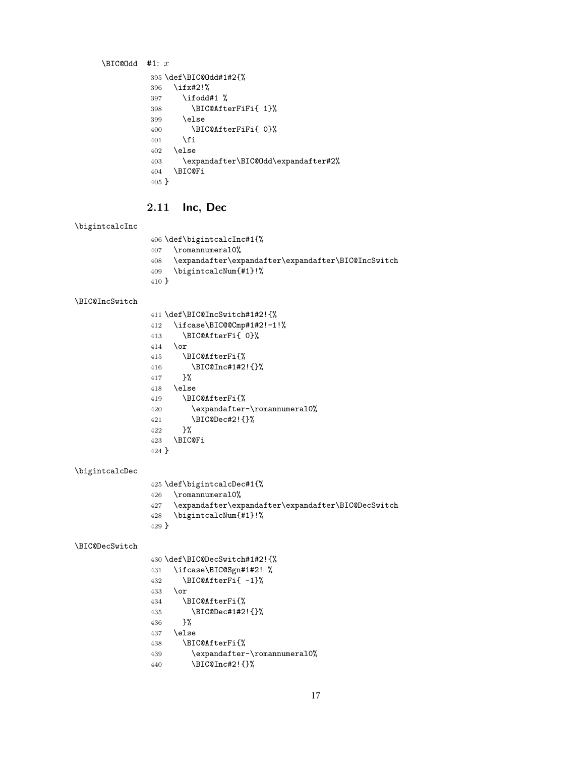\BIC@Odd #1: $x$

```
395 \def\BIC@Odd#1#2{%
396   \ifx#2!%
397     \ifodd#1 %
398       \BIC@AfterFiFi{ 1}%
399     \else
400       \BIC@AfterFiFi{ 0}%
401     \fi
402   \else
403     \expandafter\BIC@Odd\expandafter#2%
404   \BIC@Fi
405 }
```

## 2.11 Inc, Dec

\bigintcalcInc

```
406 \def\bigintcalcInc#1{%
407   \romannumeral0%
408   \expandafter\expandafter\expandafter\BIC@IncSwitch
409   \bigintcalcNum{#1}!%
410 }
```

\BIC@IncSwitch

```
411 \def\BIC@IncSwitch#1#2!{%
412   \ifcase\BIC@@Cmp#1#2!-1!%
413     \BIC@AfterFi{ 0}%
414   \or
415     \BIC@AfterFi{%
416       \BIC@Inc#1#2!{}%
417     }%
418   \else
419     \BIC@AfterFi{%
420       \expandafter-\romannumeral0%
421       \BIC@Dec#2!{}%
422     }%
423   \BIC@Fi
424 }
```

\bigintcalcDec

```
425 \def\bigintcalcDec#1{%
426   \romannumeral0%
427   \expandafter\expandafter\expandafter\BIC@DecSwitch
428   \bigintcalcNum{#1}!%
429 }
```

\BIC@DecSwitch

```
430 \def\BIC@DecSwitch#1#2!{%
431   \ifcase\BIC@Sgn#1#2! %
432     \BIC@AfterFi{ -1}%
433   \or
434     \BIC@AfterFi{%
435       \BIC@Dec#1#2!{}%
436     }%
437   \else
438     \BIC@AfterFi{%
439       \expandafter-\romannumeral0%
440       \BIC@Inc#2!{}%
```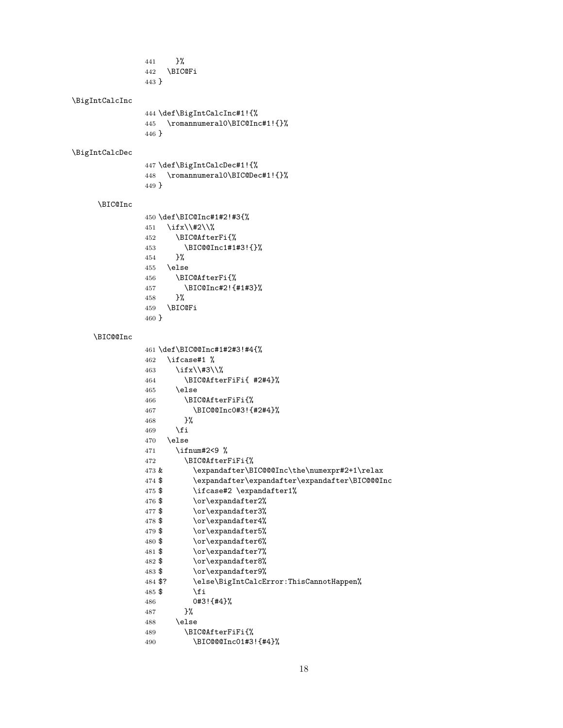```
441     }%
442   \BIC@Fi
443 }
```

\BigIntCalcInc

```
444 \def\BigIntCalcInc#1!{%
445   \romannumeral0\BIC@Inc#1!{}%
446 }
```

\BigIntCalcDec

```
447 \def\BigIntCalcDec#1!{%
448   \romannumeral0\BIC@Dec#1!{}%
449 }
```

\BIC@Inc

```
450 \def\BIC@Inc#1#2!#3{%
451   \ifx\\#2\\%
452     \BIC@AfterFi{%
453       \BIC@@Inc1#1#3!{}%
454     }%
455   \else
456     \BIC@AfterFi{%
457       \BIC@Inc#2!{#1#3}%
458     }%
459   \BIC@Fi
460 }
```

\BIC@@Inc

```
461 \def\BIC@@Inc#1#2#3!#4{%
462   \ifcase#1 %
463     \ifx\\#3\\%
464       \BIC@AfterFiFi{ #2#4}%
465     \else
466       \BIC@AfterFiFi{%
467         \BIC@@Inc0#3!{#2#4}%
468       }%
469     \fi
470   \else
471     \ifnum#2<9 %
472       \BIC@AfterFiFi{%
473 &       \expandafter\BIC@@@Inc\the\numexpr#2+1\relax
474 $       \expandafter\expandafter\expandafter\BIC@@@Inc
475 $       \ifcase#2 \expandafter1%
476 $       \or\expandafter2%
477 $       \or\expandafter3%
478 $       \or\expandafter4%
479 $       \or\expandafter5%
480 $       \or\expandafter6%
481 $       \or\expandafter7%
482 $       \or\expandafter8%
483 $       \or\expandafter9%
484 $?      \else\BigIntCalcError:ThisCannotHappen%
485 $       \fi
486         0#3!{#4}%
487       }%
488     \else
489       \BIC@AfterFiFi{%
490         \BIC@@@Inc01#3!{#4}%
```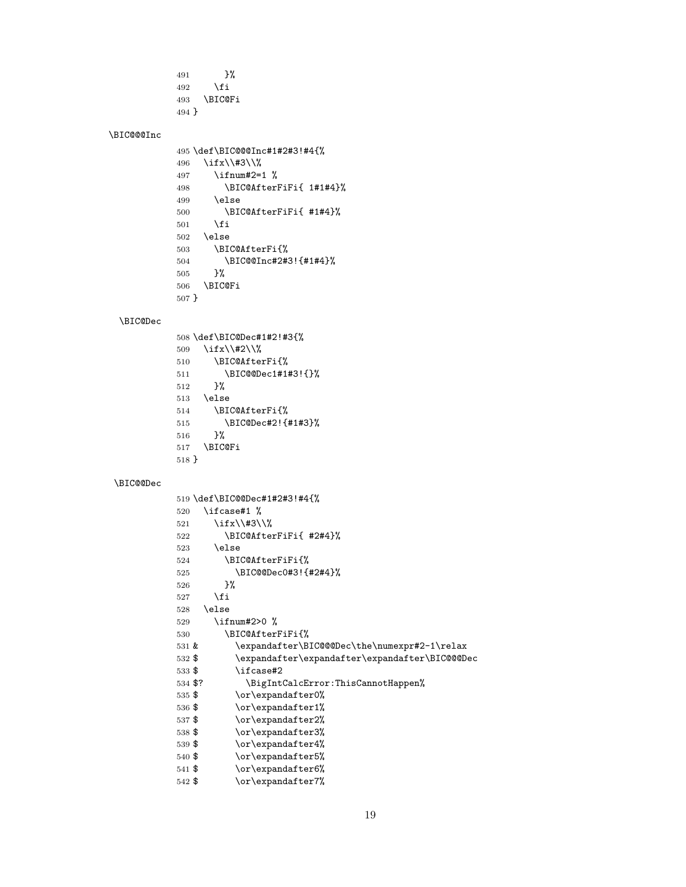```
491       }%
492     \fi
493   \BIC@Fi
494 }
```

\BIC@@@Inc

```
495 \def\BIC@@@Inc#1#2#3!#4{%
496   \ifx\\#3\\%
497     \ifnum#2=1 %
498       \BIC@AfterFiFi{ 1#1#4}%
499     \else
500       \BIC@AfterFiFi{ #1#4}%
501     \fi
502   \else
503     \BIC@AfterFi{%
504       \BIC@@Inc#2#3!{#1#4}%
505     }%
506   \BIC@Fi
507 }
```

\BIC@Dec

```
508 \def\BIC@Dec#1#2!#3{%
509   \ifx\\#2\\%
510     \BIC@AfterFi{%
511       \BIC@@Dec1#1#3!{}%
512     }%
513   \else
514     \BIC@AfterFi{%
515       \BIC@Dec#2!{#1#3}%
516     }%
517   \BIC@Fi
518 }
```

\BIC@@Dec

```
519 \def\BIC@@Dec#1#2#3!#4{%
520   \ifcase#1 %
521     \ifx\\#3\\%
522       \BIC@AfterFiFi{ #2#4}%
523     \else
524       \BIC@AfterFiFi{%
525         \BIC@@Dec0#3!{#2#4}%
526       }%
527     \fi
528   \else
529     \ifnum#2>0 %
530       \BIC@AfterFiFi{%
531 &         \expandafter\BIC@@@Dec\the\numexpr#2-1\relax
532 $         \expandafter\expandafter\expandafter\BIC@@@Dec
533 $         \ifcase#2
534 $?          \BigIntCalcError:ThisCannotHappen%
535 $         \or\expandafter0%
536 $         \or\expandafter1%
537 $         \or\expandafter2%
538 $         \or\expandafter3%
539 $         \or\expandafter4%
540 $         \or\expandafter5%
541 $         \or\expandafter6%
542 $         \or\expandafter7%
```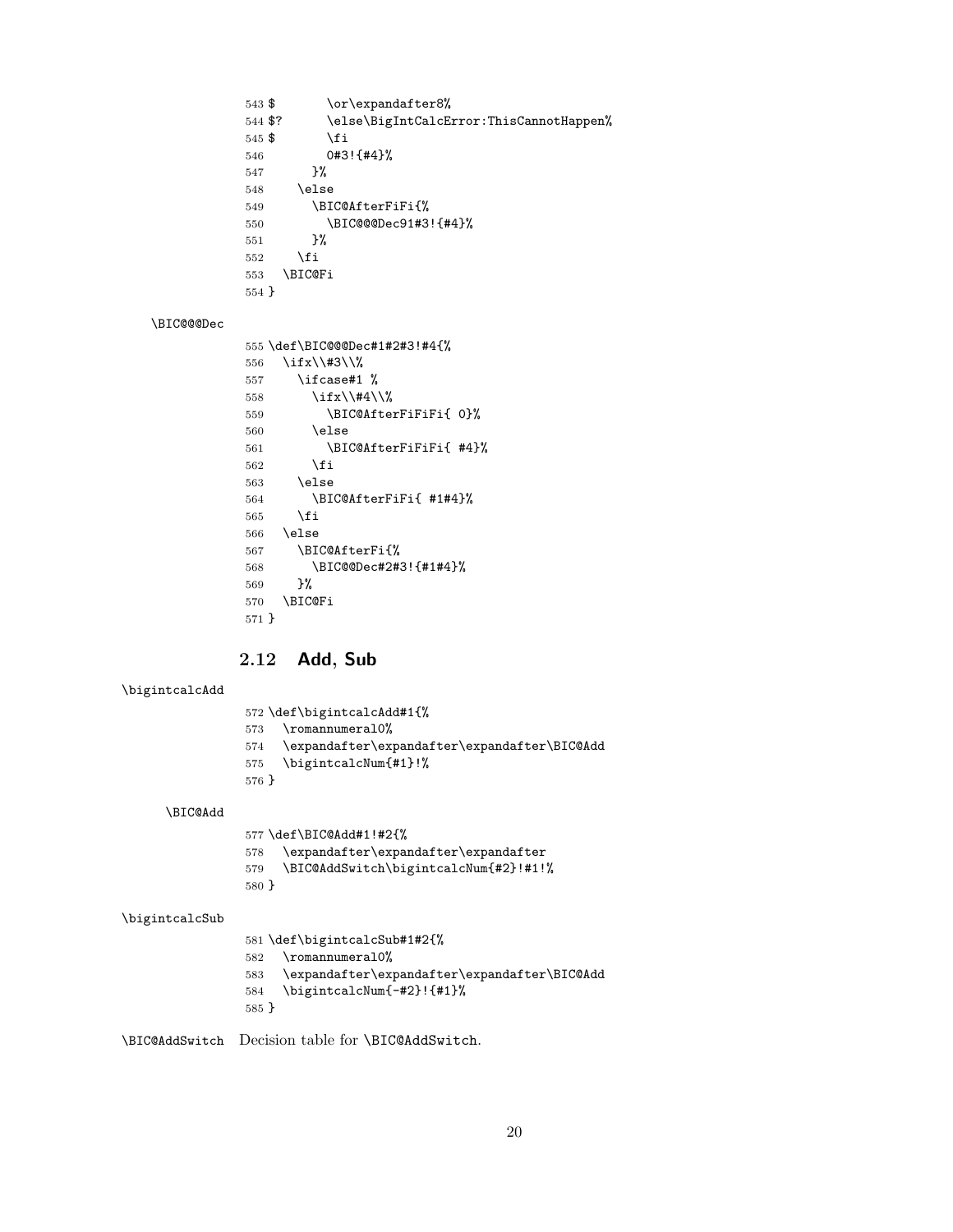```
543 $        \or\expandafter8%
544 $?       \else\BigIntCalcError:ThisCannotHappen%
545 $        \fi
546          0#3!{#4}%
547        }%
548     \else
549       \BIC@AfterFiFi{%
550         \BIC@@@Dec91#3!{#4}%
551       }%
552     \fi
553   \BIC@Fi
554 }
```

\BIC@@@Dec

```
555 \def\BIC@@@Dec#1#2#3!#4{%
556   \ifx\\#3\\%
557     \ifcase#1 %
558       \ifx\\#4\\%
559         \BIC@AfterFiFiFi{ 0}%
560       \else
561         \BIC@AfterFiFiFi{ #4}%
562       \fi
563     \else
564       \BIC@AfterFiFi{ #1#4}%
565     \fi
566   \else
567     \BIC@AfterFi{%
568       \BIC@@Dec#2#3!{#1#4}%
569     }%
570   \BIC@Fi
571 }
```

## 2.12 Add, Sub

\bigintcalcAdd

```
572 \def\bigintcalcAdd#1{%
573   \romannumeral0%
574   \expandafter\expandafter\expandafter\BIC@Add
575   \bigintcalcNum{#1}!%
576 }
```

\BIC@Add

```
577 \def\BIC@Add#1!#2{%
578   \expandafter\expandafter\expandafter
579   \BIC@AddSwitch\bigintcalcNum{#2}!#1!%
580 }
```

\bigintcalcSub

```
581 \def\bigintcalcSub#1#2{%
582   \romannumeral0%
583   \expandafter\expandafter\expandafter\BIC@Add
584   \bigintcalcNum{-#2}!{#1}%
585 }
```

\BIC@AddSwitch Decision table for \BIC@AddSwitch.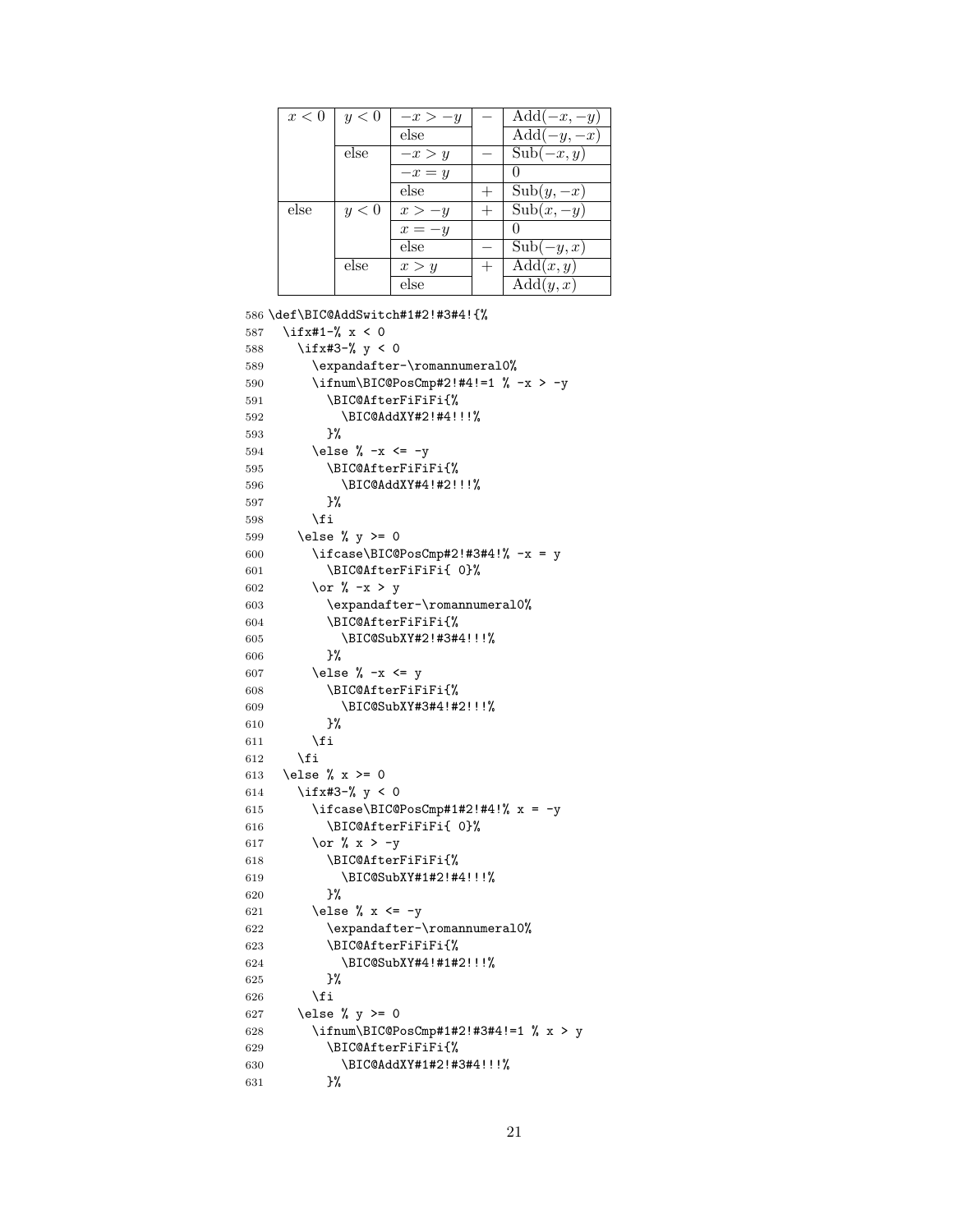| $x < 0$ | $y < 0$ | $-x > -y$ | $-$ | $\mathrm{Add}(-x, -y)$ |
|---|---|---|---|---|
| | | else | | $\mathrm{Add}(-y, -x)$ |
| | else | $-x > y$ | $-$ | $\mathrm{Sub}(-x, y)$ |
| | | $-x = y$ | | $0$ |
| | | else | $+$ | $\mathrm{Sub}(y, -x)$ |
| else | $y < 0$ | $x > -y$ | $+$ | $\mathrm{Sub}(x, -y)$ |
| | | $x = -y$ | | $0$ |
| | | else | $-$ | $\mathrm{Sub}(-y, x)$ |
| | else | $x > y$ | $+$ | $\mathrm{Add}(x, y)$ |
| | | else | | $\mathrm{Add}(y, x)$ |

```
586 \def\BIC@AddSwitch#1#2!#3#4!{%
587   \ifx#1-% x < 0
588     \ifx#3-% y < 0
589       \expandafter-\romannumeral0%
590       \ifnum\BIC@PosCmp#2!#4!=1 % -x > -y
591         \BIC@AfterFiFiFi{%
592           \BIC@AddXY#2!#4!!!%
593         }%
594       \else % -x <= -y
595         \BIC@AfterFiFiFi{%
596           \BIC@AddXY#4!#2!!!%
597         }%
598       \fi
599     \else % y >= 0
600       \ifcase\BIC@PosCmp#2!#3#4!% -x = y
601         \BIC@AfterFiFiFi{ 0}%
602       \or % -x > y
603         \expandafter-\romannumeral0%
604         \BIC@AfterFiFiFi{%
605           \BIC@SubXY#2!#3#4!!!%
606         }%
607       \else % -x <= y
608         \BIC@AfterFiFiFi{%
609           \BIC@SubXY#3#4!#2!!!%
610         }%
611       \fi
612     \fi
613   \else % x >= 0
614     \ifx#3-% y < 0
615       \ifcase\BIC@PosCmp#1#2!#4!% x = -y
616         \BIC@AfterFiFiFi{ 0}%
617       \or % x > -y
618         \BIC@AfterFiFiFi{%
619           \BIC@SubXY#1#2!#4!!!%
620         }%
621       \else % x <= -y
622         \expandafter-\romannumeral0%
623         \BIC@AfterFiFiFi{%
624           \BIC@SubXY#4!#1#2!!!%
625         }%
626       \fi
627     \else % y >= 0
628       \ifnum\BIC@PosCmp#1#2!#3#4!=1 % x > y
629         \BIC@AfterFiFiFi{%
630           \BIC@AddXY#1#2!#3#4!!!%
631         }%
```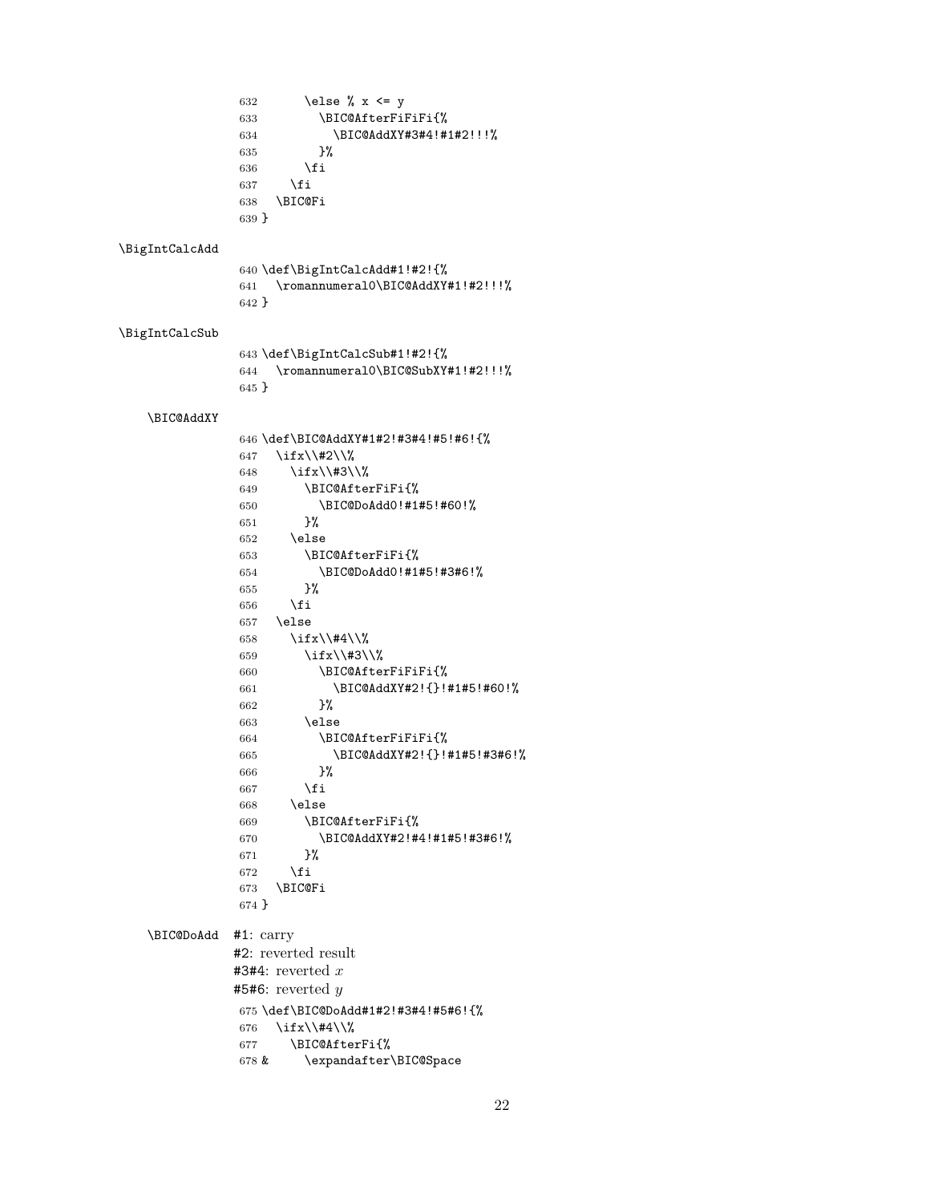```
632       \else % x <= y
633         \BIC@AfterFiFiFi{%
634           \BIC@AddXY#3#4!#1#2!!!%
635         }%
636       \fi
637     \fi
638   \BIC@Fi
639 }
```

\BigIntCalcAdd

```
640 \def\BigIntCalcAdd#1!#2!{%
641   \romannumeral0\BIC@AddXY#1!#2!!!%
642 }
```

\BigIntCalcSub

```
643 \def\BigIntCalcSub#1!#2!{%
644   \romannumeral0\BIC@SubXY#1!#2!!!%
645 }
```

\BIC@AddXY

```
646 \def\BIC@AddXY#1#2!#3#4!#5!#6!{%
647   \ifx\\#2\\%
648     \ifx\\#3\\%
649       \BIC@AfterFiFi{%
650         \BIC@DoAdd0!#1#5!#60!%
651       }%
652     \else
653       \BIC@AfterFiFi{%
654         \BIC@DoAdd0!#1#5!#3#6!%
655       }%
656     \fi
657   \else
658     \ifx\\#4\\%
659       \ifx\\#3\\%
660         \BIC@AfterFiFiFi{%
661           \BIC@AddXY#2!{}!#1#5!#60!%
662         }%
663       \else
664         \BIC@AfterFiFiFi{%
665           \BIC@AddXY#2!{}!#1#5!#3#6!%
666         }%
667       \fi
668     \else
669       \BIC@AfterFiFi{%
670         \BIC@AddXY#2!#4!#1#5!#3#6!%
671       }%
672     \fi
673   \BIC@Fi
674 }
```

\BIC@DoAdd  #1: carry
#2: reverted result
#3#4: reverted $x$
#5#6: reverted $y$

```
675 \def\BIC@DoAdd#1!#2!#3#4!#5#6!{%
676   \ifx\\#4\\%
677     \BIC@AfterFi{%
678 &     \expandafter\BIC@Space
```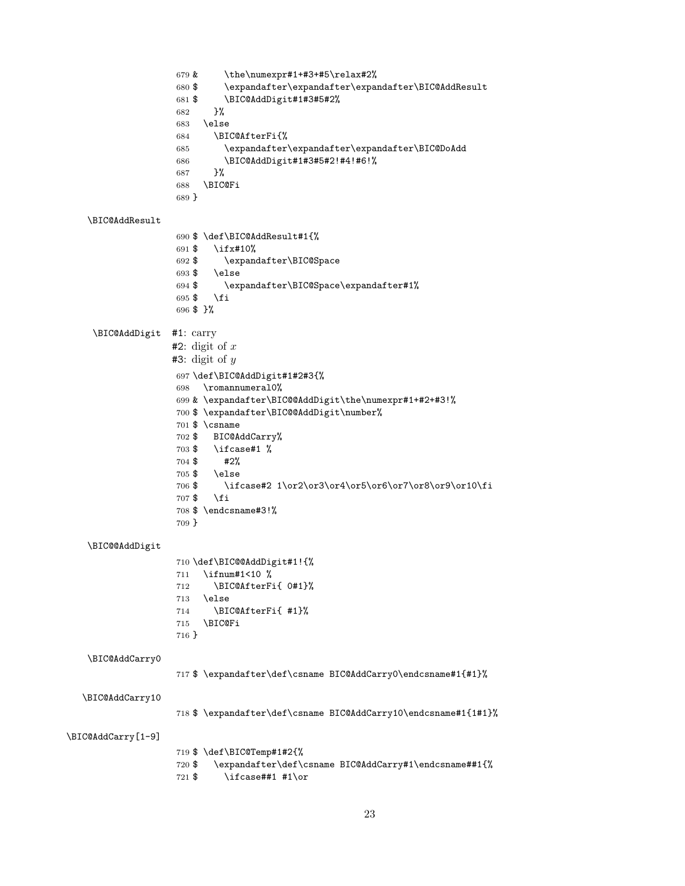```
679 &      \the\numexpr#1+#3+#5\relax#2%
680 $      \expandafter\expandafter\expandafter\BIC@AddResult
681 $      \BIC@AddDigit#1#3#5#2%
682      }%
683   \else
684     \BIC@AfterFi{%
685       \expandafter\expandafter\expandafter\BIC@DoAdd
686       \BIC@AddDigit#1#3#5#2!#4!#6!%
687     }%
688   \BIC@Fi
689 }
```

\BIC@AddResult

```
690 $ \def\BIC@AddResult#1{%
691 $   \ifx#10%
692 $     \expandafter\BIC@Space
693 $   \else
694 $     \expandafter\BIC@Space\expandafter#1%
695 $   \fi
696 $ }%
```

\BIC@AddDigit

#1: carry
#2: digit of $x$
#3: digit of $y$

```
697 \def\BIC@AddDigit#1#2#3{%
698   \romannumeral0%
699 & \expandafter\BIC@@AddDigit\the\numexpr#1+#2+#3!%
700 $ \expandafter\BIC@@AddDigit\number%
701 $ \csname
702 $   BIC@AddCarry%
703 $   \ifcase#1 %
704 $     #2%
705 $   \else
706 $     \ifcase#2 1\or2\or3\or4\or5\or6\or7\or8\or9\or10\fi
707 $   \fi
708 $ \endcsname#3!%
709 }
```

\BIC@@AddDigit

```
710 \def\BIC@@AddDigit#1!{%
711   \ifnum#1<10 %
712     \BIC@AfterFi{ 0#1}%
713   \else
714     \BIC@AfterFi{ #1}%
715   \BIC@Fi
716 }
```

\BIC@AddCarry0

```
717 $ \expandafter\def\csname BIC@AddCarry0\endcsname#1{#1}%
```

\BIC@AddCarry10

```
718 $ \expandafter\def\csname BIC@AddCarry10\endcsname#1{1#1}%
```

\BIC@AddCarry[1-9]

```
719 $ \def\BIC@Temp#1#2{%
720 $   \expandafter\def\csname BIC@AddCarry#1\endcsname##1{%
721 $     \ifcase##1 #1\or
```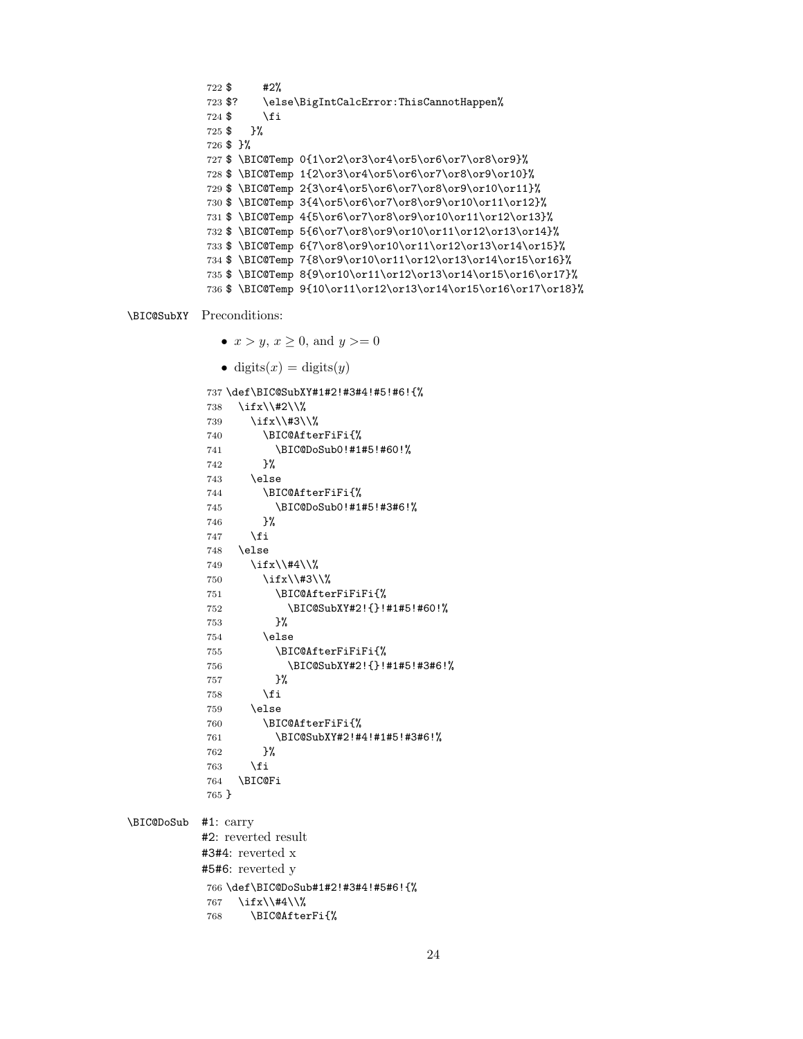```
722 $      #2%
723 $?     \else\BigIntCalcError:ThisCannotHappen%
724 $      \fi
725 $    }%
726 $ }%
727 $ \BIC@Temp 0{1\or2\or3\or4\or5\or6\or7\or8\or9}%
728 $ \BIC@Temp 1{2\or3\or4\or5\or6\or7\or8\or9\or10}%
729 $ \BIC@Temp 2{3\or4\or5\or6\or7\or8\or9\or10\or11}%
730 $ \BIC@Temp 3{4\or5\or6\or7\or8\or9\or10\or11\or12}%
731 $ \BIC@Temp 4{5\or6\or7\or8\or9\or10\or11\or12\or13}%
732 $ \BIC@Temp 5{6\or7\or8\or9\or10\or11\or12\or13\or14}%
733 $ \BIC@Temp 6{7\or8\or9\or10\or11\or12\or13\or14\or15}%
734 $ \BIC@Temp 7{8\or9\or10\or11\or12\or13\or14\or15\or16}%
735 $ \BIC@Temp 8{9\or10\or11\or12\or13\or14\or15\or16\or17}%
736 $ \BIC@Temp 9{10\or11\or12\or13\or14\or15\or16\or17\or18}%
```

\BIC@SubXY Preconditions:

- $x > y$, $x \geq 0$, and $y >= 0$
- $\text{digits}(x) = \text{digits}(y)$

```
737 \def\BIC@SubXY#1#2!#3#4!#5!#6!{%
738   \ifx\\#2\\%
739     \ifx\\#3\\%
740       \BIC@AfterFiFi{%
741         \BIC@DoSub0!#1#5!#60!%
742       }%
743     \else
744       \BIC@AfterFiFi{%
745         \BIC@DoSub0!#1#5!#3#6!%
746       }%
747     \fi
748   \else
749     \ifx\\#4\\%
750       \ifx\\#3\\%
751         \BIC@AfterFiFiFi{%
752           \BIC@SubXY#2!{}!#1#5!#60!%
753         }%
754       \else
755         \BIC@AfterFiFiFi{%
756           \BIC@SubXY#2!{}!#1#5!#3#6!%
757         }%
758       \fi
759     \else
760       \BIC@AfterFiFi{%
761         \BIC@SubXY#2!#4!#1#5!#3#6!%
762       }%
763     \fi
764   \BIC@Fi
765 }
```

\BIC@DoSub #1: carry
#2: reverted result
#3#4: reverted x
#5#6: reverted y

```
766 \def\BIC@DoSub#1#2!#3#4!#5#6!{%
767   \ifx\\#4\\%
768     \BIC@AfterFi{%
```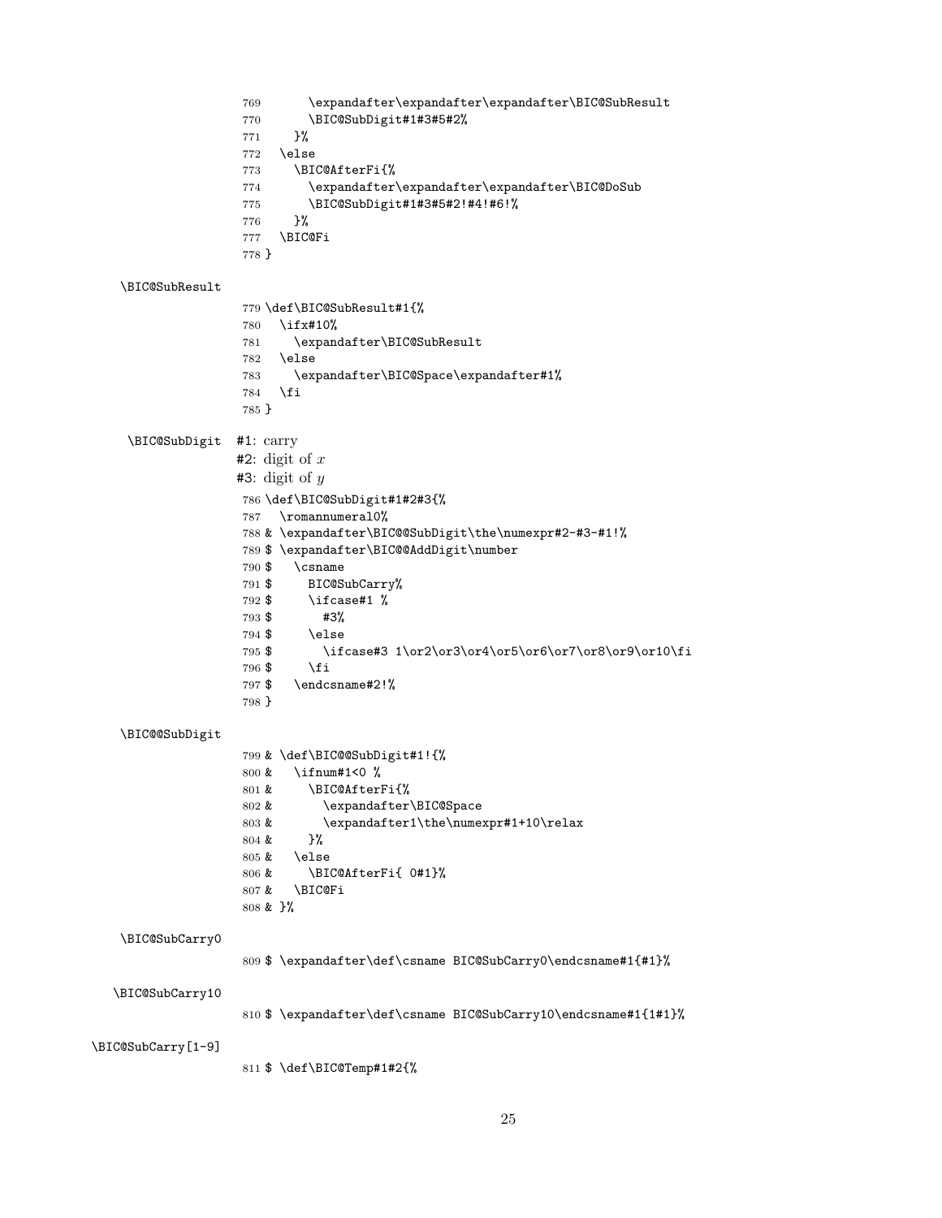```
769      \expandafter\expandafter\expandafter\BIC@SubResult
770      \BIC@SubDigit#1#3#5#2%
771    }%
772  \else
773    \BIC@AfterFi{%
774      \expandafter\expandafter\expandafter\BIC@DoSub
775      \BIC@SubDigit#1#3#5#2!#4!#6!%
776    }%
777  \BIC@Fi
778 }
```

\BIC@SubResult

```
779 \def\BIC@SubResult#1{%
780   \ifx#10%
781     \expandafter\BIC@SubResult
782   \else
783     \expandafter\BIC@Space\expandafter#1%
784   \fi
785 }
```

\BIC@SubDigit

#1: carry
#2: digit of $x$
#3: digit of $y$

```
786 \def\BIC@SubDigit#1#2#3{%
787   \romannumeral0%
788 & \expandafter\BIC@@SubDigit\the\numexpr#2-#3-#1!%
789 $ \expandafter\BIC@@AddDigit\number
790 $   \csname
791 $     BIC@SubCarry%
792 $     \ifcase#1 %
793 $       #3%
794 $     \else
795 $       \ifcase#3 1\or2\or3\or4\or5\or6\or7\or8\or9\or10\fi
796 $     \fi
797 $   \endcsname#2!%
798 }
```

\BIC@@SubDigit

```
799 & \def\BIC@@SubDigit#1!{%
800 &   \ifnum#1<0 %
801 &     \BIC@AfterFi{%
802 &       \expandafter\BIC@Space
803 &       \expandafter1\the\numexpr#1+10\relax
804 &     }%
805 &   \else
806 &     \BIC@AfterFi{ 0#1}%
807 &   \BIC@Fi
808 & }%
```

\BIC@SubCarry0

```
809 $ \expandafter\def\csname BIC@SubCarry0\endcsname#1{#1}%
```

\BIC@SubCarry10

```
810 $ \expandafter\def\csname BIC@SubCarry10\endcsname#1{1#1}%
```

\BIC@SubCarry[1-9]

```
811 $ \def\BIC@Temp#1#2{%
```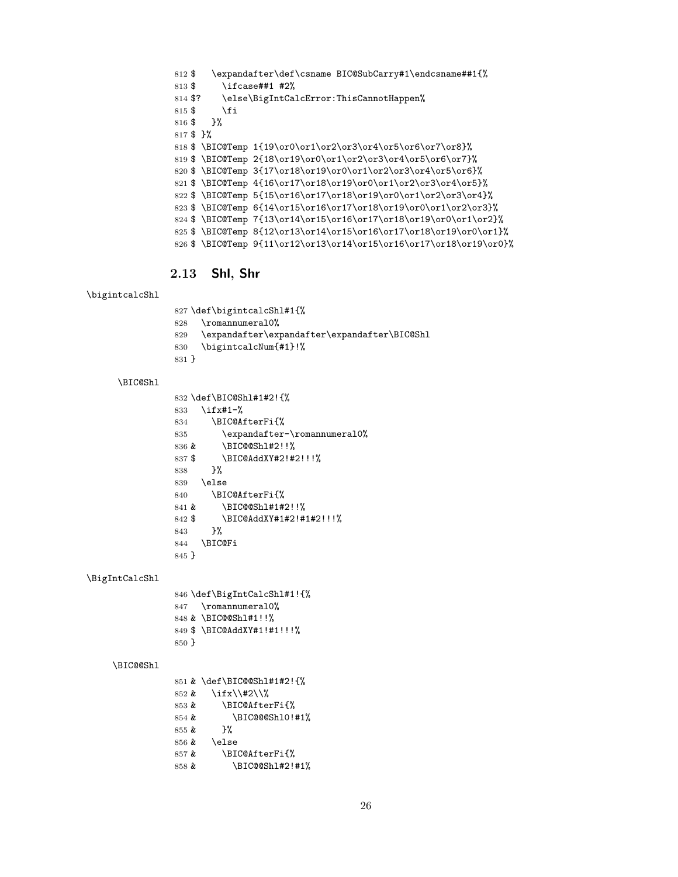```
812 $    \expandafter\def\csname BIC@SubCarry#1\endcsname##1{%
813 $      \ifcase##1 #2%
814 $?     \else\BigIntCalcError:ThisCannotHappen%
815 $      \fi
816 $    }%
817 $ }%
818 $ \BIC@Temp 1{19\or0\or1\or2\or3\or4\or5\or6\or7\or8}%
819 $ \BIC@Temp 2{18\or19\or0\or1\or2\or3\or4\or5\or6\or7}%
820 $ \BIC@Temp 3{17\or18\or19\or0\or1\or2\or3\or4\or5\or6}%
821 $ \BIC@Temp 4{16\or17\or18\or19\or0\or1\or2\or3\or4\or5}%
822 $ \BIC@Temp 5{15\or16\or17\or18\or19\or0\or1\or2\or3\or4}%
823 $ \BIC@Temp 6{14\or15\or16\or17\or18\or19\or0\or1\or2\or3}%
824 $ \BIC@Temp 7{13\or14\or15\or16\or17\or18\or19\or0\or1\or2}%
825 $ \BIC@Temp 8{12\or13\or14\or15\or16\or17\or18\or19\or0\or1}%
826 $ \BIC@Temp 9{11\or12\or13\or14\or15\or16\or17\or18\or19\or0}%
```

## 2.13 Shl, Shr

\bigintcalcShl

```
827 \def\bigintcalcShl#1{%
828   \romannumeral0%
829   \expandafter\expandafter\expandafter\BIC@Shl
830   \bigintcalcNum{#1}!%
831 }
```

\BIC@Shl

```
832 \def\BIC@Shl#1#2!{%
833   \ifx#1-%
834     \BIC@AfterFi{%
835       \expandafter-\romannumeral0%
836 &     \BIC@@Shl#2!!%
837 $     \BIC@AddXY#2!#2!!!%
838     }%
839   \else
840     \BIC@AfterFi{%
841 &     \BIC@@Shl#1#2!!%
842 $     \BIC@AddXY#1#2!#1#2!!!%
843     }%
844   \BIC@Fi
845 }
```

\BigIntCalcShl

```
846 \def\BigIntCalcShl#1!{%
847   \romannumeral0%
848 & \BIC@@Shl#1!!%
849 $ \BIC@AddXY#1!#1!!!%
850 }
```

\BIC@@Shl

```
851 & \def\BIC@@Shl#1#2!{%
852 &   \ifx\\#2\\%
853 &     \BIC@AfterFi{%
854 &       \BIC@@@Shl0!#1%
855 &     }%
856 &   \else
857 &     \BIC@AfterFi{%
858 &       \BIC@@Shl#2!#1%
```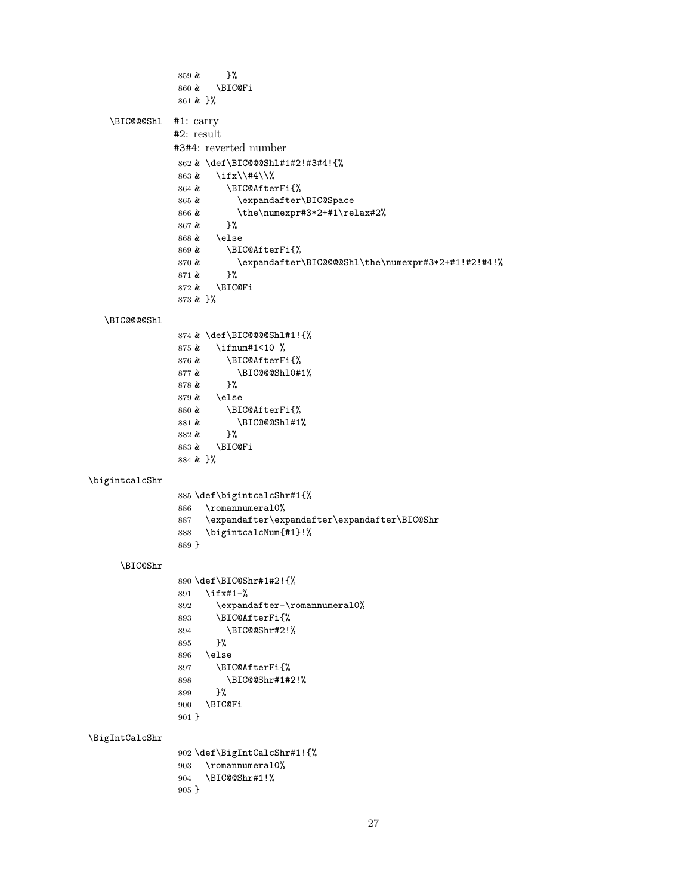```
859 &      }%
860 &    \BIC@Fi
861 & }%
```

\BIC@@@Shl #1: carry
#2: result
#3#4: reverted number

```
862 & \def\BIC@@@Shl#1#2!#3#4!{%
863 &   \ifx\\#4\\%
864 &     \BIC@AfterFi{%
865 &       \expandafter\BIC@Space
866 &       \the\numexpr#3*2+#1\relax#2%
867 &     }%
868 &   \else
869 &     \BIC@AfterFi{%
870 &       \expandafter\BIC@@@@Shl\the\numexpr#3*2+#1!#2!#4!%
871 &     }%
872 &   \BIC@Fi
873 & }%
```

\BIC@@@@Shl

```
874 & \def\BIC@@@@Shl#1!{%
875 &   \ifnum#1<10 %
876 &     \BIC@AfterFi{%
877 &       \BIC@@@Shl0#1%
878 &     }%
879 &   \else
880 &     \BIC@AfterFi{%
881 &       \BIC@@@Shl#1%
882 &     }%
883 &   \BIC@Fi
884 & }%
```

\bigintcalcShr

```
885 \def\bigintcalcShr#1{%
886   \romannumeral0%
887   \expandafter\expandafter\expandafter\BIC@Shr
888   \bigintcalcNum{#1}!%
889 }
```

\BIC@Shr

```
890 \def\BIC@Shr#1#2!{%
891   \ifx#1-%
892     \expandafter-\romannumeral0%
893     \BIC@AfterFi{%
894       \BIC@@Shr#2!%
895     }%
896   \else
897     \BIC@AfterFi{%
898       \BIC@@Shr#1#2!%
899     }%
900   \BIC@Fi
901 }
```

\BigIntCalcShr

```
902 \def\BigIntCalcShr#1!{%
903   \romannumeral0%
904   \BIC@@Shr#1!%
905 }
```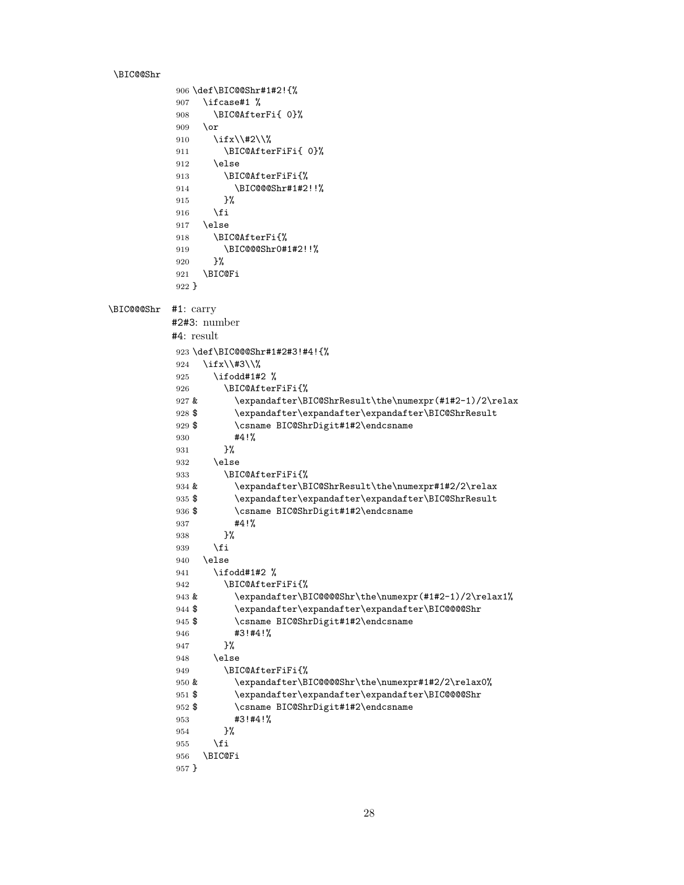\BIC@@Shr

```
906 \def\BIC@@Shr#1#2!{%
907   \ifcase#1 %
908     \BIC@AfterFi{ 0}%
909   \or
910     \ifx\\#2\\%
911       \BIC@AfterFiFi{ 0}%
912     \else
913       \BIC@AfterFiFi{%
914         \BIC@@@Shr#1#2!!%
915       }%
916     \fi
917   \else
918     \BIC@AfterFi{%
919       \BIC@@@Shr0#1#2!!%
920     }%
921   \BIC@Fi
922 }
```

\BIC@@@Shr #1: carry

#2#3: number

#4: result

```
923 \def\BIC@@@Shr#1#2#3!#4!{%
924   \ifx\\#3\\%
925     \ifodd#1#2 %
926       \BIC@AfterFiFi{%
927 &       \expandafter\BIC@ShrResult\the\numexpr(#1#2-1)/2\relax
928 $       \expandafter\expandafter\expandafter\BIC@ShrResult
929 $       \csname BIC@ShrDigit#1#2\endcsname
930         #4!%
931       }%
932     \else
933       \BIC@AfterFiFi{%
934 &       \expandafter\BIC@ShrResult\the\numexpr#1#2/2\relax
935 $       \expandafter\expandafter\expandafter\BIC@ShrResult
936 $       \csname BIC@ShrDigit#1#2\endcsname
937         #4!%
938       }%
939     \fi
940   \else
941     \ifodd#1#2 %
942       \BIC@AfterFiFi{%
943 &       \expandafter\BIC@@@@Shr\the\numexpr(#1#2-1)/2\relax1%
944 $       \expandafter\expandafter\expandafter\BIC@@@@Shr
945 $       \csname BIC@ShrDigit#1#2\endcsname
946         #3!#4!%
947       }%
948     \else
949       \BIC@AfterFiFi{%
950 &       \expandafter\BIC@@@@Shr\the\numexpr#1#2/2\relax0%
951 $       \expandafter\expandafter\expandafter\BIC@@@@Shr
952 $       \csname BIC@ShrDigit#1#2\endcsname
953         #3!#4!%
954       }%
955     \fi
956   \BIC@Fi
957 }
```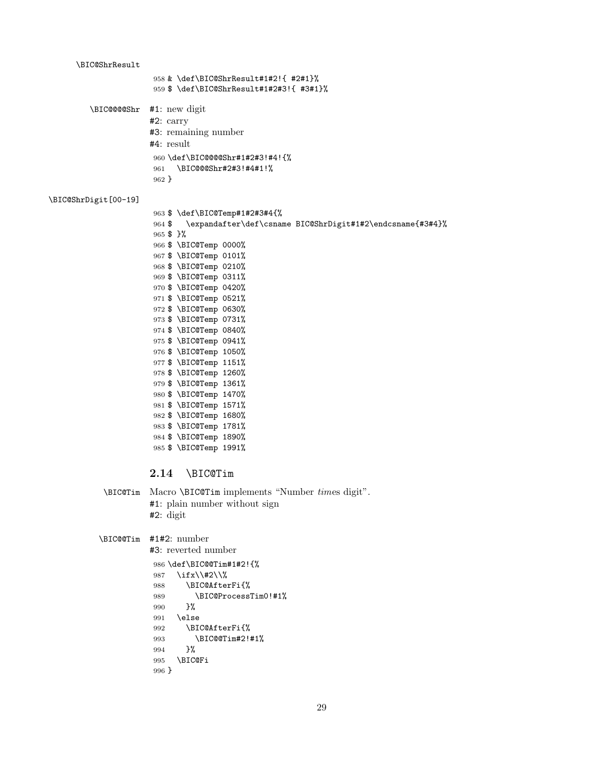\BIC@ShrResult

```
958 & \def\BIC@ShrResult#1#2!{ #2#1}%
959 $ \def\BIC@ShrResult#1#2#3!{ #3#1}%
```

\BIC@@@@Shr #1: new digit
#2: carry
#3: remaining number
#4: result

```
960 \def\BIC@@@@Shr#1#2#3!#4!{%
961   \BIC@@@Shr#2#3!#4#1!%
962 }
```

\BIC@ShrDigit[00-19]

```
963 $ \def\BIC@Temp#1#2#3#4{%
964 $   \expandafter\def\csname BIC@ShrDigit#1#2\endcsname{#3#4}%
965 $ }%
966 $ \BIC@Temp 0000%
967 $ \BIC@Temp 0101%
968 $ \BIC@Temp 0210%
969 $ \BIC@Temp 0311%
970 $ \BIC@Temp 0420%
971 $ \BIC@Temp 0521%
972 $ \BIC@Temp 0630%
973 $ \BIC@Temp 0731%
974 $ \BIC@Temp 0840%
975 $ \BIC@Temp 0941%
976 $ \BIC@Temp 1050%
977 $ \BIC@Temp 1151%
978 $ \BIC@Temp 1260%
979 $ \BIC@Temp 1361%
980 $ \BIC@Temp 1470%
981 $ \BIC@Temp 1571%
982 $ \BIC@Temp 1680%
983 $ \BIC@Temp 1781%
984 $ \BIC@Temp 1890%
985 $ \BIC@Temp 1991%
```

## 2.14 \BIC@Tim

\BIC@Tim Macro \BIC@Tim implements "Number *tim*es digit".
#1: plain number without sign
#2: digit

\BIC@@Tim #1#2: number
#3: reverted number

```
986 \def\BIC@@Tim#1#2!{%
987   \ifx\\#2\\%
988     \BIC@AfterFi{%
989       \BIC@ProcessTim0!#1%
990     }%
991   \else
992     \BIC@AfterFi{%
993       \BIC@@Tim#2!#1%
994     }%
995   \BIC@Fi
996 }
```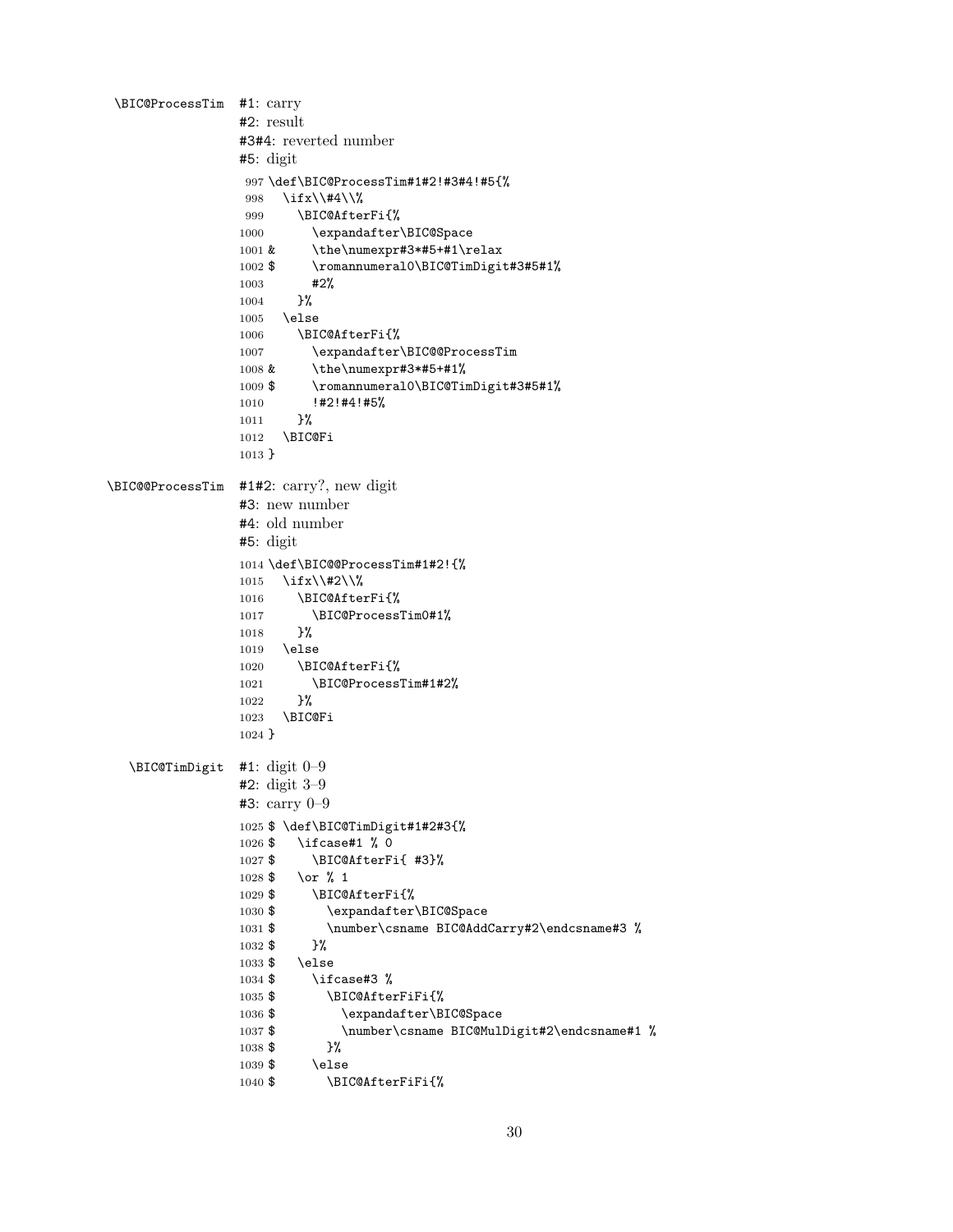\BIC@ProcessTim #1: carry

#2: result

#3#4: reverted number

#5: digit

```
997 \def\BIC@ProcessTim#1#2!#3#4!#5{%
998   \ifx\\#4\\%
999     \BIC@AfterFi{%
1000       \expandafter\BIC@Space
1001 &      \the\numexpr#3*#5+#1\relax
1002 $      \romannumeral0\BIC@TimDigit#3#5#1%
1003       #2%
1004     }%
1005   \else
1006     \BIC@AfterFi{%
1007       \expandafter\BIC@@ProcessTim
1008 &      \the\numexpr#3*#5+#1%
1009 $      \romannumeral0\BIC@TimDigit#3#5#1%
1010       !#2!#4!#5%
1011     }%
1012   \BIC@Fi
1013 }
```

\BIC@@ProcessTim #1#2: carry?, new digit

#3: new number

#4: old number

#5: digit

```
1014 \def\BIC@@ProcessTim#1#2!{%
1015   \ifx\\#2\\%
1016     \BIC@AfterFi{%
1017       \BIC@ProcessTim0#1%
1018     }%
1019   \else
1020     \BIC@AfterFi{%
1021       \BIC@ProcessTim#1#2%
1022     }%
1023   \BIC@Fi
1024 }
```

\BIC@TimDigit #1: digit 0–9

#2: digit 3–9

#3: carry 0–9

```
1025 $ \def\BIC@TimDigit#1#2#3{%
1026 $   \ifcase#1 % 0
1027 $     \BIC@AfterFi{ #3}%
1028 $   \or % 1
1029 $     \BIC@AfterFi{%
1030 $       \expandafter\BIC@Space
1031 $       \number\csname BIC@AddCarry#2\endcsname#3 %
1032 $     }%
1033 $   \else
1034 $     \ifcase#3 %
1035 $       \BIC@AfterFiFi{%
1036 $         \expandafter\BIC@Space
1037 $         \number\csname BIC@MulDigit#2\endcsname#1 %
1038 $       }%
1039 $     \else
1040 $       \BIC@AfterFiFi{%
```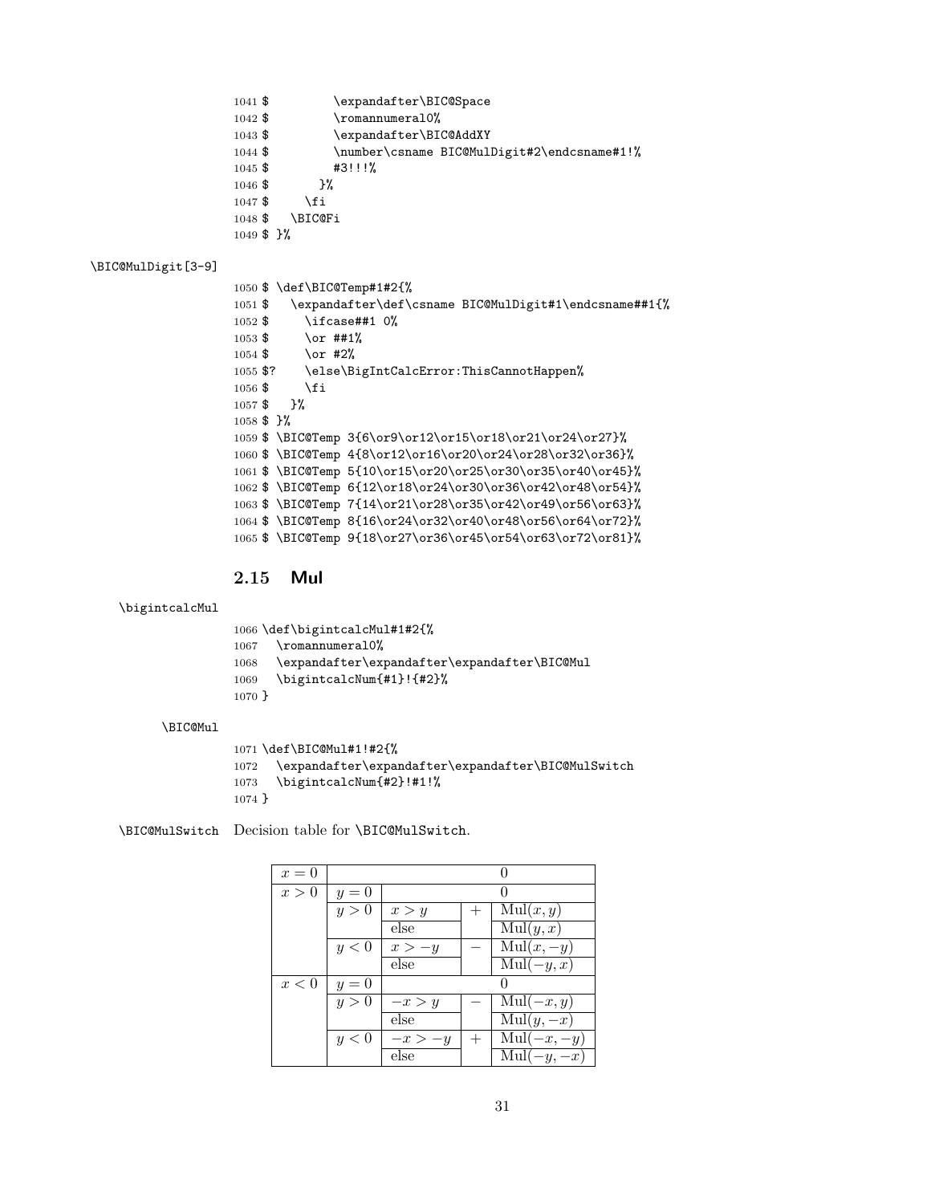```
1041 $         \expandafter\BIC@Space
1042 $         \romannumeral0%
1043 $         \expandafter\BIC@AddXY
1044 $         \number\csname BIC@MulDigit#2\endcsname#1!%
1045 $         #3!!!%
1046 $       }%
1047 $     \fi
1048 $   \BIC@Fi
1049 $ }%
```

\BIC@MulDigit[3-9]

```
1050 $ \def\BIC@Temp#1#2{%
1051 $   \expandafter\def\csname BIC@MulDigit#1\endcsname##1{%
1052 $     \ifcase##1 0%
1053 $     \or ##1%
1054 $     \or #2%
1055 $?    \else\BigIntCalcError:ThisCannotHappen%
1056 $     \fi
1057 $   }%
1058 $ }%
1059 $ \BIC@Temp 3{6\or9\or12\or15\or18\or21\or24\or27}%
1060 $ \BIC@Temp 4{8\or12\or16\or20\or24\or28\or32\or36}%
1061 $ \BIC@Temp 5{10\or15\or20\or25\or30\or35\or40\or45}%
1062 $ \BIC@Temp 6{12\or18\or24\or30\or36\or42\or48\or54}%
1063 $ \BIC@Temp 7{14\or21\or28\or35\or42\or49\or56\or63}%
1064 $ \BIC@Temp 8{16\or24\or32\or40\or48\or56\or64\or72}%
1065 $ \BIC@Temp 9{18\or27\or36\or45\or54\or63\or72\or81}%
```

## 2.15 Mul

\bigintcalcMul

```
1066 \def\bigintcalcMul#1#2{%
1067   \romannumeral0%
1068   \expandafter\expandafter\expandafter\BIC@Mul
1069   \bigintcalcNum{#1}!{#2}%
1070 }
```

\BIC@Mul

```
1071 \def\BIC@Mul#1!#2{%
1072   \expandafter\expandafter\expandafter\BIC@MulSwitch
1073   \bigintcalcNum{#2}!#1!%
1074 }
```

\BIC@MulSwitch Decision table for \BIC@MulSwitch.

| | | | | |
|---|---|---|---|---|
| $x = 0$ | 0 | | | |
| $x > 0$ | $y = 0$ | 0 | | |
| | $y > 0$ | $x > y$ | $+$ | $\text{Mul}(x, y)$ |
| | | else | | $\text{Mul}(y, x)$ |
| | $y < 0$ | $x > -y$ | $-$ | $\text{Mul}(x, -y)$ |
| | | else | | $\text{Mul}(-y, x)$ |
| $x < 0$ | $y = 0$ | 0 | | |
| | $y > 0$ | $-x > y$ | $-$ | $\text{Mul}(-x, y)$ |
| | | else | | $\text{Mul}(y, -x)$ |
| | $y < 0$ | $-x > -y$ | $+$ | $\text{Mul}(-x, -y)$ |
| | | else | | $\text{Mul}(-y, -x)$ |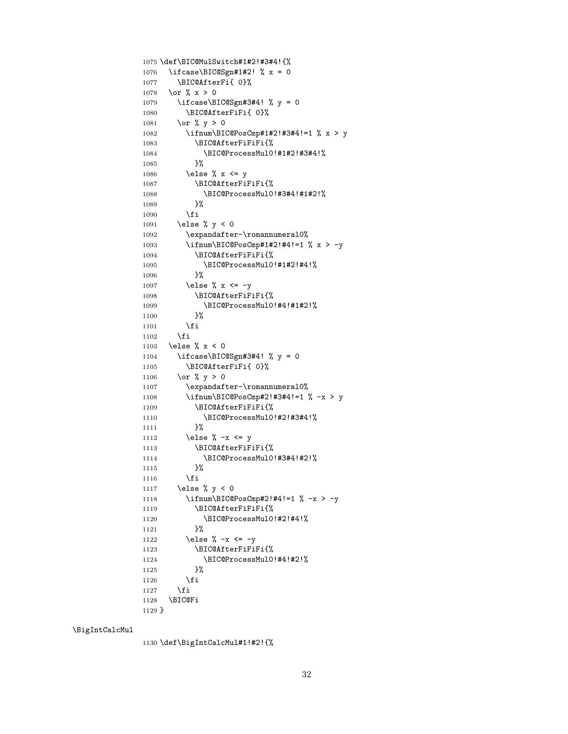```
1075 \def\BIC@MulSwitch#1#2!#3#4!{%
1076   \ifcase\BIC@Sgn#1#2! % x = 0
1077     \BIC@AfterFi{ 0}%
1078   \or % x > 0
1079     \ifcase\BIC@Sgn#3#4! % y = 0
1080       \BIC@AfterFiFi{ 0}%
1081     \or % y > 0
1082       \ifnum\BIC@PosCmp#1#2!#3#4!=1 % x > y
1083         \BIC@AfterFiFiFi{%
1084           \BIC@ProcessMul0!#1#2!#3#4!%
1085         }%
1086       \else % x <= y
1087         \BIC@AfterFiFiFi{%
1088           \BIC@ProcessMul0!#3#4!#1#2!%
1089         }%
1090       \fi
1091     \else % y < 0
1092       \expandafter-\romannumeral0%
1093       \ifnum\BIC@PosCmp#1#2!#4!=1 % x > -y
1094         \BIC@AfterFiFiFi{%
1095           \BIC@ProcessMul0!#1#2!#4!%
1096         }%
1097       \else % x <= -y
1098         \BIC@AfterFiFiFi{%
1099           \BIC@ProcessMul0!#4!#1#2!%
1100         }%
1101       \fi
1102     \fi
1103   \else % x < 0
1104     \ifcase\BIC@Sgn#3#4! % y = 0
1105       \BIC@AfterFiFi{ 0}%
1106     \or % y > 0
1107       \expandafter-\romannumeral0%
1108       \ifnum\BIC@PosCmp#2!#3#4!=1 % -x > y
1109         \BIC@AfterFiFiFi{%
1110           \BIC@ProcessMul0!#2!#3#4!%
1111         }%
1112       \else % -x <= y
1113         \BIC@AfterFiFiFi{%
1114           \BIC@ProcessMul0!#3#4!#2!%
1115         }%
1116       \fi
1117     \else % y < 0
1118       \ifnum\BIC@PosCmp#2!#4!=1 % -x > -y
1119         \BIC@AfterFiFiFi{%
1120           \BIC@ProcessMul0!#2!#4!%
1121         }%
1122       \else % -x <= -y
1123         \BIC@AfterFiFiFi{%
1124           \BIC@ProcessMul0!#4!#2!%
1125         }%
1126       \fi
1127     \fi
1128   \BIC@Fi
1129 }
```

\BigIntCalcMul

```
1130 \def\BigIntCalcMul#1!#2!{%
```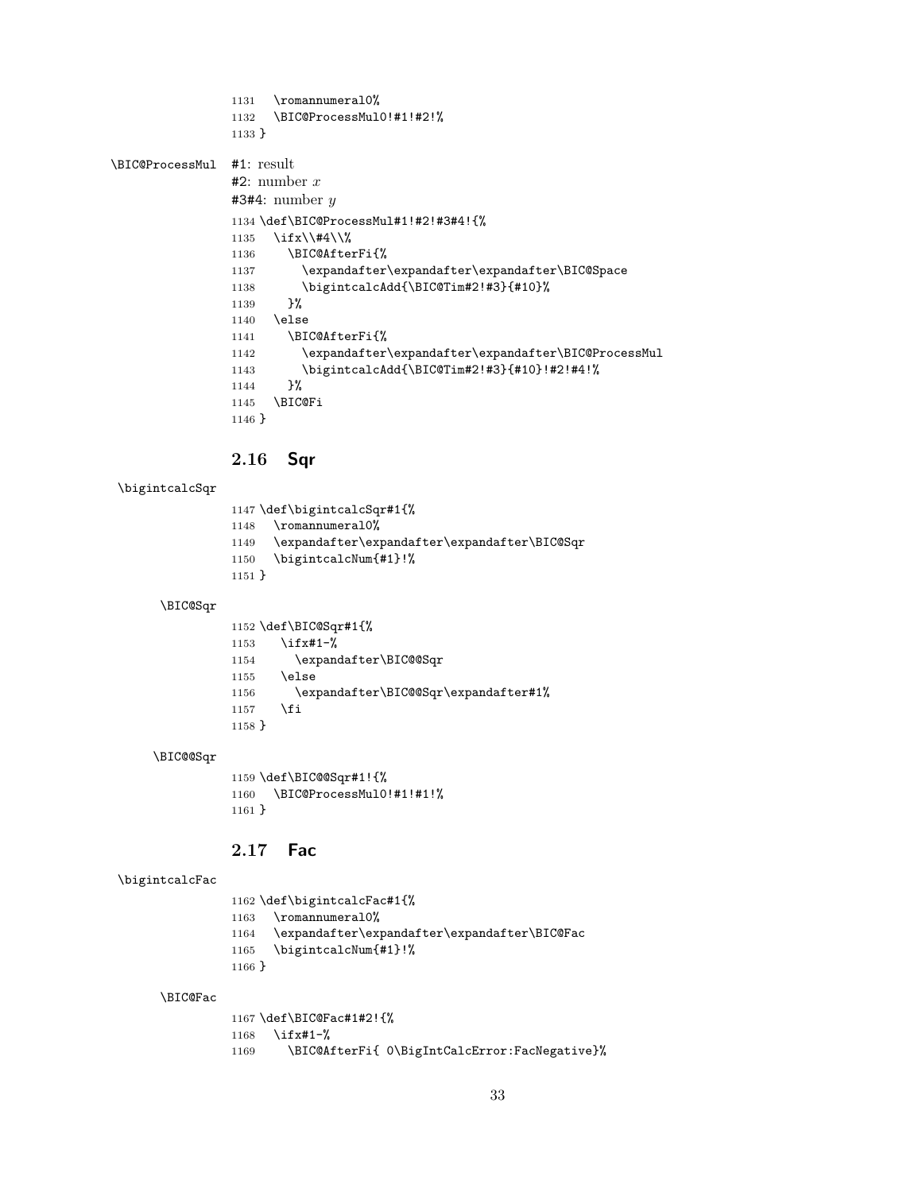```
1131   \romannumeral0%
1132   \BIC@ProcessMul0!#1!#2!%
1133 }
```

\BIC@ProcessMul

#1: result

#2: number $x$

#3#4: number $y$

```
1134 \def\BIC@ProcessMul#1!#2!#3#4!{%
1135   \ifx\\#4\\%
1136     \BIC@AfterFi{%
1137       \expandafter\expandafter\expandafter\BIC@Space
1138       \bigintcalcAdd{\BIC@Tim#2!#3}{#10}%
1139     }%
1140   \else
1141     \BIC@AfterFi{%
1142       \expandafter\expandafter\expandafter\BIC@ProcessMul
1143       \bigintcalcAdd{\BIC@Tim#2!#3}{#10}!#2!#4!%
1144     }%
1145   \BIC@Fi
1146 }
```

## 2.16 Sqr

\bigintcalcSqr

```
1147 \def\bigintcalcSqr#1{%
1148   \romannumeral0%
1149   \expandafter\expandafter\expandafter\BIC@Sqr
1150   \bigintcalcNum{#1}!%
1151 }
```

\BIC@Sqr

```
1152 \def\BIC@Sqr#1{%
1153   \ifx#1-%
1154     \expandafter\BIC@@Sqr
1155   \else
1156     \expandafter\BIC@@Sqr\expandafter#1%
1157   \fi
1158 }
```

\BIC@@Sqr

```
1159 \def\BIC@@Sqr#1!{%
1160   \BIC@ProcessMul0!#1!#1!%
1161 }
```

## 2.17 Fac

\bigintcalcFac

```
1162 \def\bigintcalcFac#1{%
1163   \romannumeral0%
1164   \expandafter\expandafter\expandafter\BIC@Fac
1165   \bigintcalcNum{#1}!%
1166 }
```

\BIC@Fac

```
1167 \def\BIC@Fac#1#2!{%
1168   \ifx#1-%
1169     \BIC@AfterFi{ 0\BigIntCalcError:FacNegative}%
```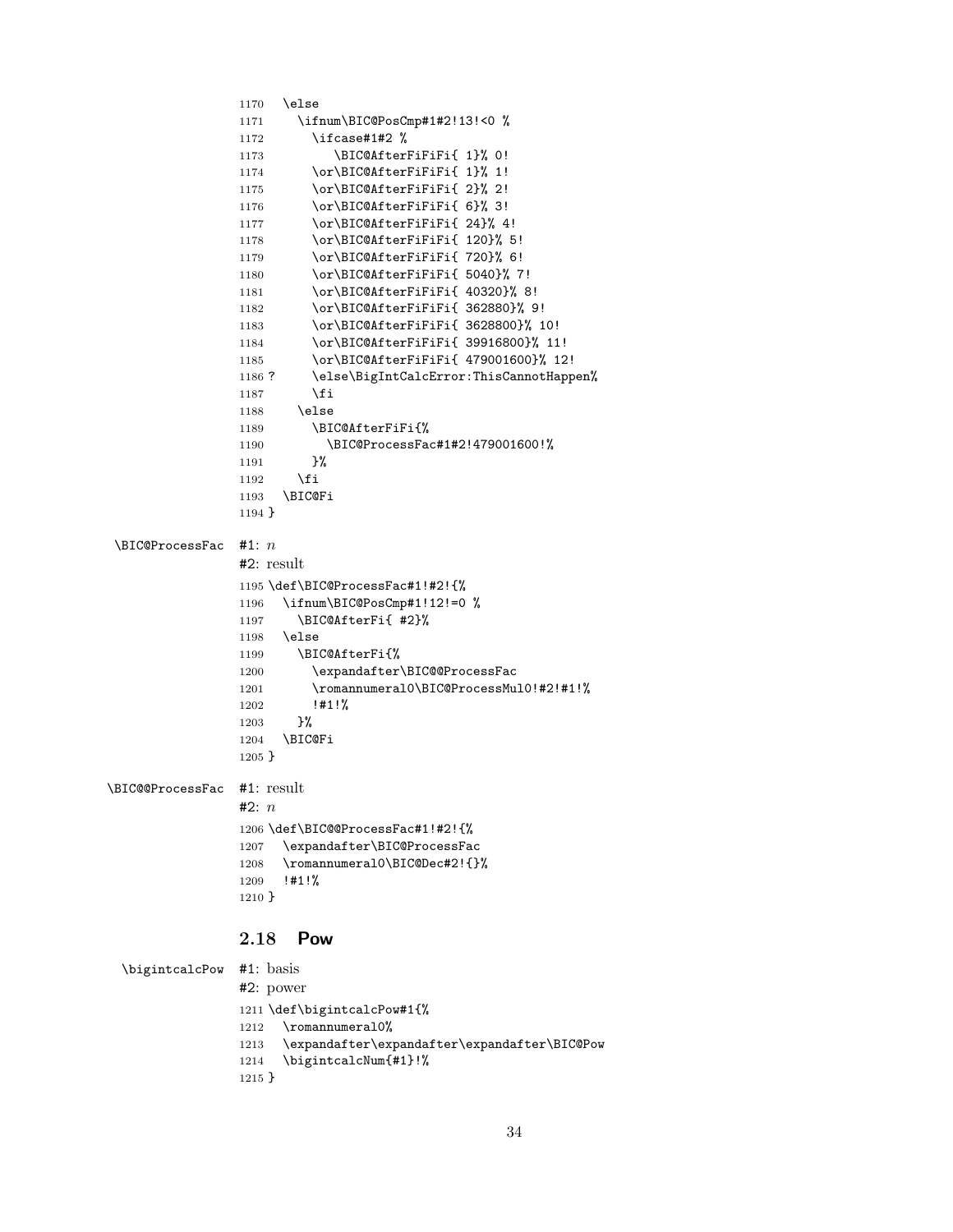```
1170   \else
1171     \ifnum\BIC@PosCmp#1#2!13!<0 %
1172       \ifcase#1#2 %
1173           \BIC@AfterFiFiFi{ 1}% 0!
1174       \or\BIC@AfterFiFiFi{ 1}% 1!
1175       \or\BIC@AfterFiFiFi{ 2}% 2!
1176       \or\BIC@AfterFiFiFi{ 6}% 3!
1177       \or\BIC@AfterFiFiFi{ 24}% 4!
1178       \or\BIC@AfterFiFiFi{ 120}% 5!
1179       \or\BIC@AfterFiFiFi{ 720}% 6!
1180       \or\BIC@AfterFiFiFi{ 5040}% 7!
1181       \or\BIC@AfterFiFiFi{ 40320}% 8!
1182       \or\BIC@AfterFiFiFi{ 362880}% 9!
1183       \or\BIC@AfterFiFiFi{ 3628800}% 10!
1184       \or\BIC@AfterFiFiFi{ 39916800}% 11!
1185       \or\BIC@AfterFiFiFi{ 479001600}% 12!
1186 ?     \else\BigIntCalcError:ThisCannotHappen%
1187       \fi
1188     \else
1189       \BIC@AfterFiFi{%
1190         \BIC@ProcessFac#1#2!479001600!%
1191       }%
1192     \fi
1193   \BIC@Fi
1194 }
```

`\BIC@ProcessFac` #1: $n$

#2: result

```
1195 \def\BIC@ProcessFac#1!#2!{%
1196   \ifnum\BIC@PosCmp#1!12!=0 %
1197     \BIC@AfterFi{ #2}%
1198   \else
1199     \BIC@AfterFi{%
1200       \expandafter\BIC@@ProcessFac
1201       \romannumeral0\BIC@ProcessMul0!#2!#1!%
1202       !#1!%
1203     }%
1204   \BIC@Fi
1205 }
```

`\BIC@@ProcessFac` #1: result

#2: $n$

```
1206 \def\BIC@@ProcessFac#1!#2!{%
1207   \expandafter\BIC@ProcessFac
1208   \romannumeral0\BIC@Dec#2!{}%
1209   !#1!%
1210 }
```

## 2.18 Pow

`\bigintcalcPow` #1: basis

#2: power

```
1211 \def\bigintcalcPow#1{%
1212   \romannumeral0%
1213   \expandafter\expandafter\expandafter\BIC@Pow
1214   \bigintcalcNum{#1}!%
1215 }
```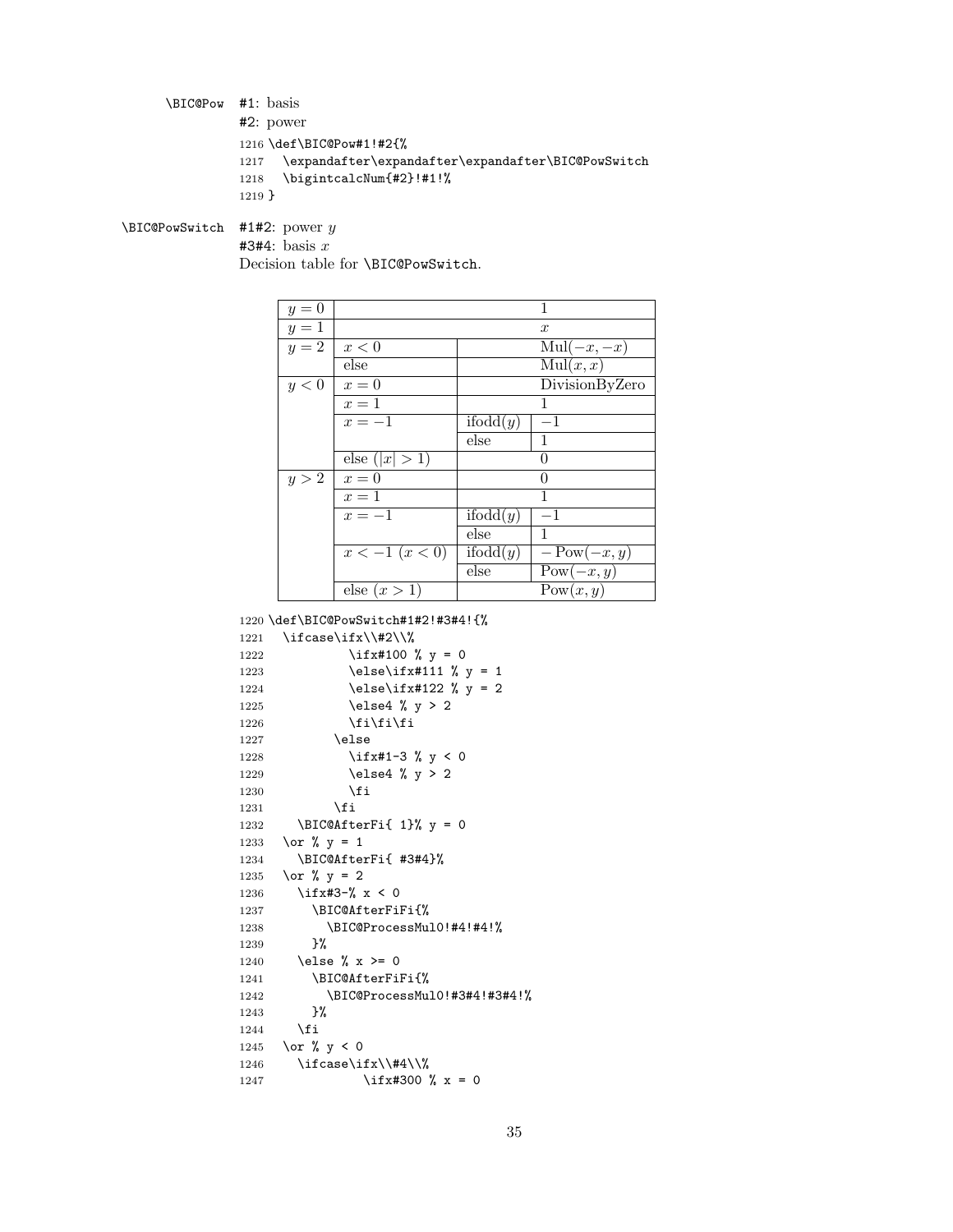`\BIC@Pow` #1: basis
#2: power

```
1216 \def\BIC@Pow#1!#2{%
1217   \expandafter\expandafter\expandafter\BIC@PowSwitch
1218   \bigintcalcNum{#2}!#1!%
1219 }
```

`\BIC@PowSwitch` #1#2: power $y$
#3#4: basis $x$
Decision table for `\BIC@PowSwitch`.

| | | | |
|---|---|---|---|
| $y = 0$ | | | 1 |
| $y = 1$ | | | $x$ |
| $y = 2$ | $x < 0$ | | $\text{Mul}(-x, -x)$ |
| | else | | $\text{Mul}(x, x)$ |
| $y < 0$ | $x = 0$ | | DivisionByZero |
| | $x = 1$ | | 1 |
| | $x = -1$ | ifodd($y$) | $-1$ |
| | | else | 1 |
| | else ($\vert x\vert > 1$) | | 0 |
| $y > 2$ | $x = 0$ | | 0 |
| | $x = 1$ | | 1 |
| | $x = -1$ | ifodd($y$) | $-1$ |
| | | else | 1 |
| | $x < -1$ ($x < 0$) | ifodd($y$) | $-\text{Pow}(-x, y)$ |
| | | else | $\text{Pow}(-x, y)$ |
| | else ($x > 1$) | | $\text{Pow}(x, y)$ |

```
1220 \def\BIC@PowSwitch#1#2!#3#4!{%
1221   \ifcase\ifx\\#2\\%
1222           \ifx#100 % y = 0
1223           \else\ifx#111 % y = 1
1224           \else\ifx#122 % y = 2
1225           \else4 % y > 2
1226           \fi\fi\fi
1227         \else
1228           \ifx#1-3 % y < 0
1229           \else4 % y > 2
1230           \fi
1231         \fi
1232     \BIC@AfterFi{ 1}% y = 0
1233   \or % y = 1
1234     \BIC@AfterFi{ #3#4}%
1235   \or % y = 2
1236     \ifx#3-% x < 0
1237       \BIC@AfterFiFi{%
1238         \BIC@ProcessMul0!#4!#4!%
1239       }%
1240     \else % x >= 0
1241       \BIC@AfterFiFi{%
1242         \BIC@ProcessMul0!#3#4!#3#4!%
1243       }%
1244     \fi
1245   \or % y < 0
1246     \ifcase\ifx\\#4\\%
1247             \ifx#300 % x = 0
```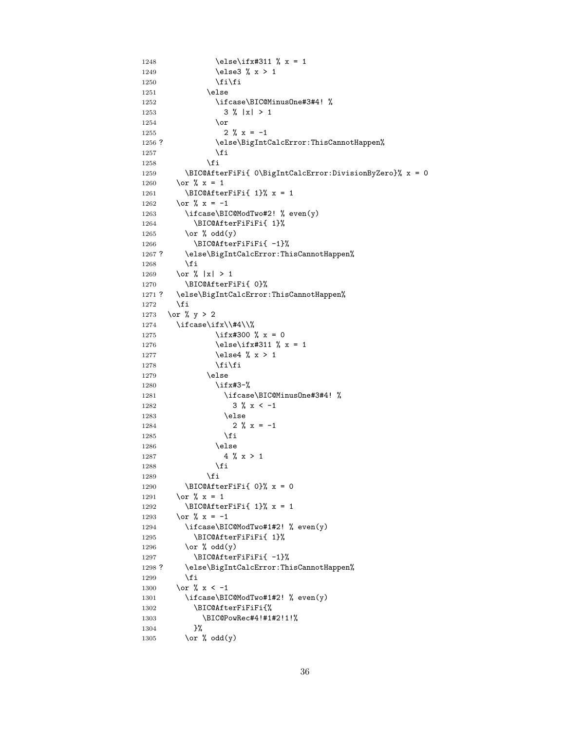```
1248              \else\ifx#311 % x = 1
1249              \else3 % x > 1
1250              \fi\fi
1251            \else
1252              \ifcase\BIC@MinusOne#3#4! %
1253                3 % |x| > 1
1254              \or
1255                2 % x = -1
1256 ?            \else\BigIntCalcError:ThisCannotHappen%
1257              \fi
1258            \fi
1259        \BIC@AfterFiFi{ 0\BigIntCalcError:DivisionByZero}% x = 0
1260      \or % x = 1
1261        \BIC@AfterFiFi{ 1}% x = 1
1262      \or % x = -1
1263        \ifcase\BIC@ModTwo#2! % even(y)
1264          \BIC@AfterFiFiFi{ 1}%
1265        \or % odd(y)
1266          \BIC@AfterFiFiFi{ -1}%
1267 ?      \else\BigIntCalcError:ThisCannotHappen%
1268        \fi
1269      \or % |x| > 1
1270        \BIC@AfterFiFi{ 0}%
1271 ?    \else\BigIntCalcError:ThisCannotHappen%
1272      \fi
1273    \or % y > 2
1274      \ifcase\ifx\\#4\\%
1275              \ifx#300 % x = 0
1276              \else\ifx#311 % x = 1
1277              \else4 % x > 1
1278              \fi\fi
1279            \else
1280              \ifx#3-%
1281                \ifcase\BIC@MinusOne#3#4! %
1282                  3 % x < -1
1283                \else
1284                  2 % x = -1
1285                \fi
1286              \else
1287                4 % x > 1
1288              \fi
1289            \fi
1290        \BIC@AfterFiFi{ 0}% x = 0
1291      \or % x = 1
1292        \BIC@AfterFiFi{ 1}% x = 1
1293      \or % x = -1
1294        \ifcase\BIC@ModTwo#1#2! % even(y)
1295          \BIC@AfterFiFiFi{ 1}%
1296        \or % odd(y)
1297          \BIC@AfterFiFiFi{ -1}%
1298 ?      \else\BigIntCalcError:ThisCannotHappen%
1299        \fi
1300      \or % x < -1
1301        \ifcase\BIC@ModTwo#1#2! % even(y)
1302          \BIC@AfterFiFiFi{%
1303            \BIC@PowRec#4!#1#2!1!%
1304          }%
1305        \or % odd(y)
```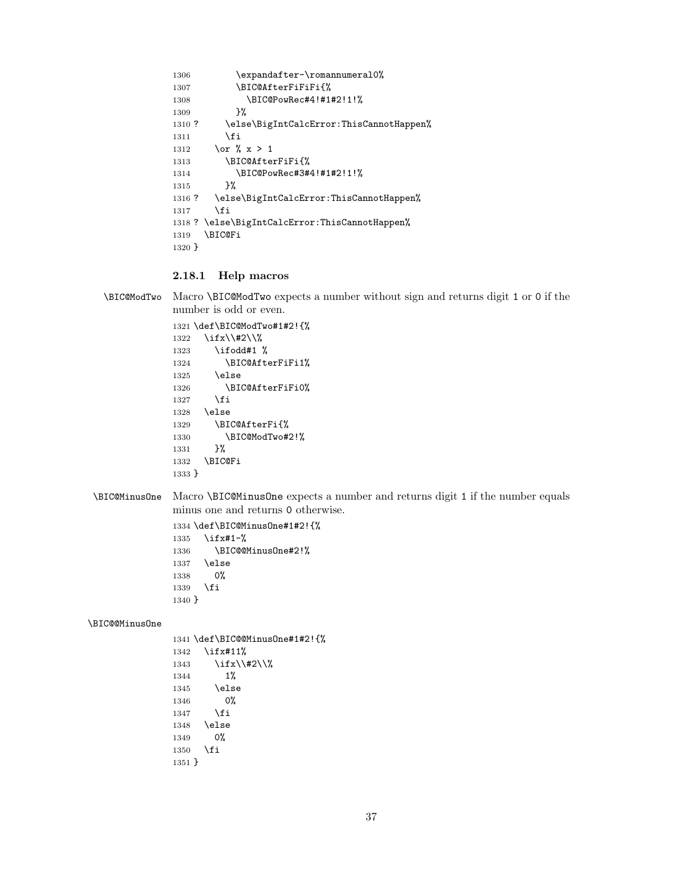```
1306          \expandafter-\romannumeral0%
1307          \BIC@AfterFiFiFi{%
1308            \BIC@PowRec#4!#1#2!1!%
1309          }%
1310 ?      \else\BigIntCalcError:ThisCannotHappen%
1311        \fi
1312      \or % x > 1
1313        \BIC@AfterFiFi{%
1314          \BIC@PowRec#3#4!#1#2!1!%
1315        }%
1316 ?    \else\BigIntCalcError:ThisCannotHappen%
1317      \fi
1318 ? \else\BigIntCalcError:ThisCannotHappen%
1319   \BIC@Fi
1320 }
```

### 2.18.1 Help macros

\BIC@ModTwo Macro \BIC@ModTwo expects a number without sign and returns digit 1 or 0 if the number is odd or even.

```
1321 \def\BIC@ModTwo#1#2!{%
1322   \ifx\\#2\\%
1323     \ifodd#1 %
1324       \BIC@AfterFiFi1%
1325     \else
1326       \BIC@AfterFiFi0%
1327     \fi
1328   \else
1329     \BIC@AfterFi{%
1330       \BIC@ModTwo#2!%
1331     }%
1332   \BIC@Fi
1333 }
```

\BIC@MinusOne Macro \BIC@MinusOne expects a number and returns digit 1 if the number equals minus one and returns 0 otherwise.

```
1334 \def\BIC@MinusOne#1#2!{%
1335   \ifx#1-%
1336     \BIC@@MinusOne#2!%
1337   \else
1338     0%
1339   \fi
1340 }
```

\BIC@@MinusOne

```
1341 \def\BIC@@MinusOne#1#2!{%
1342   \ifx#11%
1343     \ifx\\#2\\%
1344       1%
1345     \else
1346       0%
1347     \fi
1348   \else
1349     0%
1350   \fi
1351 }
```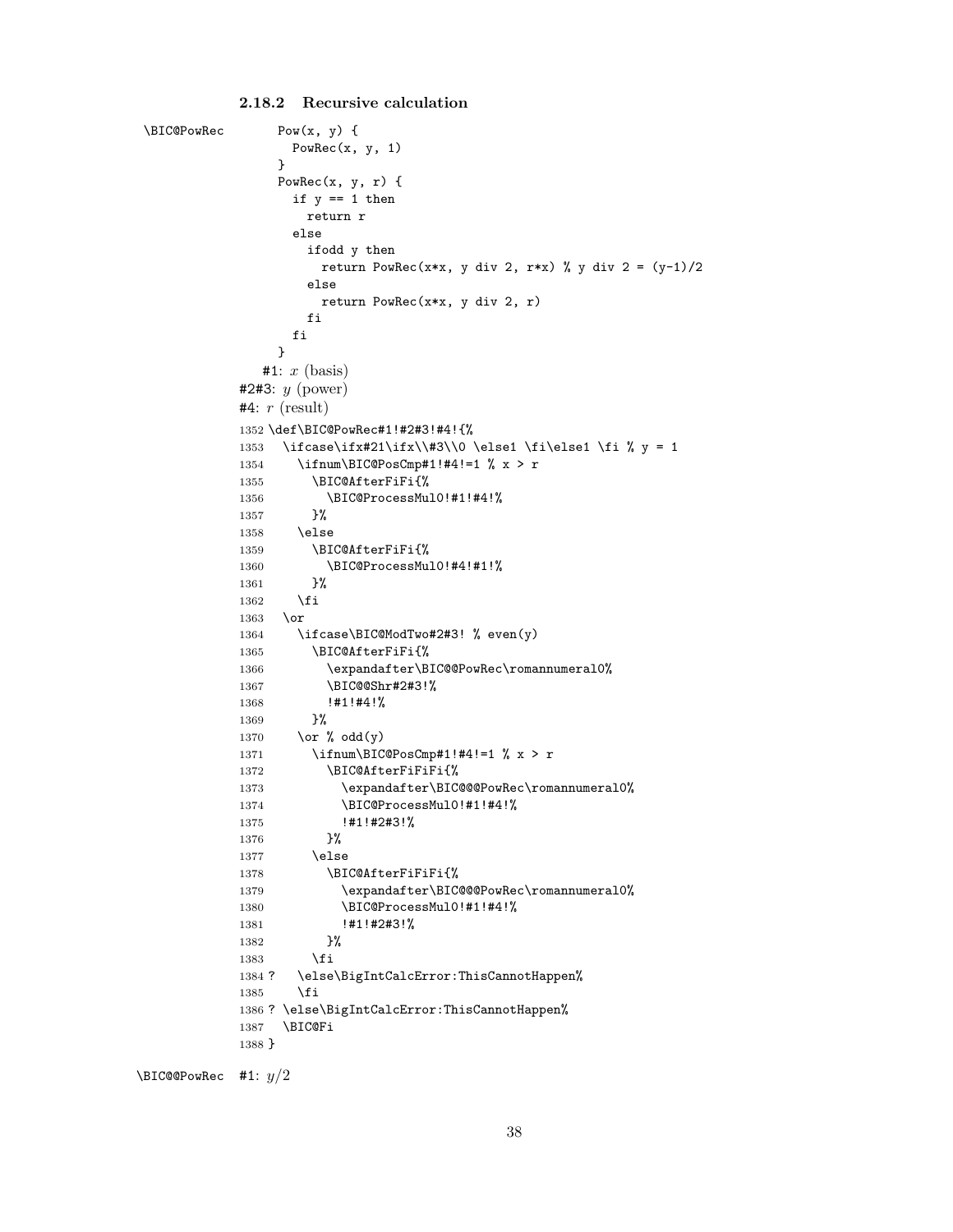### 2.18.2 Recursive calculation

\BIC@PowRec

```
Pow(x, y) {
  PowRec(x, y, 1)
}
PowRec(x, y, r) {
  if y == 1 then
    return r
  else
    ifodd y then
      return PowRec(x*x, y div 2, r*x) % y div 2 = (y-1)/2
    else
      return PowRec(x*x, y div 2, r)
    fi
  fi
}
```

#1: $x$ (basis)
#2#3: $y$ (power)
#4: $r$ (result)

```
1352 \def\BIC@PowRec#1!#2#3!#4!{%
1353   \ifcase\ifx#21\ifx\\#3\\0 \else1 \fi\else1 \fi % y = 1
1354     \ifnum\BIC@PosCmp#1!#4!=1 % x > r
1355       \BIC@AfterFiFi{%
1356         \BIC@ProcessMul0!#1!#4!%
1357       }%
1358     \else
1359       \BIC@AfterFiFi{%
1360         \BIC@ProcessMul0!#4!#1!%
1361       }%
1362     \fi
1363   \or
1364     \ifcase\BIC@ModTwo#2#3! % even(y)
1365       \BIC@AfterFiFi{%
1366         \expandafter\BIC@@PowRec\romannumeral0%
1367         \BIC@@Shr#2#3!%
1368         !#1!#4!%
1369       }%
1370     \or % odd(y)
1371       \ifnum\BIC@PosCmp#1!#4!=1 % x > r
1372         \BIC@AfterFiFiFi{%
1373           \expandafter\BIC@@@PowRec\romannumeral0%
1374           \BIC@ProcessMul0!#1!#4!%
1375           !#1!#2#3!%
1376         }%
1377       \else
1378         \BIC@AfterFiFiFi{%
1379           \expandafter\BIC@@@PowRec\romannumeral0%
1380           \BIC@ProcessMul0!#1!#4!%
1381           !#1!#2#3!%
1382         }%
1383       \fi
1384 ?   \else\BigIntCalcError:ThisCannotHappen%
1385     \fi
1386 ? \else\BigIntCalcError:ThisCannotHappen%
1387   \BIC@Fi
1388 }
```

\BIC@@PowRec #1: $y/2$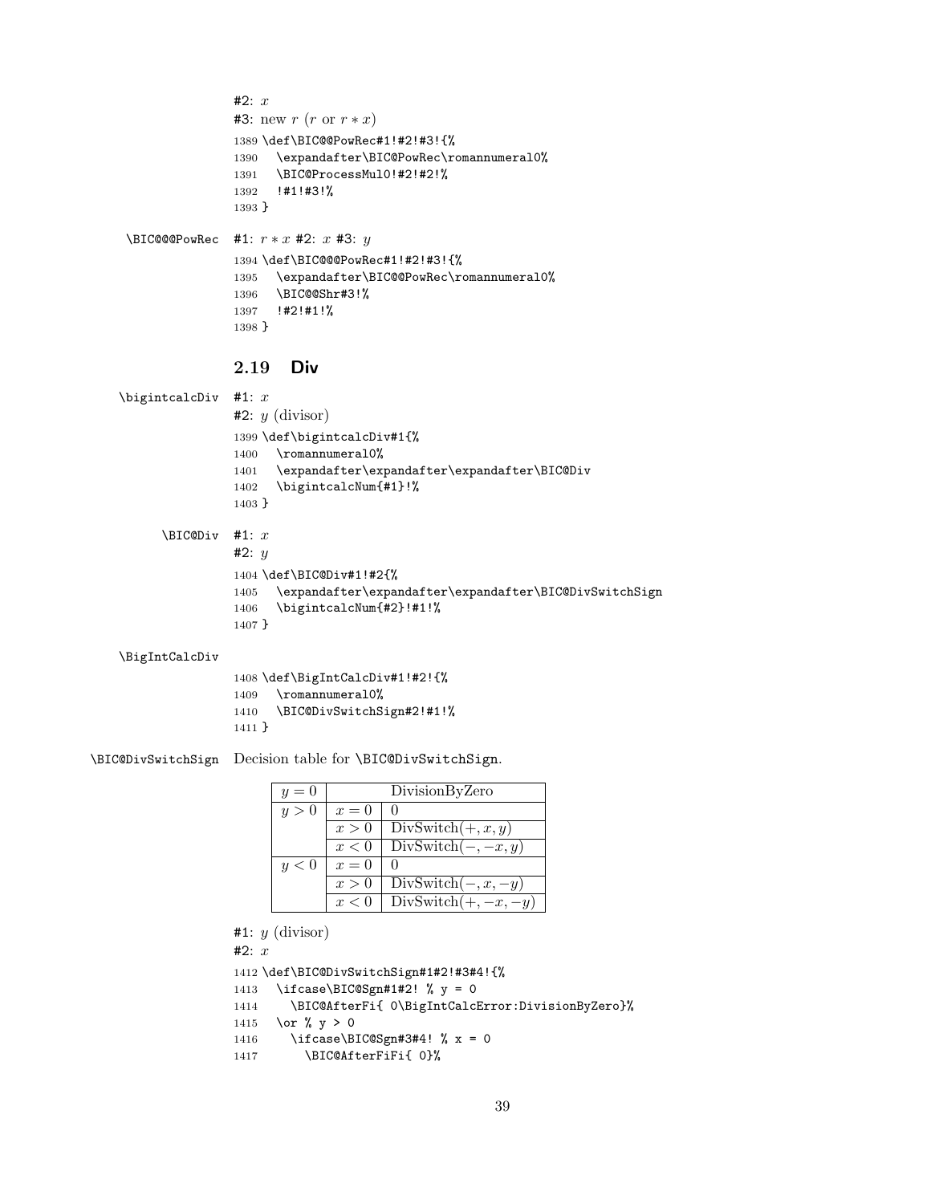#2: $x$

#3: new $r$ ($r$ or $r * x$)

```
1389 \def\BIC@@PowRec#1!#2!#3!{%
1390   \expandafter\BIC@PowRec\romannumeral0%
1391   \BIC@ProcessMul0!#2!#2!%
1392   !#1!#3!%
1393 }
```

\BIC@@@PowRec #1: $r * x$ #2: $x$ #3: $y$

```
1394 \def\BIC@@@PowRec#1!#2!#3!{%
1395   \expandafter\BIC@@PowRec\romannumeral0%
1396   \BIC@@Shr#3!%
1397   !#2!#1!%
1398 }
```

## 2.19 Div

\bigintcalcDiv #1: $x$

#2: $y$ (divisor)

```
1399 \def\bigintcalcDiv#1{%
1400   \romannumeral0%
1401   \expandafter\expandafter\expandafter\BIC@Div
1402   \bigintcalcNum{#1}!%
1403 }
```

\BIC@Div #1: $x$

#2: $y$

```
1404 \def\BIC@Div#1!#2{%
1405   \expandafter\expandafter\expandafter\BIC@DivSwitchSign
1406   \bigintcalcNum{#2}!#1!%
1407 }
```

\BigIntCalcDiv

```
1408 \def\BigIntCalcDiv#1!#2!{%
1409   \romannumeral0%
1410   \BIC@DivSwitchSign#2!#1!%
1411 }
```

\BIC@DivSwitchSign Decision table for \BIC@DivSwitchSign.

| | | |
|---|---|---|
| $y = 0$ | DivisionByZero | |
| $y > 0$ | $x = 0$ | 0 |
| | $x > 0$ | DivSwitch$(+, x, y)$ |
| | $x < 0$ | DivSwitch$(-, -x, y)$ |
| $y < 0$ | $x = 0$ | 0 |
| | $x > 0$ | DivSwitch$(-, x, -y)$ |
| | $x < 0$ | DivSwitch$(+, -x, -y)$ |

#1: $y$ (divisor)

#2: $x$

```
1412 \def\BIC@DivSwitchSign#1#2!#3#4!{%
1413   \ifcase\BIC@Sgn#1#2! % y = 0
1414     \BIC@AfterFi{ 0\BigIntCalcError:DivisionByZero}%
1415   \or % y > 0
1416     \ifcase\BIC@Sgn#3#4! % x = 0
1417       \BIC@AfterFiFi{ 0}%
```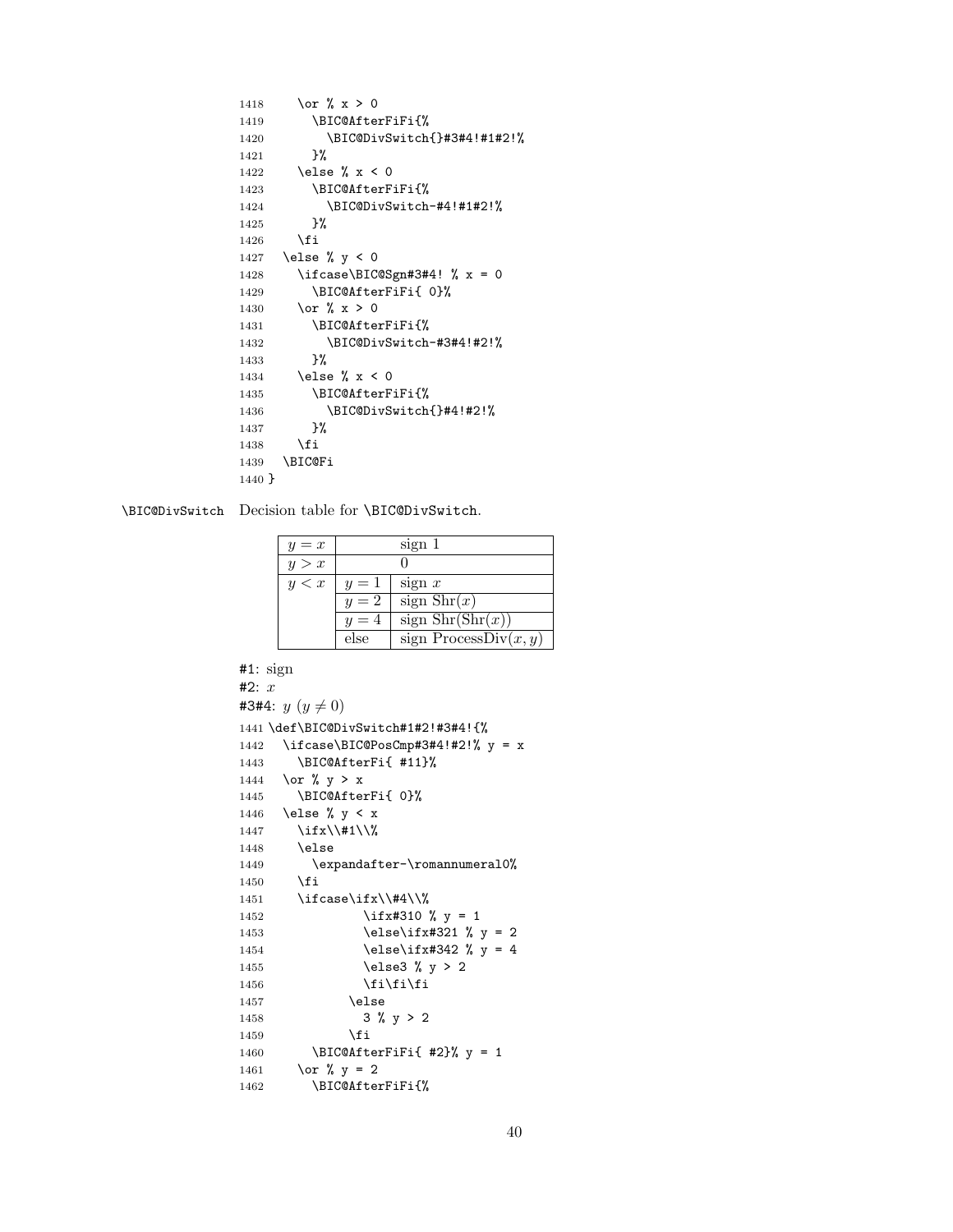```
1418     \or % x > 0
1419       \BIC@AfterFiFi{%
1420         \BIC@DivSwitch{}#3#4!#1#2!%
1421       }%
1422     \else % x < 0
1423       \BIC@AfterFiFi{%
1424         \BIC@DivSwitch-#4!#1#2!%
1425       }%
1426     \fi
1427   \else % y < 0
1428     \ifcase\BIC@Sgn#3#4! % x = 0
1429       \BIC@AfterFiFi{ 0}%
1430     \or % x > 0
1431       \BIC@AfterFiFi{%
1432         \BIC@DivSwitch-#3#4!#2!%
1433       }%
1434     \else % x < 0
1435       \BIC@AfterFiFi{%
1436         \BIC@DivSwitch{}#4!#2!%
1437       }%
1438     \fi
1439   \BIC@Fi
1440 }
```

\BIC@DivSwitch Decision table for \BIC@DivSwitch.

| | | |
|---|---|---|
| $y = x$ | | sign 1 |
| $y > x$ | | 0 |
| $y < x$ | $y = 1$ | sign $x$ |
| | $y = 2$ | sign $\mathrm{Shr}(x)$ |
| | $y = 4$ | sign $\mathrm{Shr}(\mathrm{Shr}(x))$ |
| | else | sign $\mathrm{ProcessDiv}(x, y)$ |

#1: sign
#2: $x$
#3#4: $y$ ($y \neq 0$)

```
1441 \def\BIC@DivSwitch#1#2!#3#4!{%
1442   \ifcase\BIC@PosCmp#3#4!#2!% y = x
1443     \BIC@AfterFi{ #11}%
1444   \or % y > x
1445     \BIC@AfterFi{ 0}%
1446   \else % y < x
1447     \ifx\\#1\\%
1448     \else
1449       \expandafter-\romannumeral0%
1450     \fi
1451     \ifcase\ifx\\#4\\%
1452              \ifx#310 % y = 1
1453              \else\ifx#321 % y = 2
1454              \else\ifx#342 % y = 4
1455              \else3 % y > 2
1456              \fi\fi\fi
1457            \else
1458              3 % y > 2
1459            \fi
1460       \BIC@AfterFiFi{ #2}% y = 1
1461     \or % y = 2
1462       \BIC@AfterFiFi{%
```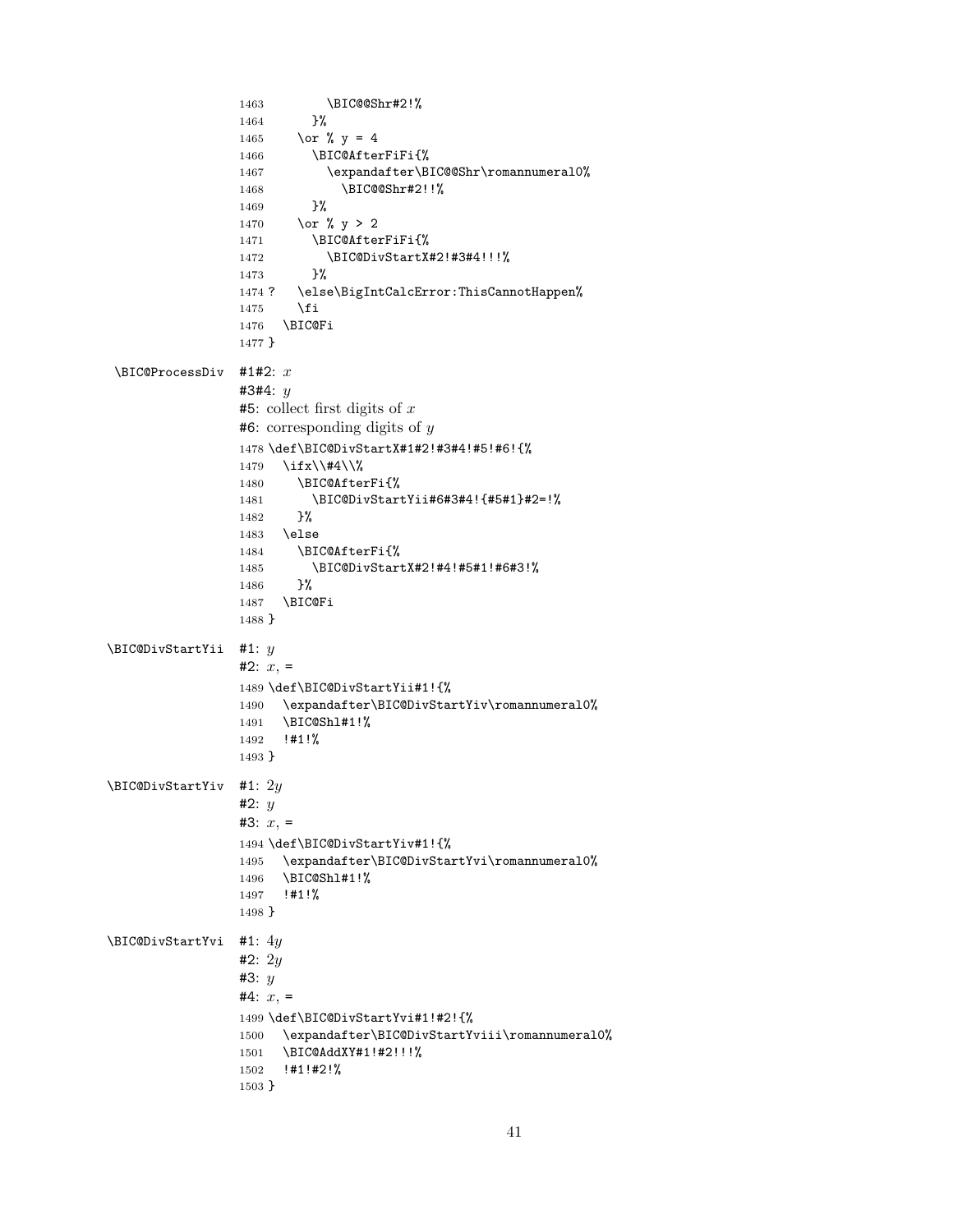```
1463          \BIC@@Shr#2!%
1464        }%
1465      \or % y = 4
1466        \BIC@AfterFiFi{%
1467          \expandafter\BIC@@Shr\romannumeral0%
1468            \BIC@@Shr#2!!%
1469        }%
1470      \or % y > 2
1471        \BIC@AfterFiFi{%
1472          \BIC@DivStartX#2!#3#4!!!%
1473        }%
1474 ?    \else\BigIntCalcError:ThisCannotHappen%
1475      \fi
1476    \BIC@Fi
1477 }
```

\BIC@ProcessDiv #1#2: $x$

#3#4: $y$

#5: collect first digits of $x$

#6: corresponding digits of $y$

```
1478 \def\BIC@DivStartX#1#2!#3#4!#5!#6!{%
1479   \ifx\\#4\\%
1480     \BIC@AfterFi{%
1481       \BIC@DivStartYii#6#3#4!{#5#1}#2=!%
1482     }%
1483   \else
1484     \BIC@AfterFi{%
1485       \BIC@DivStartX#2!#4!#5#1!#6#3!%
1486     }%
1487   \BIC@Fi
1488 }
```

\BIC@DivStartYii #1: $y$

#2: $x$, =

```
1489 \def\BIC@DivStartYii#1!{%
1490   \expandafter\BIC@DivStartYiv\romannumeral0%
1491   \BIC@Shl#1!%
1492   !#1!%
1493 }
```

\BIC@DivStartYiv #1: $2y$

#2: $y$

#3: $x$, =

```
1494 \def\BIC@DivStartYiv#1!{%
1495   \expandafter\BIC@DivStartYvi\romannumeral0%
1496   \BIC@Shl#1!%
1497   !#1!%
1498 }
```

\BIC@DivStartYvi #1: $4y$

#2: $2y$

#3: $y$

#4: $x$, =

```
1499 \def\BIC@DivStartYvi#1!#2!{%
1500   \expandafter\BIC@DivStartYviii\romannumeral0%
1501   \BIC@AddXY#1!#2!!!%
1502   !#1!#2!%
1503 }
```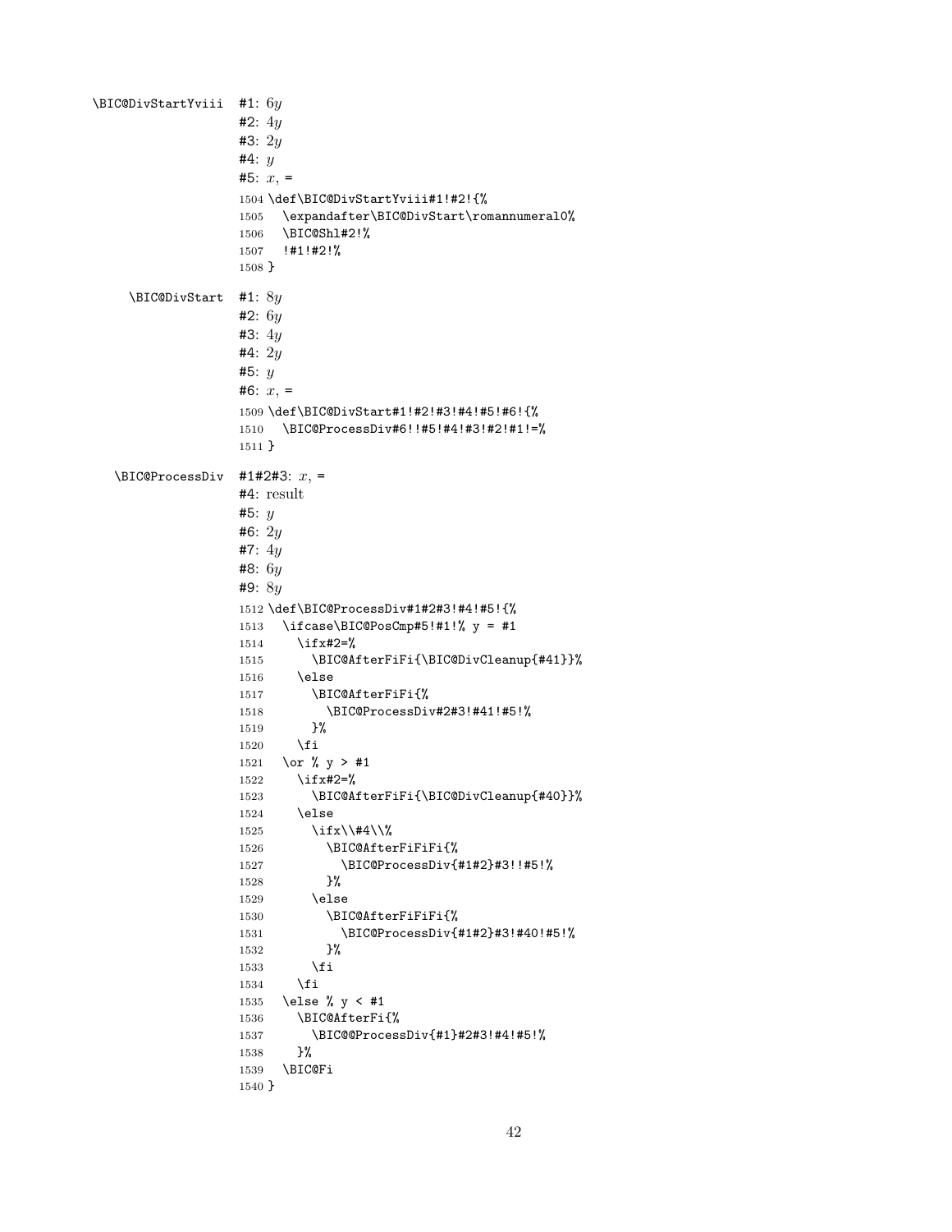\BIC@DivStartYviii #1: $6y$
#2: $4y$
#3: $2y$
#4: $y$
#5: $x$, =

```
1504 \def\BIC@DivStartYviii#1!#2!{%
1505   \expandafter\BIC@DivStart\romannumeral0%
1506   \BIC@Shl#2!%
1507   !#1!#2!%
1508 }
```

\BIC@DivStart #1: $8y$
#2: $6y$
#3: $4y$
#4: $2y$
#5: $y$
#6: $x$, =

```
1509 \def\BIC@DivStart#1!#2!#3!#4!#5!#6!{%
1510   \BIC@ProcessDiv#6!!#5!#4!#3!#2!#1!=%
1511 }
```

\BIC@ProcessDiv #1#2#3: $x$, =
#4: result
#5: $y$
#6: $2y$
#7: $4y$
#8: $6y$
#9: $8y$

```
1512 \def\BIC@ProcessDiv#1#2#3!#4!#5!{%
1513   \ifcase\BIC@PosCmp#5!#1!% y = #1
1514     \ifx#2=%
1515       \BIC@AfterFiFi{\BIC@DivCleanup{#41}}%
1516     \else
1517       \BIC@AfterFiFi{%
1518         \BIC@ProcessDiv#2#3!#41!#5!%
1519       }%
1520     \fi
1521   \or % y > #1
1522     \ifx#2=%
1523       \BIC@AfterFiFi{\BIC@DivCleanup{#40}}%
1524     \else
1525       \ifx\\#4\\%
1526         \BIC@AfterFiFiFi{%
1527           \BIC@ProcessDiv{#1#2}#3!!#5!%
1528         }%
1529       \else
1530         \BIC@AfterFiFiFi{%
1531           \BIC@ProcessDiv{#1#2}#3!#40!#5!%
1532         }%
1533       \fi
1534     \fi
1535   \else % y < #1
1536     \BIC@AfterFi{%
1537       \BIC@@ProcessDiv{#1}#2#3!#4!#5!%
1538     }%
1539   \BIC@Fi
1540 }
```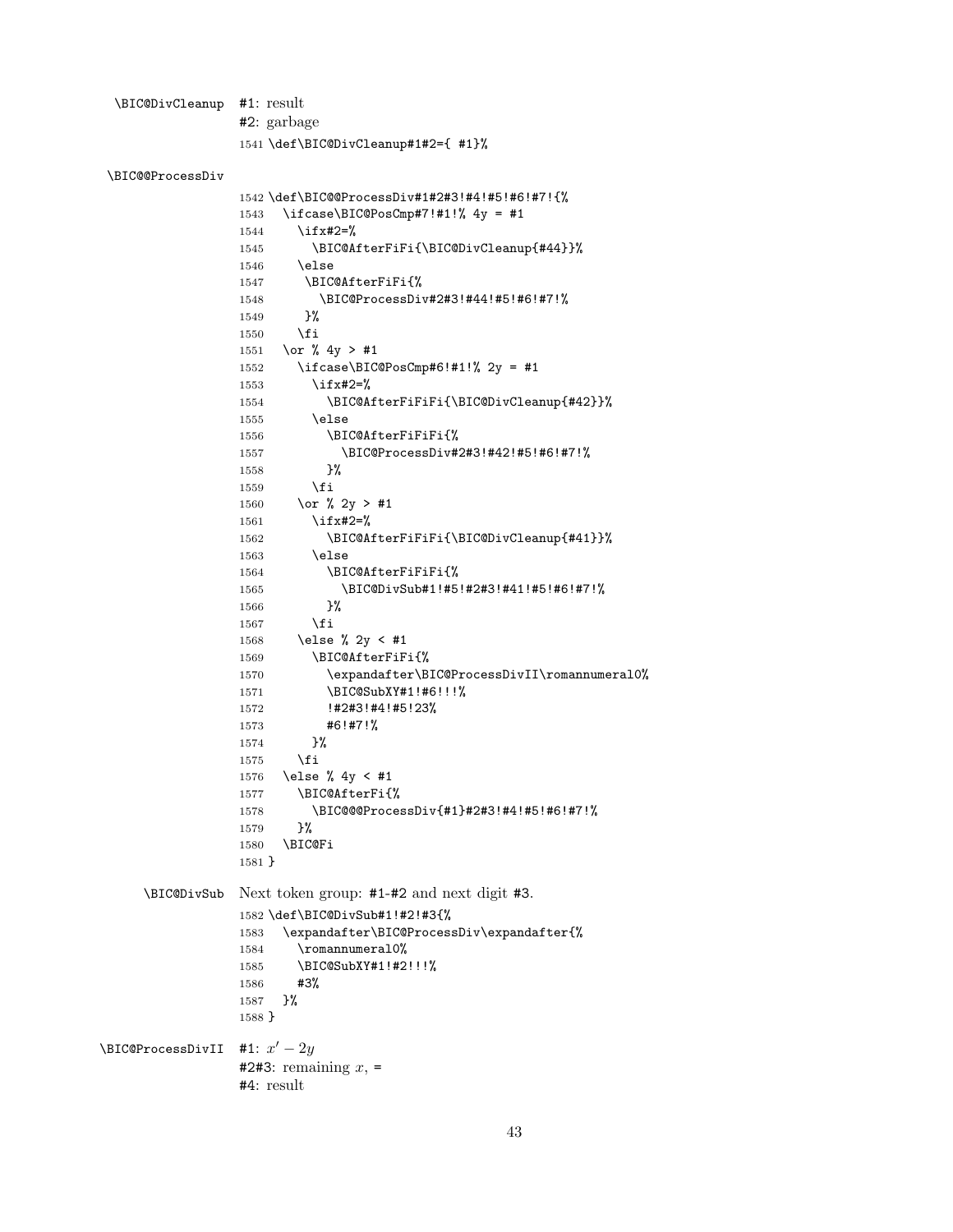\BIC@DivCleanup #1: result

#2: garbage

```
1541 \def\BIC@DivCleanup#1#2={ #1}%
```

\BIC@@ProcessDiv

```
1542 \def\BIC@@ProcessDiv#1#2#3!#4!#5!#6!#7!{%
1543   \ifcase\BIC@PosCmp#7!#1!% 4y = #1
1544     \ifx#2=%
1545       \BIC@AfterFiFi{\BIC@DivCleanup{#44}}%
1546     \else
1547      \BIC@AfterFiFi{%
1548        \BIC@ProcessDiv#2#3!#44!#5!#6!#7!%
1549      }%
1550     \fi
1551   \or % 4y > #1
1552     \ifcase\BIC@PosCmp#6!#1!% 2y = #1
1553       \ifx#2=%
1554         \BIC@AfterFiFiFi{\BIC@DivCleanup{#42}}%
1555       \else
1556         \BIC@AfterFiFiFi{%
1557           \BIC@ProcessDiv#2#3!#42!#5!#6!#7!%
1558         }%
1559       \fi
1560     \or % 2y > #1
1561       \ifx#2=%
1562         \BIC@AfterFiFiFi{\BIC@DivCleanup{#41}}%
1563       \else
1564         \BIC@AfterFiFiFi{%
1565           \BIC@DivSub#1!#5!#2#3!#41!#5!#6!#7!%
1566         }%
1567       \fi
1568     \else % 2y < #1
1569       \BIC@AfterFiFi{%
1570         \expandafter\BIC@ProcessDivII\romannumeral0%
1571         \BIC@SubXY#1!#6!!!%
1572         !#2#3!#4!#5!23%
1573         #6!#7!%
1574       }%
1575     \fi
1576   \else % 4y < #1
1577     \BIC@AfterFi{%
1578       \BIC@@@ProcessDiv{#1}#2#3!#4!#5!#6!#7!%
1579     }%
1580   \BIC@Fi
1581 }
```

\BIC@DivSub Next token group: #1-#2 and next digit #3.

```
1582 \def\BIC@DivSub#1!#2!#3{%
1583   \expandafter\BIC@ProcessDiv\expandafter{%
1584     \romannumeral0%
1585     \BIC@SubXY#1!#2!!!%
1586     #3%
1587   }%
1588 }
```

\BIC@ProcessDivII #1: $x' - 2y$

#2#3: remaining $x$, =

#4: result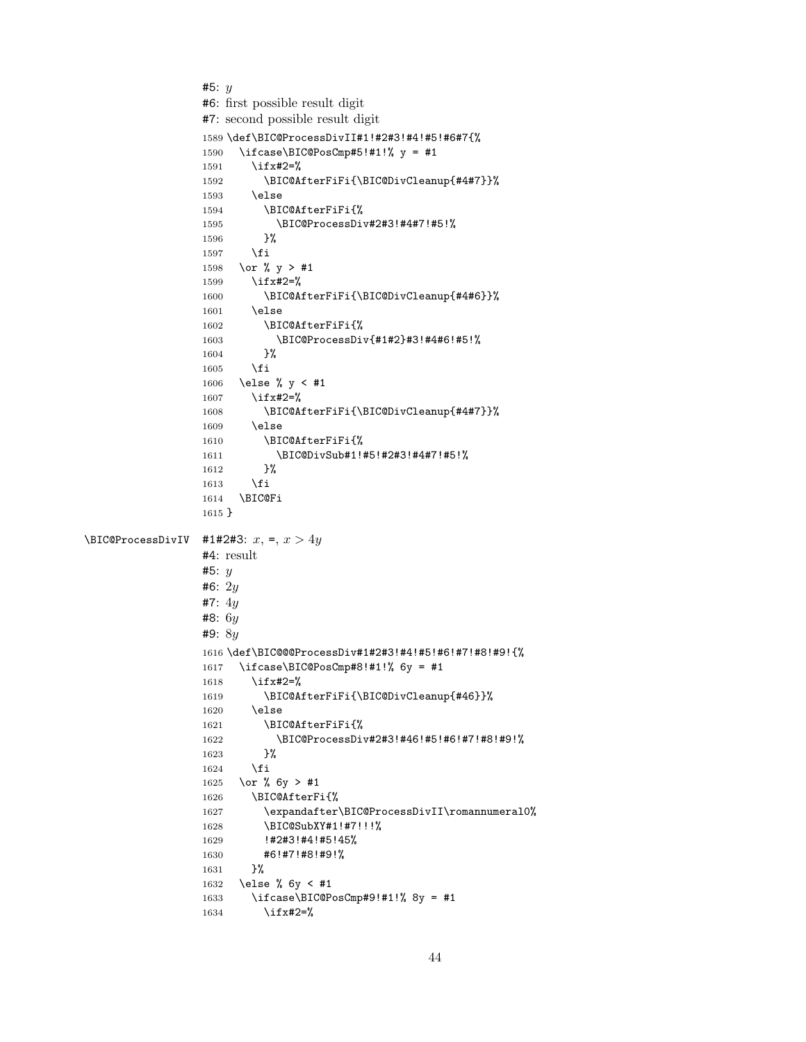#5: $y$

#6: first possible result digit

#7: second possible result digit

```
1589 \def\BIC@ProcessDivII#1!#2#3!#4!#5!#6#7{%
1590   \ifcase\BIC@PosCmp#5!#1!% y = #1
1591     \ifx#2=%
1592       \BIC@AfterFiFi{\BIC@DivCleanup{#4#7}}%
1593     \else
1594       \BIC@AfterFiFi{%
1595         \BIC@ProcessDiv#2#3!#4#7!#5!%
1596       }%
1597     \fi
1598   \or % y > #1
1599     \ifx#2=%
1600       \BIC@AfterFiFi{\BIC@DivCleanup{#4#6}}%
1601     \else
1602       \BIC@AfterFiFi{%
1603         \BIC@ProcessDiv{#1#2}#3!#4#6!#5!%
1604       }%
1605     \fi
1606   \else % y < #1
1607     \ifx#2=%
1608       \BIC@AfterFiFi{\BIC@DivCleanup{#4#7}}%
1609     \else
1610       \BIC@AfterFiFi{%
1611         \BIC@DivSub#1!#5!#2#3!#4#7!#5!%
1612       }%
1613     \fi
1614   \BIC@Fi
1615 }
```

\BIC@ProcessDivIV

#1#2#3: $x$, =, $x > 4y$

#4: result

#5: $y$

#6: $2y$

#7: $4y$

#8: $6y$

#9: $8y$

```
1616 \def\BIC@@@ProcessDiv#1#2#3!#4!#5!#6!#7!#8!#9!{%
1617   \ifcase\BIC@PosCmp#8!#1!% 6y = #1
1618     \ifx#2=%
1619       \BIC@AfterFiFi{\BIC@DivCleanup{#46}}%
1620     \else
1621       \BIC@AfterFiFi{%
1622         \BIC@ProcessDiv#2#3!#46!#5!#6!#7!#8!#9!%
1623       }%
1624     \fi
1625   \or % 6y > #1
1626     \BIC@AfterFi{%
1627       \expandafter\BIC@ProcessDivII\romannumeral0%
1628       \BIC@SubXY#1!#7!!!%
1629       !#2#3!#4!#5!45%
1630       #6!#7!#8!#9!%
1631     }%
1632   \else % 6y < #1
1633     \ifcase\BIC@PosCmp#9!#1!% 8y = #1
1634       \ifx#2=%
```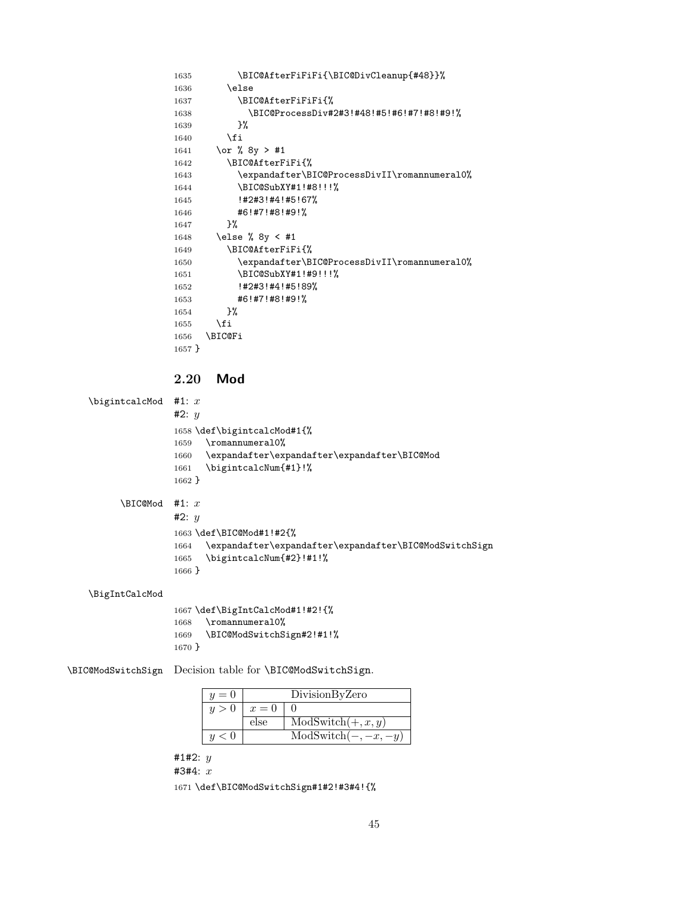```
1635        \BIC@AfterFiFiFi{\BIC@DivCleanup{#48}}%
1636      \else
1637        \BIC@AfterFiFiFi{%
1638          \BIC@ProcessDiv#2#3!#48!#5!#6!#7!#8!#9!%
1639        }%
1640      \fi
1641    \or % 8y > #1
1642      \BIC@AfterFiFi{%
1643        \expandafter\BIC@ProcessDivII\romannumeral0%
1644        \BIC@SubXY#1!#8!!!%
1645        !#2#3!#4!#5!67%
1646        #6!#7!#8!#9!%
1647      }%
1648    \else % 8y < #1
1649      \BIC@AfterFiFi{%
1650        \expandafter\BIC@ProcessDivII\romannumeral0%
1651        \BIC@SubXY#1!#9!!!%
1652        !#2#3!#4!#5!89%
1653        #6!#7!#8!#9!%
1654      }%
1655    \fi
1656  \BIC@Fi
1657 }
```

## 2.20 Mod

\bigintcalcMod #1: $x$

#2: $y$

```
1658 \def\bigintcalcMod#1{%
1659   \romannumeral0%
1660   \expandafter\expandafter\expandafter\BIC@Mod
1661   \bigintcalcNum{#1}!%
1662 }
```

\BIC@Mod #1: $x$

#2: $y$

```
1663 \def\BIC@Mod#1!#2{%
1664   \expandafter\expandafter\expandafter\BIC@ModSwitchSign
1665   \bigintcalcNum{#2}!#1!%
1666 }
```

\BigIntCalcMod

```
1667 \def\BigIntCalcMod#1!#2!{%
1668   \romannumeral0%
1669   \BIC@ModSwitchSign#2!#1!%
1670 }
```

\BIC@ModSwitchSign Decision table for \BIC@ModSwitchSign.

| | | |
|---|---|---|
| $y = 0$ | | DivisionByZero |
| $y > 0$ | $x = 0$ | 0 |
| | else | ModSwitch$(+, x, y)$ |
| $y < 0$ | | ModSwitch$(-, -x, -y)$ |

#1#2: $y$

#3#4: $x$

```
1671 \def\BIC@ModSwitchSign#1#2!#3#4!{%
```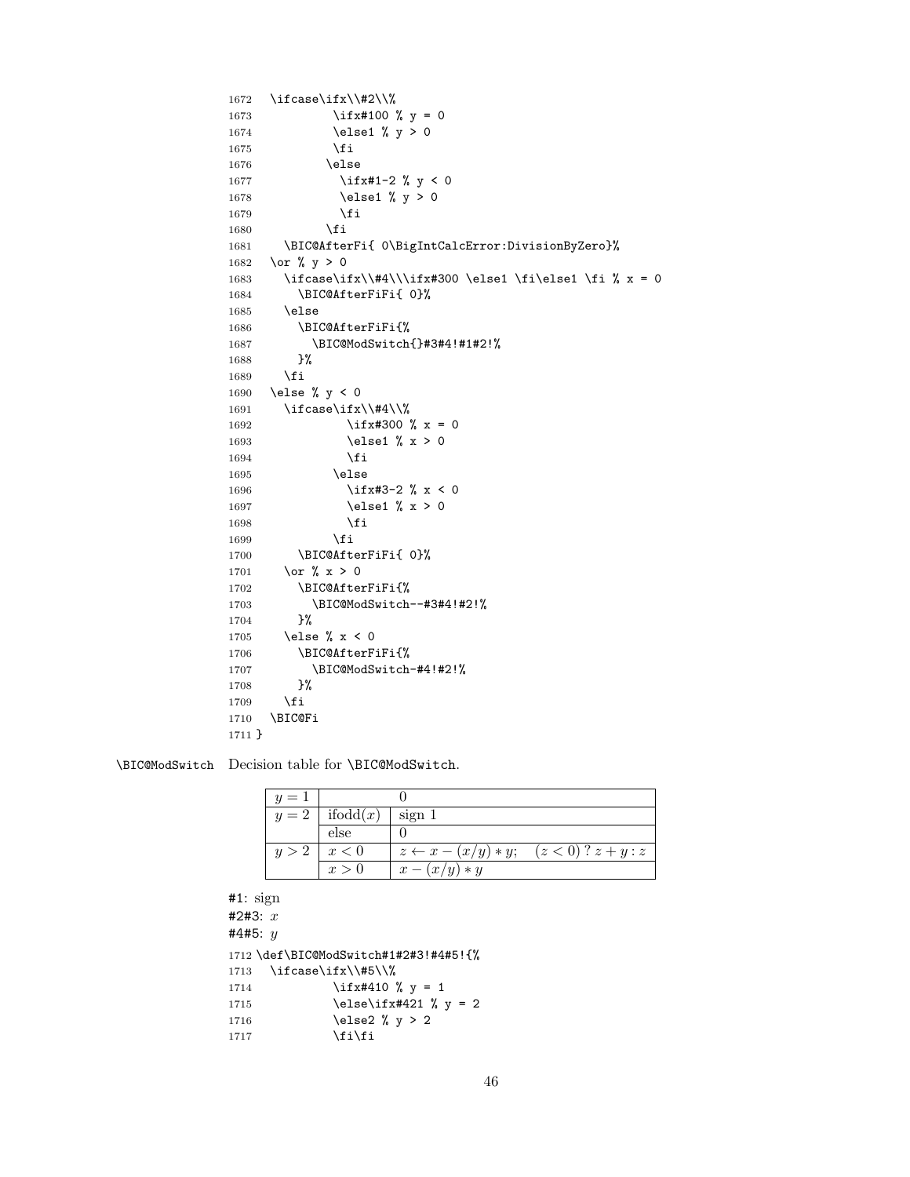```
1672   \ifcase\ifx\\#2\\%
1673            \ifx#100 % y = 0
1674            \else1 % y > 0
1675            \fi
1676          \else
1677            \ifx#1-2 % y < 0
1678            \else1 % y > 0
1679            \fi
1680          \fi
1681     \BIC@AfterFi{ 0\BigIntCalcError:DivisionByZero}%
1682   \or % y > 0
1683     \ifcase\ifx\\#4\\\ifx#300 \else1 \fi\else1 \fi % x = 0
1684       \BIC@AfterFiFi{ 0}%
1685     \else
1686       \BIC@AfterFiFi{%
1687         \BIC@ModSwitch{}#3#4!#1#2!%
1688       }%
1689     \fi
1690   \else % y < 0
1691     \ifcase\ifx\\#4\\%
1692              \ifx#300 % x = 0
1693              \else1 % x > 0
1694              \fi
1695            \else
1696              \ifx#3-2 % x < 0
1697              \else1 % x > 0
1698              \fi
1699            \fi
1700       \BIC@AfterFiFi{ 0}%
1701     \or % x > 0
1702       \BIC@AfterFiFi{%
1703         \BIC@ModSwitch--#3#4!#2!%
1704       }%
1705     \else % x < 0
1706       \BIC@AfterFiFi{%
1707         \BIC@ModSwitch-#4!#2!%
1708       }%
1709     \fi
1710   \BIC@Fi
1711 }
```

\BIC@ModSwitch Decision table for \BIC@ModSwitch.

| | | |
|---|---|---|
| $y = 1$ | | $0$ |
| $y = 2$ | ifodd($x$) | sign 1 |
| | else | $0$ |
| $y > 2$ | $x < 0$ | $z \leftarrow x - (x/y) * y; \quad (z < 0) \mathbin{?} z + y : z$ |
| | $x > 0$ | $x - (x/y) * y$ |

#1: sign

#2#3: $x$

#4#5: $y$

```
1712 \def\BIC@ModSwitch#1#2#3!#4#5!{%
1713   \ifcase\ifx\\#5\\%
1714            \ifx#410 % y = 1
1715            \else\ifx#421 % y = 2
1716            \else2 % y > 2
1717            \fi\fi
```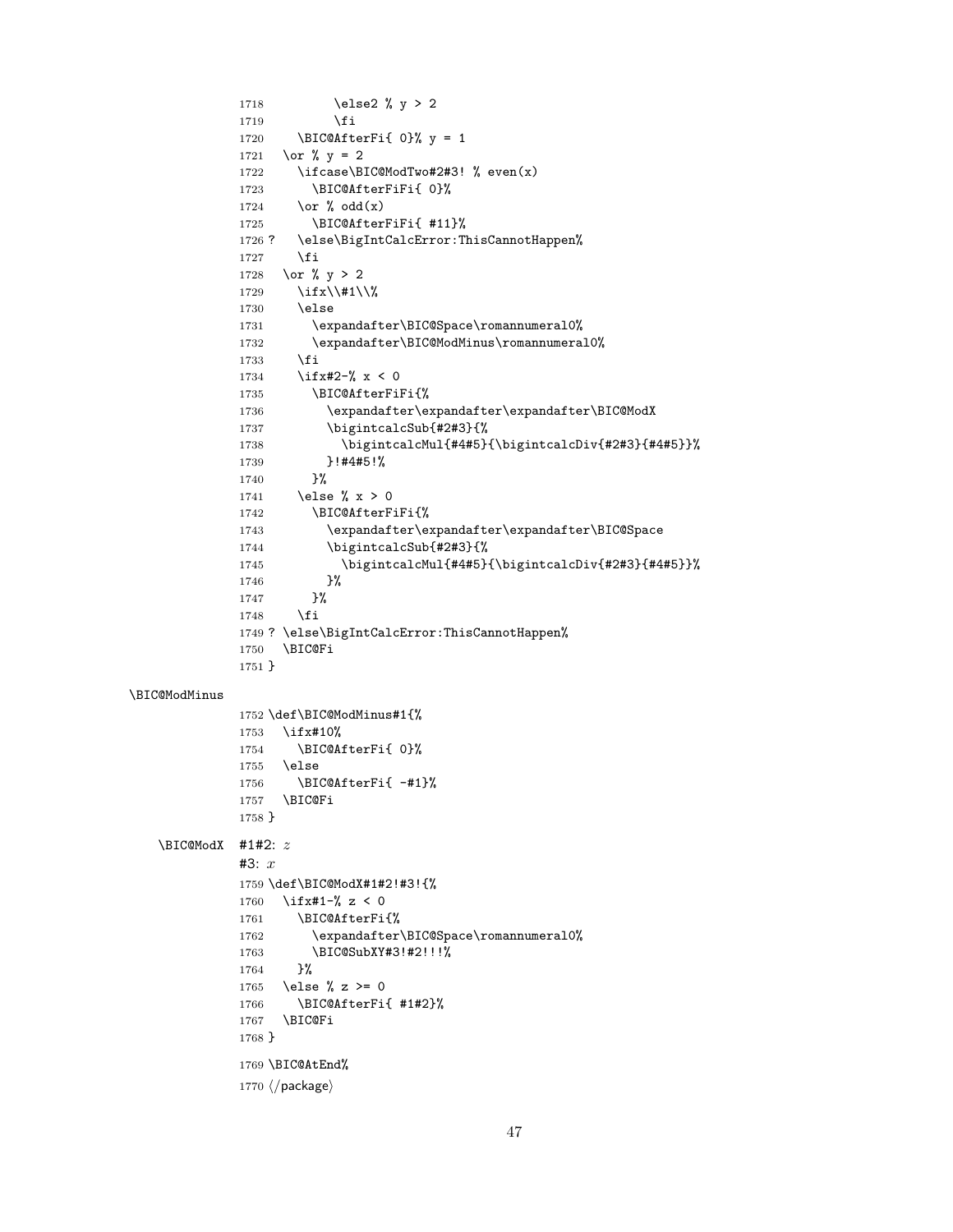```
1718          \else2 % y > 2
1719          \fi
1720    \BIC@AfterFi{ 0}% y = 1
1721  \or % y = 2
1722    \ifcase\BIC@ModTwo#2#3! % even(x)
1723      \BIC@AfterFiFi{ 0}%
1724    \or % odd(x)
1725      \BIC@AfterFiFi{ #11}%
1726 ?    \else\BigIntCalcError:ThisCannotHappen%
1727    \fi
1728  \or % y > 2
1729    \ifx\\#1\\%
1730    \else
1731      \expandafter\BIC@Space\romannumeral0%
1732      \expandafter\BIC@ModMinus\romannumeral0%
1733    \fi
1734    \ifx#2-% x < 0
1735      \BIC@AfterFiFi{%
1736        \expandafter\expandafter\expandafter\BIC@ModX
1737        \bigintcalcSub{#2#3}{%
1738          \bigintcalcMul{#4#5}{\bigintcalcDiv{#2#3}{#4#5}}%
1739        }!#4#5!%
1740      }%
1741    \else % x > 0
1742      \BIC@AfterFiFi{%
1743        \expandafter\expandafter\expandafter\BIC@Space
1744        \bigintcalcSub{#2#3}{%
1745          \bigintcalcMul{#4#5}{\bigintcalcDiv{#2#3}{#4#5}}%
1746        }%
1747      }%
1748    \fi
1749 ? \else\BigIntCalcError:ThisCannotHappen%
1750  \BIC@Fi
1751 }
```

\BIC@ModMinus

```
1752 \def\BIC@ModMinus#1{%
1753   \ifx#10%
1754     \BIC@AfterFi{ 0}%
1755   \else
1756     \BIC@AfterFi{ -#1}%
1757   \BIC@Fi
1758 }
```

\BIC@ModX  #1#2: $z$

#3: $x$

```
1759 \def\BIC@ModX#1#2!#3!{%
1760   \ifx#1-% z < 0
1761     \BIC@AfterFi{%
1762       \expandafter\BIC@Space\romannumeral0%
1763       \BIC@SubXY#3!#2!!!%
1764     }%
1765   \else % z >= 0
1766     \BIC@AfterFi{ #1#2}%
1767   \BIC@Fi
1768 }

1769 \BIC@AtEnd%
1770 ⟨/package⟩
```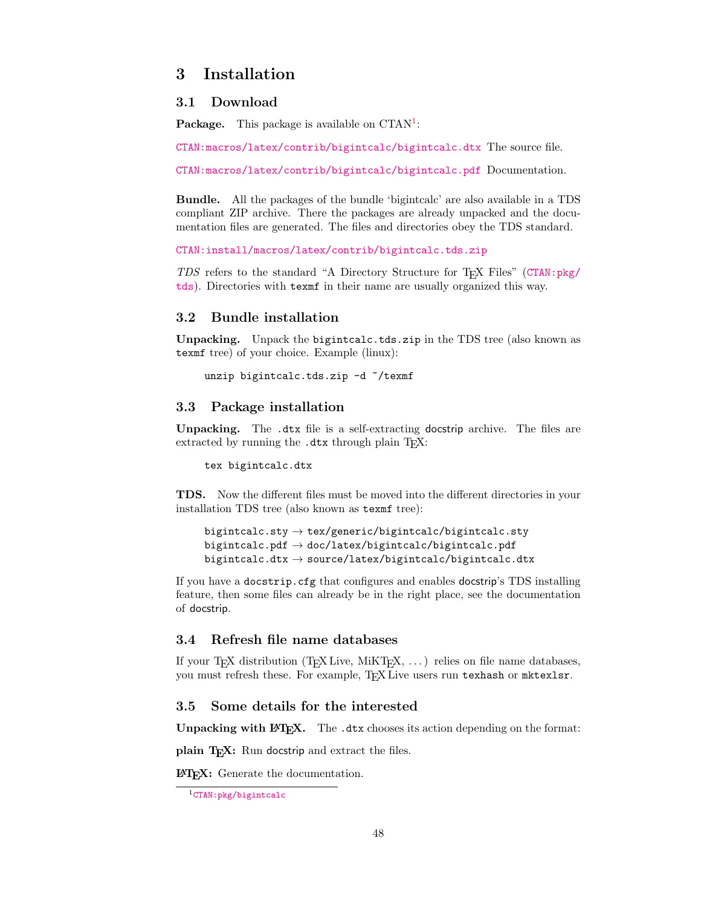## 3 Installation

### 3.1 Download

**Package.** This package is available on CTAN[1]:

CTAN:macros/latex/contrib/bigintcalc/bigintcalc.dtx The source file.

CTAN:macros/latex/contrib/bigintcalc/bigintcalc.pdf Documentation.

**Bundle.** All the packages of the bundle 'bigintcalc' are also available in a TDS compliant ZIP archive. There the packages are already unpacked and the documentation files are generated. The files and directories obey the TDS standard.

CTAN:install/macros/latex/contrib/bigintcalc.tds.zip

*TDS* refers to the standard "A Directory Structure for TeX Files" (CTAN:pkg/tds). Directories with `texmf` in their name are usually organized this way.

### 3.2 Bundle installation

**Unpacking.** Unpack the `bigintcalc.tds.zip` in the TDS tree (also known as `texmf` tree) of your choice. Example (linux):

```
unzip bigintcalc.tds.zip -d ~/texmf
```

### 3.3 Package installation

**Unpacking.** The `.dtx` file is a self-extracting docstrip archive. The files are extracted by running the `.dtx` through plain TeX:

```
tex bigintcalc.dtx
```

**TDS.** Now the different files must be moved into the different directories in your installation TDS tree (also known as `texmf` tree):

```
bigintcalc.sty → tex/generic/bigintcalc/bigintcalc.sty
bigintcalc.pdf → doc/latex/bigintcalc/bigintcalc.pdf
bigintcalc.dtx → source/latex/bigintcalc/bigintcalc.dtx
```

If you have a `docstrip.cfg` that configures and enables docstrip's TDS installing feature, then some files can already be in the right place, see the documentation of docstrip.

### 3.4 Refresh file name databases

If your TeX distribution (TeX Live, MiKTeX, ...) relies on file name databases, you must refresh these. For example, TeX Live users run `texhash` or `mktexlsr`.

### 3.5 Some details for the interested

**Unpacking with LaTeX.** The `.dtx` chooses its action depending on the format:

**plain TeX:** Run docstrip and extract the files.

**LaTeX:** Generate the documentation.

[1] CTAN:pkg/bigintcalc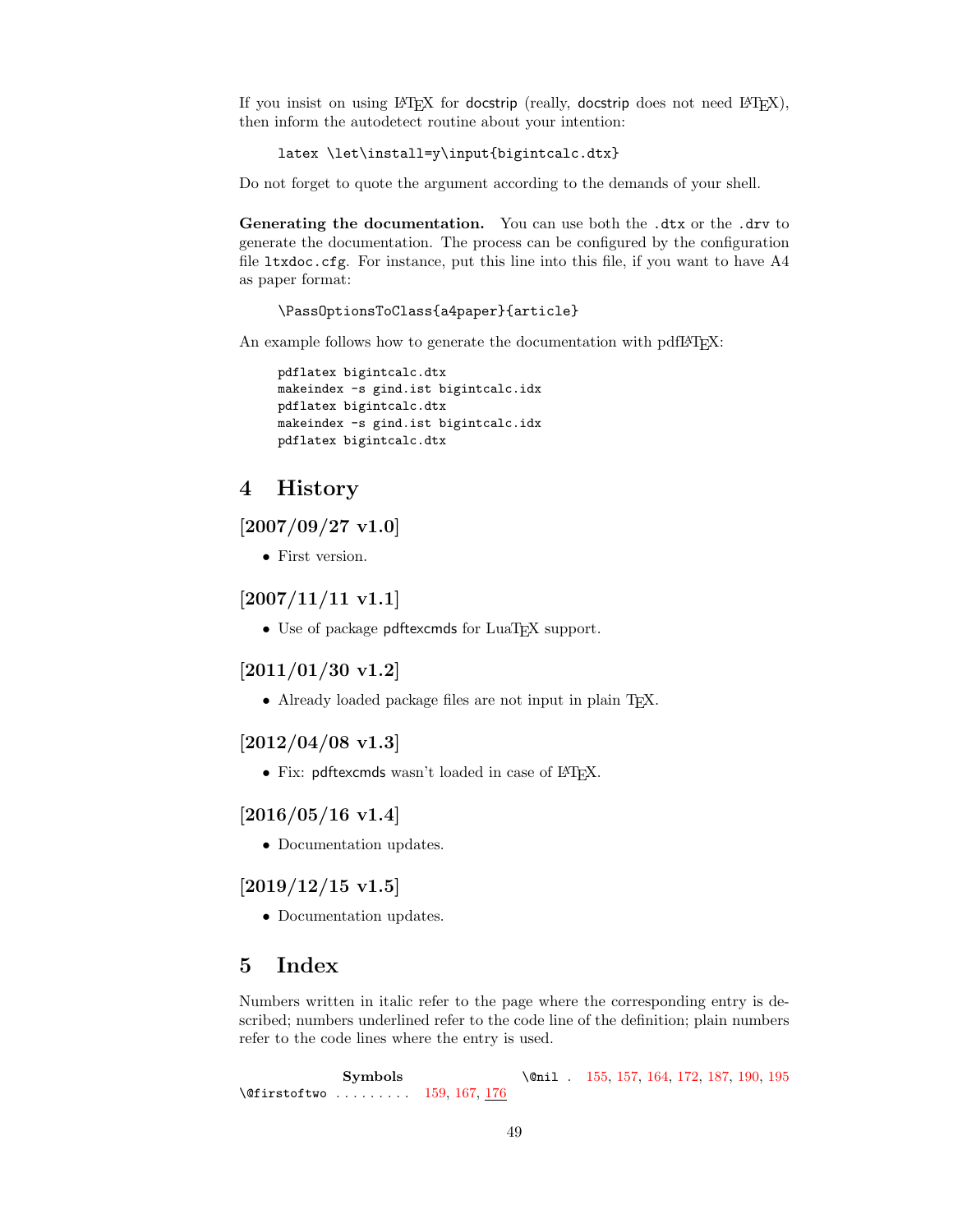If you insist on using LaTeX for docstrip (really, docstrip does not need LaTeX), then inform the autodetect routine about your intention:

```
latex \let\install=y\input{bigintcalc.dtx}
```

Do not forget to quote the argument according to the demands of your shell.

**Generating the documentation.** You can use both the .dtx or the .drv to generate the documentation. The process can be configured by the configuration file ltxdoc.cfg. For instance, put this line into this file, if you want to have A4 as paper format:

```
\PassOptionsToClass{a4paper}{article}
```

An example follows how to generate the documentation with pdfLaTeX:

```
pdflatex bigintcalc.dtx
makeindex -s gind.ist bigintcalc.idx
pdflatex bigintcalc.dtx
makeindex -s gind.ist bigintcalc.idx
pdflatex bigintcalc.dtx
```

# 4 History

## [2007/09/27 v1.0]

- First version.

## [2007/11/11 v1.1]

- Use of package pdftexcmds for LuaTeX support.

## [2011/01/30 v1.2]

- Already loaded package files are not input in plain TeX.

## [2012/04/08 v1.3]

- Fix: pdftexcmds wasn't loaded in case of LaTeX.

## [2016/05/16 v1.4]

- Documentation updates.

## [2019/12/15 v1.5]

- Documentation updates.

# 5 Index

Numbers written in italic refer to the page where the corresponding entry is described; numbers underlined refer to the code line of the definition; plain numbers refer to the code lines where the entry is used.

**Symbols**

\@firstoftwo . . . . . . . . . 159, 167, <u>176</u>

\@nil . 155, 157, 164, 172, 187, 190, 195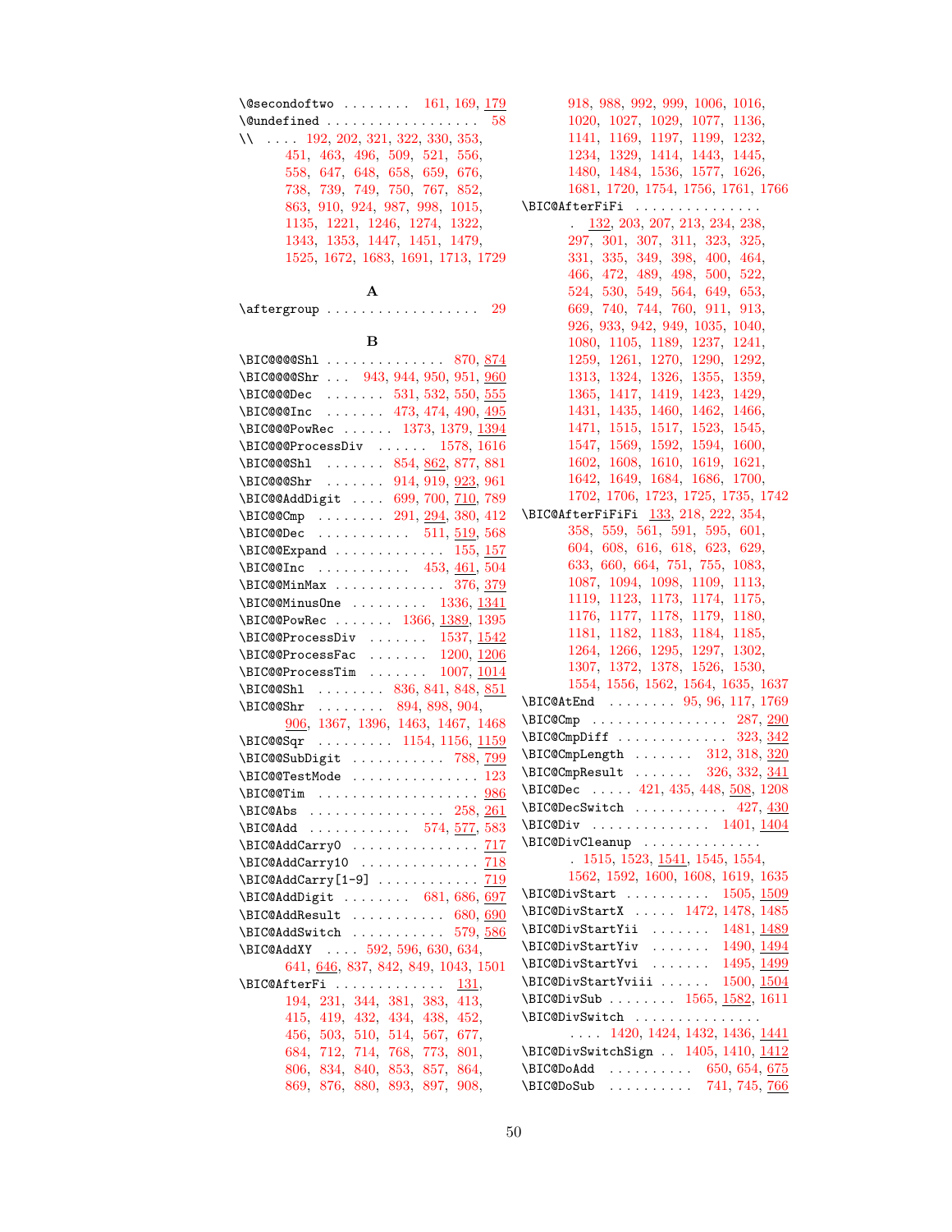\@secondoftwo . . . . . . . . 161, 169, 179
\@undefined . . . . . . . . . . . . . . . . . . 58
\\ . . . . 192, 202, 321, 322, 330, 353, 451, 463, 496, 509, 521, 556, 558, 647, 648, 658, 659, 676, 738, 739, 749, 750, 767, 852, 863, 910, 924, 987, 998, 1015, 1135, 1221, 1246, 1274, 1322, 1343, 1353, 1447, 1451, 1479, 1525, 1672, 1683, 1691, 1713, 1729

**A**

\aftergroup . . . . . . . . . . . . . . . . . . 29

**B**

\BIC@@@@Shl . . . . . . . . . . . . . . 870, 874
\BIC@@@@Shr . . . 943, 944, 950, 951, 960
\BIC@@@Dec . . . . . . . 531, 532, 550, 555
\BIC@@@Inc . . . . . . . 473, 474, 490, 495
\BIC@@@PowRec . . . . . . 1373, 1379, 1394
\BIC@@@ProcessDiv . . . . . . 1578, 1616
\BIC@@@Shl . . . . . . . 854, 862, 877, 881
\BIC@@@Shr . . . . . . . 914, 919, 923, 961
\BIC@@AddDigit . . . . 699, 700, 710, 789
\BIC@@Cmp . . . . . . . . 291, 294, 380, 412
\BIC@@Dec . . . . . . . . . . . 511, 519, 568
\BIC@@Expand . . . . . . . . . . . . 155, 157
\BIC@@Inc . . . . . . . . . . . 453, 461, 504
\BIC@@MinMax . . . . . . . . . . . . 376, 379
\BIC@@MinusOne . . . . . . . . . 1336, 1341
\BIC@@PowRec . . . . . . . 1366, 1389, 1395
\BIC@@ProcessDiv . . . . . . . 1537, 1542
\BIC@@ProcessFac . . . . . . . 1200, 1206
\BIC@@ProcessTim . . . . . . . 1007, 1014
\BIC@@Shl . . . . . . . . 836, 841, 848, 851
\BIC@@Shr . . . . . . . . 894, 898, 904, 906, 1367, 1396, 1463, 1467, 1468
\BIC@@Sqr . . . . . . . . . 1154, 1156, 1159
\BIC@@SubDigit . . . . . . . . . . . 788, 799
\BIC@@TestMode . . . . . . . . . . . . . . . 123
\BIC@@Tim . . . . . . . . . . . . . . . . . . . 986
\BIC@Abs . . . . . . . . . . . . . . . . . 258, 261
\BIC@Add . . . . . . . . . . . . 574, 577, 583
\BIC@AddCarry0 . . . . . . . . . . . . . . . 717
\BIC@AddCarry10 . . . . . . . . . . . . . . 718
\BIC@AddCarry[1-9] . . . . . . . . . . . . 719
\BIC@AddDigit . . . . . . . . 681, 686, 697
\BIC@AddResult . . . . . . . . . . . 680, 690
\BIC@AddSwitch . . . . . . . . . . . 579, 586
\BIC@AddXY . . . . 592, 596, 630, 634, 641, 646, 837, 842, 849, 1043, 1501
\BIC@AfterFi . . . . . . . . . . . . . 131, 194, 231, 344, 381, 383, 413, 415, 419, 432, 434, 438, 452, 456, 503, 510, 514, 567, 677, 684, 712, 714, 768, 773, 801, 806, 834, 840, 853, 857, 864, 869, 876, 880, 893, 897, 908, 918, 988, 992, 999, 1006, 1016, 1020, 1027, 1029, 1077, 1136, 1141, 1169, 1197, 1199, 1232, 1234, 1329, 1414, 1443, 1445, 1480, 1484, 1536, 1577, 1626, 1681, 1720, 1754, 1756, 1761, 1766
\BIC@AfterFiFi . . . . . . . . . . . . . . . 132, 203, 207, 213, 234, 238, 297, 301, 307, 311, 323, 325, 331, 335, 349, 398, 400, 464, 466, 472, 489, 498, 500, 522, 524, 530, 549, 564, 649, 653, 669, 740, 744, 760, 911, 913, 926, 933, 942, 949, 1035, 1040, 1080, 1105, 1189, 1237, 1241, 1259, 1261, 1270, 1290, 1292, 1313, 1324, 1326, 1355, 1359, 1365, 1417, 1419, 1423, 1429, 1431, 1435, 1460, 1462, 1466, 1471, 1515, 1517, 1523, 1545, 1547, 1569, 1592, 1594, 1600, 1602, 1608, 1610, 1619, 1621, 1642, 1649, 1684, 1686, 1700, 1702, 1706, 1723, 1725, 1735, 1742
\BIC@AfterFiFiFi 133, 218, 222, 354, 358, 559, 561, 591, 595, 601, 604, 608, 616, 618, 623, 629, 633, 660, 664, 751, 755, 1083, 1087, 1094, 1098, 1109, 1113, 1119, 1123, 1173, 1174, 1175, 1176, 1177, 1178, 1179, 1180, 1181, 1182, 1183, 1184, 1185, 1264, 1266, 1295, 1297, 1302, 1307, 1372, 1378, 1526, 1530, 1554, 1556, 1562, 1564, 1635, 1637
\BIC@AtEnd . . . . . . . . 95, 96, 117, 1769
\BIC@Cmp . . . . . . . . . . . . . . . . 287, 290
\BIC@CmpDiff . . . . . . . . . . . . . 323, 342
\BIC@CmpLength . . . . . . . 312, 318, 320
\BIC@CmpResult . . . . . . . 326, 332, 341
\BIC@Dec . . . . . 421, 435, 448, 508, 1208
\BIC@DecSwitch . . . . . . . . . . . 427, 430
\BIC@Div . . . . . . . . . . . . . . 1401, 1404
\BIC@DivCleanup . . . . . . . . . . . . . . 1515, 1523, 1541, 1545, 1554, 1562, 1592, 1600, 1608, 1619, 1635
\BIC@DivStart . . . . . . . . . . . 1505, 1509
\BIC@DivStartX . . . . . 1472, 1478, 1485
\BIC@DivStartYii . . . . . . . 1481, 1489
\BIC@DivStartYiv . . . . . . . 1490, 1494
\BIC@DivStartYvi . . . . . . . 1495, 1499
\BIC@DivStartYviii . . . . . . 1500, 1504
\BIC@DivSub . . . . . . . . 1565, 1582, 1611
\BIC@DivSwitch . . . . . . . . . . . . . . . . 1420, 1424, 1432, 1436, 1441
\BIC@DivSwitchSign . . 1405, 1410, 1412
\BIC@DoAdd . . . . . . . . . . 650, 654, 675
\BIC@DoSub . . . . . . . . . . 741, 745, 766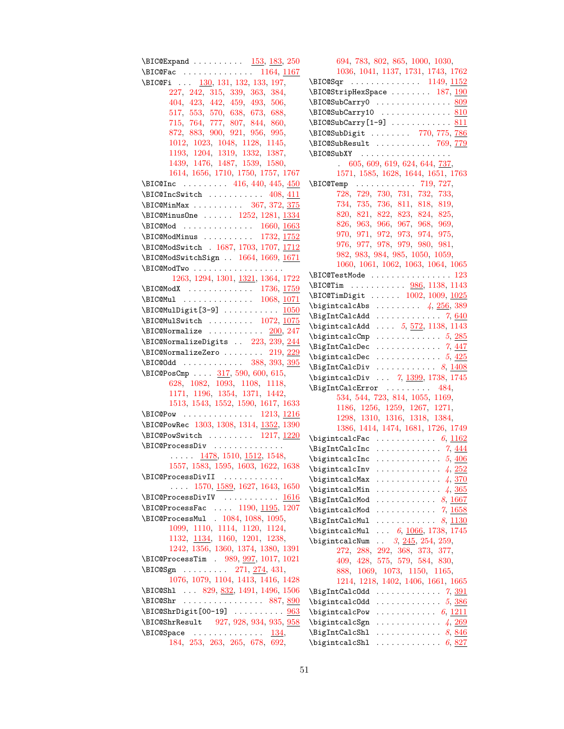\BIC@Expand .......... 153, 183, 250
\BIC@Fac .............. 1164, 1167
\BIC@Fi ... 130, 131, 132, 133, 197, 227, 242, 315, 339, 363, 384, 404, 423, 442, 459, 493, 506, 517, 553, 570, 638, 673, 688, 715, 764, 777, 807, 844, 860, 872, 883, 900, 921, 956, 995, 1012, 1023, 1048, 1128, 1145, 1193, 1204, 1319, 1332, 1387, 1439, 1476, 1487, 1539, 1580, 1614, 1656, 1710, 1750, 1757, 1767
\BIC@Inc ......... 416, 440, 445, 450
\BIC@IncSwitch ........... 408, 411
\BIC@MinMax .......... 367, 372, 375
\BIC@MinusOne ...... 1252, 1281, 1334
\BIC@Mod .............. 1660, 1663
\BIC@ModMinus .......... 1732, 1752
\BIC@ModSwitch . 1687, 1703, 1707, 1712
\BIC@ModSwitchSign .. 1664, 1669, 1671
\BIC@ModTwo .................. 1263, 1294, 1301, 1321, 1364, 1722
\BIC@ModX ............. 1736, 1759
\BIC@Mul .............. 1068, 1071
\BIC@MulDigit[3-9] ........... 1050
\BIC@MulSwitch ......... 1072, 1075
\BIC@Normalize ........... 200, 247
\BIC@NormalizeDigits .. 223, 239, 244
\BIC@NormalizeZero ........ 219, 229
\BIC@Odd ............ 388, 393, 395
\BIC@PosCmp .... 317, 590, 600, 615, 628, 1082, 1093, 1108, 1118, 1171, 1196, 1354, 1371, 1442, 1513, 1543, 1552, 1590, 1617, 1633
\BIC@Pow .............. 1213, 1216
\BIC@PowRec 1303, 1308, 1314, 1352, 1390
\BIC@PowSwitch .......... 1217, 1220
\BIC@ProcessDiv .............. ..... 1478, 1510, 1512, 1548, 1557, 1583, 1595, 1603, 1622, 1638
\BIC@ProcessDivII ............ .... 1570, 1589, 1627, 1643, 1650
\BIC@ProcessDivIV ........... 1616
\BIC@ProcessFac .... 1190, 1195, 1207
\BIC@ProcessMul . 1084, 1088, 1095, 1099, 1110, 1114, 1120, 1124, 1132, 1134, 1160, 1201, 1238, 1242, 1356, 1360, 1374, 1380, 1391
\BIC@ProcessTim . 989, 997, 1017, 1021
\BIC@Sgn ......... 271, 274, 431, 1076, 1079, 1104, 1413, 1416, 1428
\BIC@Shl ... 829, 832, 1491, 1496, 1506
\BIC@Shr ................ 887, 890
\BIC@ShrDigit[00-19] .......... 963
\BIC@ShrResult 927, 928, 934, 935, 958
\BIC@Space .............. 134, 184, 253, 263, 265, 678, 692, 694, 783, 802, 865, 1000, 1030, 1036, 1041, 1137, 1731, 1743, 1762
\BIC@Sqr .............. 1149, 1152
\BIC@StripHexSpace ........ 187, 190
\BIC@SubCarry0 ............... 809
\BIC@SubCarry10 .............. 810
\BIC@SubCarry[1-9] ............ 811
\BIC@SubDigit ........ 770, 775, 786
\BIC@SubResult ........... 769, 779
\BIC@SubXY .................. . 605, 609, 619, 624, 644, 737, 1571, 1585, 1628, 1644, 1651, 1763
\BIC@Temp ............ 719, 727, 728, 729, 730, 731, 732, 733, 734, 735, 736, 811, 818, 819, 820, 821, 822, 823, 824, 825, 826, 963, 966, 967, 968, 969, 970, 971, 972, 973, 974, 975, 976, 977, 978, 979, 980, 981, 982, 983, 984, 985, 1050, 1059, 1060, 1061, 1062, 1063, 1064, 1065
\BIC@TestMode ................ 123
\BIC@Tim ........... 986, 1138, 1143
\BIC@TimDigit ...... 1002, 1009, 1025
\bigintcalcAbs ......... *4*, 256, 389
\BigIntCalcAdd ............. *7*, 640
\bigintcalcAdd .... *5*, 572, 1138, 1143
\bigintcalcCmp ............. *5*, 285
\BigIntCalcDec ............. *7*, 447
\bigintcalcDec ............. *5*, 425
\BigIntCalcDiv ............ *8*, 1408
\bigintcalcDiv ... *7*, 1399, 1738, 1745
\BigIntCalcError ......... 484, 534, 544, 723, 814, 1055, 1169, 1186, 1256, 1259, 1267, 1271, 1298, 1310, 1316, 1318, 1384, 1386, 1414, 1474, 1681, 1726, 1749
\bigintcalcFac ............ *6*, 1162
\BigIntCalcInc ............. *7*, 444
\bigintcalcInc ............. *5*, 406
\bigintcalcInv ............. *4*, 252
\bigintcalcMax ............. *4*, 370
\bigintcalcMin ............. *4*, 365
\BigIntCalcMod ............ *8*, 1667
\bigintcalcMod ............ *7*, 1658
\BigIntCalcMul ............ *8*, 1130
\bigintcalcMul ... *6*, 1066, 1738, 1745
\bigintcalcNum .. *3*, 245, 254, 259, 272, 288, 292, 368, 373, 377, 409, 428, 575, 579, 584, 830, 888, 1069, 1073, 1150, 1165, 1214, 1218, 1402, 1406, 1661, 1665
\BigIntCalcOdd ............. *7*, 391
\bigintcalcOdd ............. *5*, 386
\bigintcalcPow ............ *6*, 1211
\bigintcalcSgn ............. *4*, 269
\BigIntCalcShl ............. *8*, 846
\bigintcalcShl ............. *6*, 827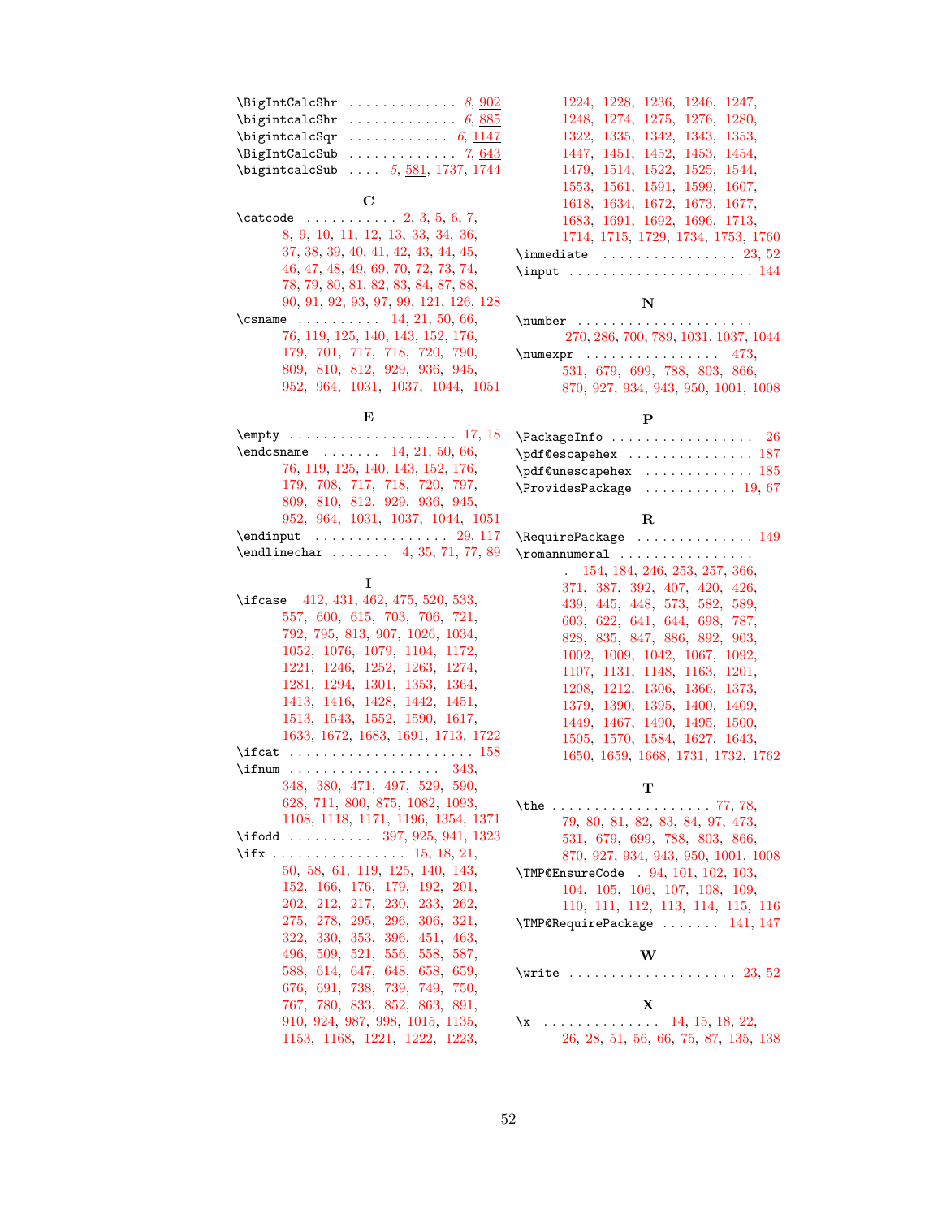\BigIntCalcShr . . . . . . . . . . . . . *8*, 902
\bigintcalcShr . . . . . . . . . . . . . *6*, 885
\bigintcalcSqr . . . . . . . . . . . . *6*, 1147
\BigIntCalcSub . . . . . . . . . . . . . *7*, 643
\bigintcalcSub . . . . *5*, 581, 1737, 1744

**C**

\catcode . . . . . . . . . . . 2, 3, 5, 6, 7, 8, 9, 10, 11, 12, 13, 33, 34, 36, 37, 38, 39, 40, 41, 42, 43, 44, 45, 46, 47, 48, 49, 69, 70, 72, 73, 74, 78, 79, 80, 81, 82, 83, 84, 87, 88, 90, 91, 92, 93, 97, 99, 121, 126, 128
\csname . . . . . . . . . . 14, 21, 50, 66, 76, 119, 125, 140, 143, 152, 176, 179, 701, 717, 718, 720, 790, 809, 810, 812, 929, 936, 945, 952, 964, 1031, 1037, 1044, 1051

**E**

\empty . . . . . . . . . . . . . . . . . . . . 17, 18
\endcsname . . . . . . . 14, 21, 50, 66, 76, 119, 125, 140, 143, 152, 176, 179, 708, 717, 718, 720, 797, 809, 810, 812, 929, 936, 945, 952, 964, 1031, 1037, 1044, 1051
\endinput . . . . . . . . . . . . . . . . 29, 117
\endlinechar . . . . . . . 4, 35, 71, 77, 89

**I**

\ifcase 412, 431, 462, 475, 520, 533, 557, 600, 615, 703, 706, 721, 792, 795, 813, 907, 1026, 1034, 1052, 1076, 1079, 1104, 1172, 1221, 1246, 1252, 1263, 1274, 1281, 1294, 1301, 1353, 1364, 1413, 1416, 1428, 1442, 1451, 1513, 1543, 1552, 1590, 1617, 1633, 1672, 1683, 1691, 1713, 1722
\ifcat . . . . . . . . . . . . . . . . . . . . . . 158
\ifnum . . . . . . . . . . . . . . . . . . 343, 348, 380, 471, 497, 529, 590, 628, 711, 800, 875, 1082, 1093, 1108, 1118, 1171, 1196, 1354, 1371
\ifodd . . . . . . . . . . 397, 925, 941, 1323
\ifx . . . . . . . . . . . . . . . . 15, 18, 21, 50, 58, 61, 119, 125, 140, 143, 152, 166, 176, 179, 192, 201, 202, 212, 217, 230, 233, 262, 275, 278, 295, 296, 306, 321, 322, 330, 353, 396, 451, 463, 496, 509, 521, 556, 558, 587, 588, 614, 647, 648, 658, 659, 676, 691, 738, 739, 749, 750, 767, 780, 833, 852, 863, 891, 910, 924, 987, 998, 1015, 1135, 1153, 1168, 1221, 1222, 1223, 1224, 1228, 1236, 1246, 1247, 1248, 1274, 1275, 1276, 1280, 1322, 1335, 1342, 1343, 1353, 1447, 1451, 1452, 1453, 1454, 1479, 1514, 1522, 1525, 1544, 1553, 1561, 1591, 1599, 1607, 1618, 1634, 1672, 1673, 1677, 1683, 1691, 1692, 1696, 1713, 1714, 1715, 1729, 1734, 1753, 1760
\immediate . . . . . . . . . . . . . . . . 23, 52
\input . . . . . . . . . . . . . . . . . . . . . . 144

**N**

\number . . . . . . . . . . . . . . . . . . . . . 270, 286, 700, 789, 1031, 1037, 1044
\numexpr . . . . . . . . . . . . . . . . 473, 531, 679, 699, 788, 803, 866, 870, 927, 934, 943, 950, 1001, 1008

**P**

\PackageInfo . . . . . . . . . . . . . . . . . 26
\pdf@escapehex . . . . . . . . . . . . . . . 187
\pdf@unescapehex . . . . . . . . . . . . . 185
\ProvidesPackage . . . . . . . . . . . 19, 67

**R**

\RequirePackage . . . . . . . . . . . . . . 149
\romannumeral . . . . . . . . . . . . . . . . 154, 184, 246, 253, 257, 366, 371, 387, 392, 407, 420, 426, 439, 445, 448, 573, 582, 589, 603, 622, 641, 644, 698, 787, 828, 835, 847, 886, 892, 903, 1002, 1009, 1042, 1067, 1092, 1107, 1131, 1148, 1163, 1201, 1208, 1212, 1306, 1366, 1373, 1379, 1390, 1395, 1400, 1409, 1449, 1467, 1490, 1495, 1500, 1505, 1570, 1584, 1627, 1643, 1650, 1659, 1668, 1731, 1732, 1762

**T**

\the . . . . . . . . . . . . . . . . . . . 77, 78, 79, 80, 81, 82, 83, 84, 97, 473, 531, 679, 699, 788, 803, 866, 870, 927, 934, 943, 950, 1001, 1008
\TMP@EnsureCode . 94, 101, 102, 103, 104, 105, 106, 107, 108, 109, 110, 111, 112, 113, 114, 115, 116
\TMP@RequirePackage . . . . . . . 141, 147

**W**

\write . . . . . . . . . . . . . . . . . . . . 23, 52

**X**

\x . . . . . . . . . . . . . . 14, 15, 18, 22, 26, 28, 51, 56, 66, 75, 87, 135, 138